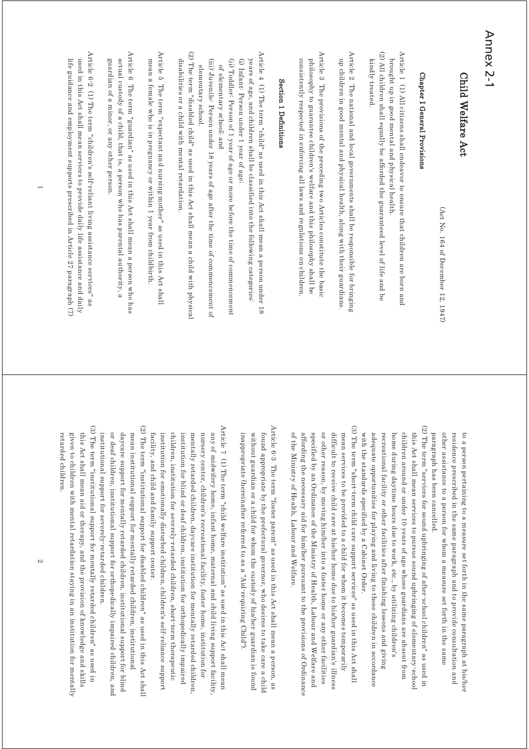# Annex 2-1

## Child Welfare Act

(Act No. 164 of December 12, 1947)

### Chapter I General Provisions

Article 1 (1) All citizens shall endeavor to ensure that children are born and brought up in good mental and physical health.

(2) All children shall equally be afforded the guaranteed level of life and be kindly treated.

Article 2 The national and local governments shall be responsible for bringing up children in good mental and physical health, along with their guardians.

Article 3 The provisions of the preceding two Articles constitute the basic philosophy to guarantee children's welfare and this philosophy shall be consistently respected in enforcing all laws and regulations on children.

#### Section 1 Definitions

Article 4 (1) The term "child" as used in this Act shall mean a person under 18 years of age, and children shall be classified into the following categories:

(i) Infant: Person under 1 year of age;

(ii) Toddler: Person of 1 year of age or more before the time of commencement of elementary school; and

(iii) Juvenile: Person under 18 years of age after the time of commencement of elementary school.

(2) The term "disabled child" as used in this Act shall mean a child with physical disabilities or a child with mental retardation.

Article 5 The term "expectant and nursing mother" as used in this Act shall mean a female who is in pregnancy or within 1 year from childbirth.

Article 6 The term "guardian" as used in this Act shall mean a person who has actual custody of a child, that is, a person who has parental authority, a guardian of a minor, or any other person.

Article 6-2 (1) The term "children's self-reliant living assistance services" as used in this Act shall mean services to provide daily life assistance and daily life guidance and employment supports prescribed in Article 27 paragraph (7) to a person pertaining to a measure set forth in the same paragraph at his/her residence prescribed in the same paragraph and to provide consultation and other assistance to a person for whom a measure set forth in the same paragraph has been cancelled.

(2) The term "services for sound upbringing of after-school children" as used in this Act shall mean services to pursue sound upbringing of elementary-school children around or under 10 years of age whose guardians are absent from home during daytime hours due to work, etc., by utilizing children's recreational facility or other facilities after finishing lessons and giving adequate opportunities for playing and living to those children in accordance with the standards specified by a Cabinet Order.

(3) The term "short-term child care support services" as used in this Act shall mean services to be provided to a child for whom it becomes temporarily difficult to receive child care at his/her home due to his/her guardian's illness or other reason, by moving him/her into a foster home or any other facilities specified by an Ordinance of the Ministry of Health, Labour and Welfare and affording the necessary aid for him/her pursuant to the provisions of Ordinance of the Ministry of Health, Labour and Welfare.

Article 6-3 The term "foster parent" as used in this Act shall mean a person, as found appropriate by the prefectural governor, who desires to take care a child without guardian or a child for whom the custody of his/her guardian is found inappropriate (hereinafter referred to as a "Aid-requiring Child").

Article 7 (1) The term "child welfare institution" as used in this Act shall mean any of midwifery home, infant home, maternal and child living support facility, nursery center, children's recreational facility, foster home, institution for mentally retarded children, daycare institution for mentally retarded children, institution for blind or deaf children, institution for orthopedically impaired children, institution for severely-retarded children, short-term therapeutic institution for emotionally disturbed children, children's self-reliance support facility, and child and family support center.

(2) The term "institutional support for disabled children" as used in this Act shall mean institutional support for mentally retarded children, institutional daycare support for mentally retarded children, institutional support for blind or deaf children, institutional support for orthopedically impaired children, and institutional support for severely-retarded children.

(3) The term "institutional support for mentally retarded children" as used in this Act shall mean aid or therapy, and the provision of knowledge and skills given to children with mental retardation staying in an institution for mentally retarded children.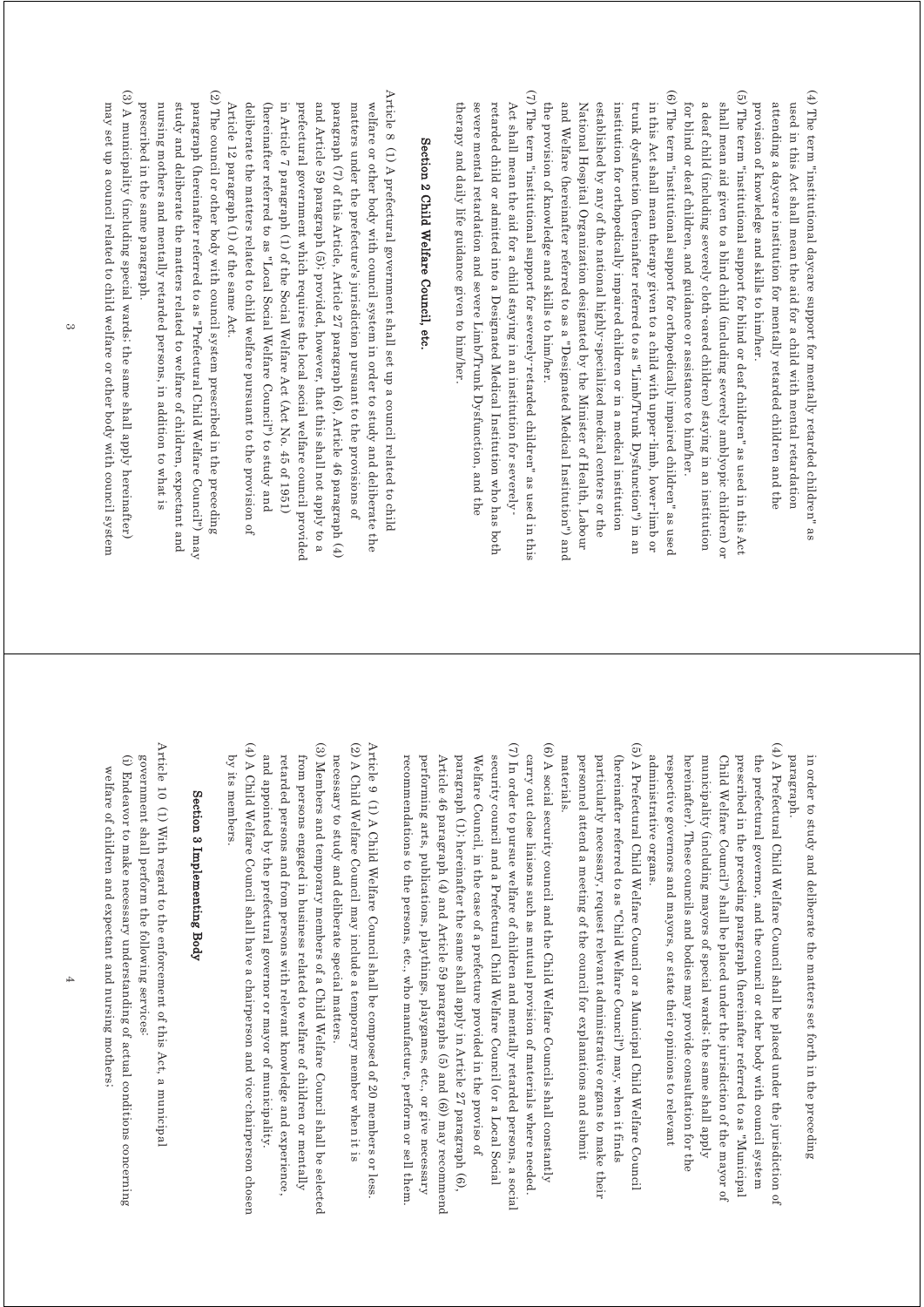(4) The term "institutional daycare support for mentally retarded children" as used in this Act shall mean the aid for a child with mental retardation attending a daycare institution for mentally retarded children and the provision of knowledge and skills to him/her.

(5) The term "institutional support for blind or deaf children" as used in this Act shall mean aid given to a blind child (including severely amblyopic children) or a deaf child (including severely cloth-eared children) staying in an institution for blind or deaf children, and guidance or assistance to him/her.

(6) The term "institutional support for orthopedically impaired children" as used in this Act shall mean therapy given to a child with upper-limb, lower-limb or trunk dysfunction (hereinafter referred to as "Limb/Trunk Dysfunction") in an institution for orthopedically impaired children or in a medical institution established by any of the national highly-specialized medical centers or the National Hospital Organization designated by the Minister of Health, Labour and Welfare (hereinafter referred to as a "Designated Medical Institution") and the provision of knowledge and skills to him/her.

(7) The term "institutional support for severely-retarded children" as used in this Act shall mean the aid for a child staying in an institution for severely-retarded child or admitted into a Designated Medical Institution who has both severe mental retardation and severe Limb/Trunk Dysfunction, and the therapy and daily life guidance given to him/her.

## Section 2 Child Welfare Council, etc.

Article 8 (1) A prefectural government shall set up a council related to child welfare or other body with council system in order to study and deliberate the matters under the prefecture's jurisdiction pursuant to the provisions of paragraph (7) of this Article, Article 27 paragraph (6), Article 46 paragraph (4) and Article 59 paragraph (5); provided, however, that this shall not apply to a prefectural government which requires the local social welfare council provided in Article 7 paragraph (1) of the Social Welfare Act (Act No. 45 of 1951) (hereinafter referred to as "Local Social Welfare Council") to study and deliberate the matters related to child welfare pursuant to the provision of Article 12 paragraph (1) of the same Act.

(2) The council or other body with council system prescribed in the preceding paragraph (hereinafter referred to as "Prefectural Child Welfare Council") may study and deliberate the matters related to welfare of children, expectant and nursing mothers and mentally retarded persons, in addition to what is prescribed in the same paragraph.

(3) A municipality (including special wards; the same shall apply hereinafter) may set up a council related to child welfare or other body with council system in order to study and deliberate the matters set forth in the preceding paragraph.

(4) A Prefectural Child Welfare Council shall be placed under the jurisdiction of the prefectural governor, and the council or other body with council system prescribed in the preceding paragraph (hereinafter referred to as "Municipal Child Welfare Council") shall be placed under the jurisdiction of the mayor of municipality (including mayors of special wards; the same shall apply hereinafter). These councils and bodies may provide consultation for the respective governors and mayors, or state their opinions to relevant administrative organs.

(5) A Prefectural Child Welfare Council or a Municipal Child Welfare Council (hereinafter referred to as "Child Welfare Council") may, when it finds particularly necessary, request relevant administrative organs to make their personnel attend a meeting of the council for explanations and submit materials.

(6) A social security council and the Child Welfare Councils shall constantly carry out close liaisons such as mutual provision of materials where needed.

(7) In order to pursue welfare of children and mentally retarded persons, a social security council and a Prefectural Child Welfare Council (or a Local Social Welfare Council, in the case of a prefecture provided in the proviso of paragraph (1); hereinafter the same shall apply in Article 27 paragraph (6), Article 46 paragraph (4) and Article 59 paragraphs (5) and (6)) may recommend performing arts, publications, playthings, playgames, etc., or give necessary recommendations to the persons, etc., who manufacture, perform or sell them.

Article 9 (1) A Child Welfare Council shall be composed of 20 members or less.

(2) A Child Welfare Council may include a temporary member when it is necessary to study and deliberate special matters.

(3) Members and temporary members of a Child Welfare Council shall be selected from persons engaged in business related to welfare of children or mentally retarded persons and from persons with relevant knowledge and experience, and appointed by the prefectural governor or mayor of municipality.

(4) A Child Welfare Council shall have a chairperson and vice-chairperson chosen by its members.

## Section 3 Implementing Body

Article 10 (1) With regard to the enforcement of this Act, a municipal government shall perform the following services:

(i) Endeavor to make necessary understanding of actual conditions concerning welfare of children and expectant and nursing mothers;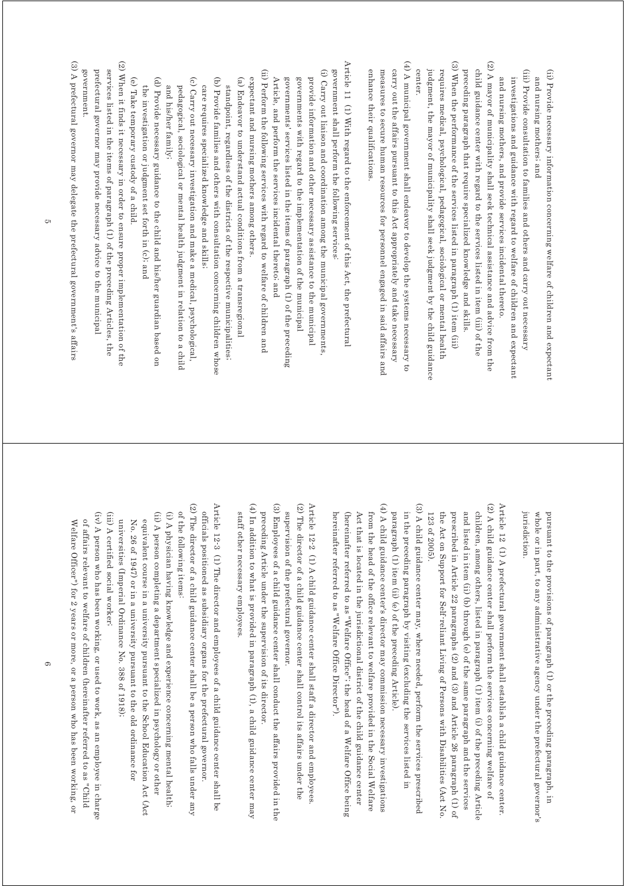(ii) Provide necessary information concerning welfare of children and expectant and nursing mothers; and

(iii) Provide consultation to families and others and carry out necessary investigations and guidance with regard to welfare of children and expectant and nursing mothers, and provide services incidental thereto.

(2) A mayor of municipality shall seek technical assistance and advice from the child guidance center with regard to the services listed in item (iii) of the preceding paragraph that require specialized knowledge and skills.

(3) When the performance of the services listed in paragraph (1) item (iii) requires medical, psychological, pedagogical, sociological or mental health judgment, the mayor of municipality shall seek judgment by the child guidance center.

(4) A municipal government shall endeavor to develop the systems necessary to carry out the affairs pursuant to this Act appropriately and take necessary measures to secure human resources for personnel engaged in said affairs and enhance their qualifications.

Article 11 (1) With regard to the enforcement of this Act, the prefectural government shall perform the following services:

(i) Carry out liaison and coordination among the municipal governments, provide information and other necessary assistance to the municipal governments with regard to the implementation of the municipal governments' services listed in the items of paragraph (1) of the preceding Article, and perform the services incidental thereto; and

(ii) Perform the following services with regard to welfare of children and expectant and nursing mothers among others.

(a) Endeavor to understand actual conditions from a transregional standpoint, regardless of the districts of the respective municipalities;

(b) Provide families and others with consultation concerning children whose care requires specialized knowledge and skills;

(c) Carry out necessary investigation and make a medical, psychological, pedagogical, sociological or mental health judgment in relation to a child and his/her family;

(d) Provide necessary guidance to the child and his/her guardian based on the investigation or judgment set forth in (c); and

(e) Take temporary custody of a child.

(2) When it finds it necessary in order to ensure proper implementation of the services listed in the items of paragraph (1) of the preceding Articles, the prefectural governor may provide necessary advice to the municipal government.

(3) A prefectural governor may delegate the prefectural government's affairs pursuant to the provisions of paragraph (1) or the preceding paragraph, in whole or in part, to any administrative agency under the prefectural governor's jurisdiction.

Article 12 (1) A prefectural government shall establish a child guidance center.

(2) A child guidance center shall perform the services concerning welfare of children, among others, listed in paragraph (1) item (i) of the preceding Article and listed in item (ii) (b) through (e) of the same paragraph and the services prescribed in Article 22 paragraphs (2) and (3) and Article 26 paragraph (1) of the Act on Support for Self-reliant Living of Persons with Disabilities (Act No. 123 of 2005).

(3) A child guidance center may, where needed, perform the services prescribed in the preceding paragraph by visiting (excluding the services listed in paragraph (1) item (ii) (e) of the preceding Article).

(4) A child guidance center's director may commission necessary investigations from the head of the office relevant to welfare provided in the Social Welfare Act that is located in the jurisdictional district of the child guidance center (hereinafter referred to as "Welfare Office"; the head of a Welfare Office being hereinafter referred to as "Welfare Office Director").

Article 12-2 (1) A child guidance center shall staff a director and employees.

(2) The director of a child guidance center shall control its affairs under the supervision of the prefectural governor.

(3) Employees of a child guidance center shall conduct the affairs provided in the preceding Article under the supervision of its director.

(4) In addition to what is provided in paragraph (1), a child guidance center may staff other necessary employees.

Article 12-3 (1) The director and employees of a child guidance center shall be officials positioned as subsidiary organs for the prefectural governor.

(2) The director of a child guidance center shall be a person who falls under any of the following items:

(i) A physician having knowledge and experience concerning mental health;

(ii) A person completing a department specialized in psychology or other equivalent course in a university pursuant to the School Education Act (Act No. 26 of 1947) or in a university pursuant to the old ordinance for universities (Imperial Ordinance No. 388 of 1918);

(iii) A certified social worker;

(iv) A person who has been working, or used to work, as an employee in charge of affairs relevant to welfare of children (hereinafter referred to as "Child Welfare Officer") for 2 years or more, or a person who has been working, or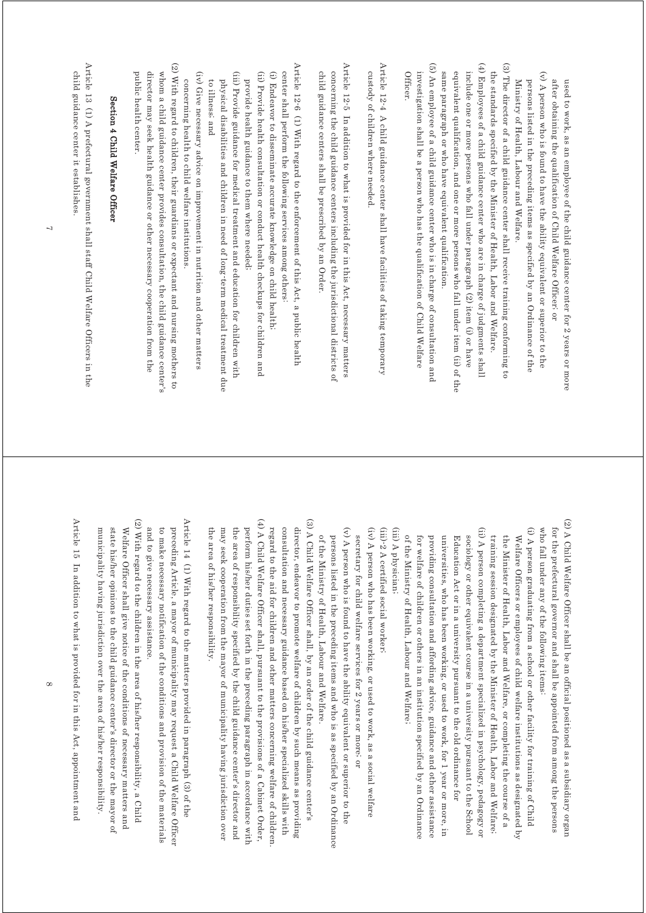used to work, as an employee of the child guidance center for 2 years or more after obtaining the qualification of Child Welfare Officer; or

(v) A person who is found to have the ability equivalent or superior to the persons listed in the preceding items as specified by an Ordinance of the Ministry of Health, Labour and Welfare.

(3) The director of a child guidance center shall receive training conforming to the standards specified by the Minister of Health, Labor and Welfare.

(4) Employees of a child guidance center who are in charge of judgments shall include one or more persons who fall under paragraph (2) item (i) or have equivalent qualification, and one or more persons who fall under item (ii) of the same paragraph or who have equivalent qualification.

(5) An employee of a child guidance center who is in charge of consultation and investigation shall be a person who has the qualification of Child Welfare Officer.

Article 12-4 A child guidance center shall have facilities of taking temporary custody of children where needed.

Article 12-5 In addition to what is provided for in this Act, necessary matters concerning the child guidance centers including the jurisdictional districts of child guidance centers shall be prescribed by an Order.

Article 12-6 (1) With regard to the enforcement of this Act, a public health center shall perform the following services among others:

(i) Endeavor to disseminate accurate knowledge on child health;

(ii) Provide health consultation or conduct health checkups for children and provide health guidance to them where needed;

(iii) Provide guidance for medical treatment and education for children with physical disabilities and children in need of long-term medical treatment due to illness; and

(iv) Give necessary advice on improvement in nutrition and other matters concerning health to child welfare institutions.

(2) With regard to children, their guardians or expectant and nursing mothers to whom a child guidance center provides consultation, the child guidance center's director may seek health guidance or other necessary cooperation from the public health center.

## Section 4 Child Welfare Officer

Article 13 (1) A prefectural government shall staff Child Welfare Officers in the child guidance center it establishes.

(2) A Child Welfare Officer shall be an official positioned as a subsidiary organ for the prefectural governor and shall be appointed from among the persons who fall under any of the following items:

(i) A person graduating from a school or other facility for training of Child Welfare Officers or employees of child welfare institutions as designated by the Minister of Health, Labor and Welfare, or completing the course of a training session designated by the Minister of Health, Labor and Welfare;

(ii) A person completing a department specialized in psychology, pedagogy or sociology or other equivalent course in a university pursuant to the School Education Act or in a university pursuant to the old ordinance for universities, who has been working, or used to work, for 1 year or more, in providing consultation and affording advice, guidance and other assistance for welfare of children or others in an institution specified by an Ordinance of the Ministry of Health, Labour and Welfare;

(iii) A physician;

(iii)-2 A certified social worker;

(iv) A person who has been working, or used to work, as a social welfare secretary for child welfare services for 2 years or more; or

(v) A person who is found to have the ability equivalent or superior to the persons listed in the preceding items and who is as specified by an Ordinance of the Ministry of Health, Labour and Welfare.

(3) A Child Welfare Officer shall, by an order of the child guidance center's director, endeavor to promote welfare of children by such means as providing consultation and necessary guidance based on his/her specialized skills with regard to the aid for children and other matters concerning welfare of children.

(4) A Child Welfare Officer shall, pursuant to the provisions of a Cabinet Order, perform his/her duties set forth in the preceding paragraph in accordance with the area of responsibility specified by the child guidance center's director and may seek cooperation from the mayor of municipality having jurisdiction over the area of his/her responsibility.

Article 14 (1) With regard to the matters provided in paragraph (3) of the preceding Article, a mayor of municipality may request a Child Welfare Officer to make necessary notification of the conditions and provision of the materials and to give necessary assistance.

(2) With regard to the children in the area of his/her responsibility, a Child Welfare Officer shall give notice of the conditions of necessary matters and state his/her opinions to the child guidance center's director or the mayor of municipality having jurisdiction over the area of his/her responsibility.

Article 15 In addition to what is provided for in this Act, appointment and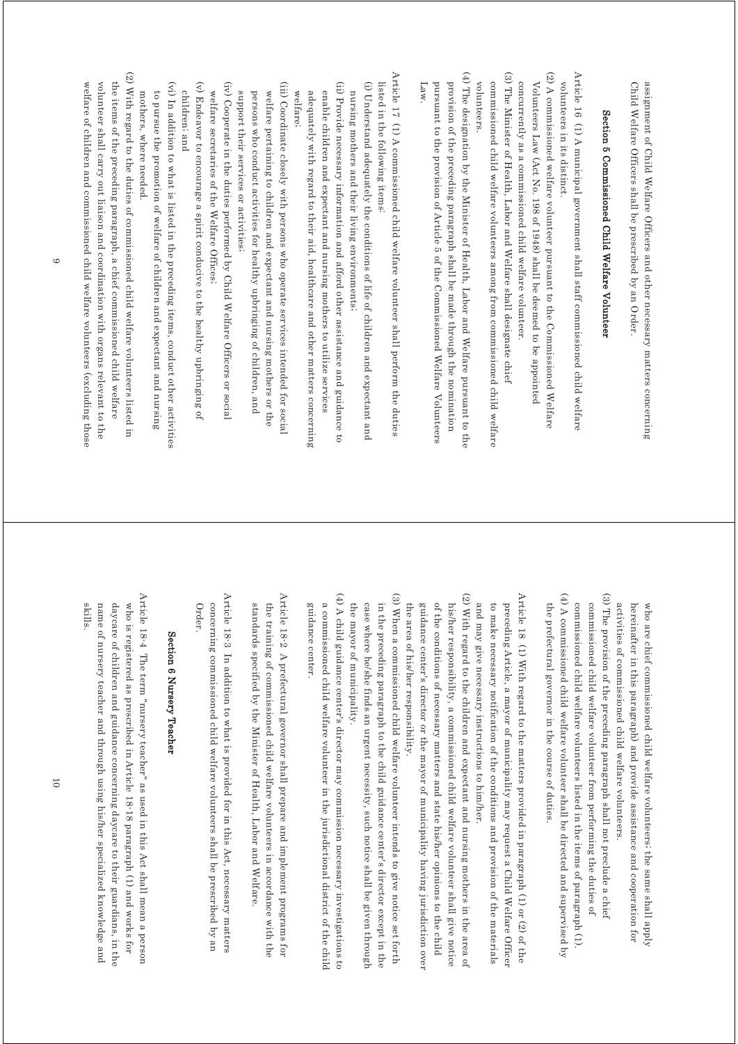assignment of Child Welfare Officers and other necessary matters concerning Child Welfare Officers shall be prescribed by an Order.

### Section 5 Commissioned Child Welfare Volunteer

Article 16 (1) A municipal government shall staff commissioned child welfare volunteers in its district.

(2) A commissioned welfare volunteer pursuant to the Commissioned Welfare Volunteers Law (Act No. 198 of 1948) shall be deemed to be appointed concurrently as a commissioned child welfare volunteer.

(3) The Minister of Health, Labor and Welfare shall designate chief commissioned child welfare volunteers among from commissioned child welfare volunteers.

(4) The designation by the Minister of Health, Labor and Welfare pursuant to the provision of the preceding paragraph shall be made through the nomination pursuant to the provision of Article 5 of the Commissioned Welfare Volunteers Law.

Article 17 (1) A commissioned child welfare volunteer shall perform the duties listed in the following items:

(i) Understand adequately the conditions of life of children and expectant and nursing mothers and their living environments;

(ii) Provide necessary information and afford other assistance and guidance to enable children and expectant and nursing mothers to utilize services adequately with regard to their aid, healthcare and other matters concerning welfare;

(iii) Coordinate closely with persons who operate services intended for social welfare pertaining to children and expectant and nursing mothers or the persons who conduct activities for healthy upbringing of children, and support their services or activities;

(iv) Cooperate in the duties performed by Child Welfare Officers or social welfare secretaries of the Welfare Offices;

(v) Endeavor to encourage a spirit conducive to the healthy upbringing of children; and

(vi) In addition to what is listed in the preceding items, conduct other activities to pursue the promotion of welfare of children and expectant and nursing mothers, where needed.

(2) With regard to the duties of commissioned child welfare volunteers listed in the items of the preceding paragraph, a chief commissioned child welfare volunteer shall carry out liaison and coordination with organs relevant to the welfare of children and commissioned child welfare volunteers (excluding those who are chief commissioned child welfare volunteers; the same shall apply hereinafter in this paragraph) and provide assistance and cooperation for activities of commissioned child welfare volunteers.

(3) The provision of the preceding paragraph shall not preclude a chief commissioned child welfare volunteer from performing the duties of commissioned child welfare volunteers listed in the items of paragraph (1).

(4) A commissioned child welfare volunteer shall be directed and supervised by the prefectural governor in the course of duties.

Article 18 (1) With regard to the matters provided in paragraph (1) or (2) of the preceding Article, a mayor of municipality may request a Child Welfare Officer to make necessary notification of the conditions and provision of the materials and may give necessary instructions to him/her.

(2) With regard to the children and expectant and nursing mothers in the area of his/her responsibility, a commissioned child welfare volunteer shall give notice of the conditions of necessary matters and state his/her opinions to the child guidance center's director or the mayor of municipality having jurisdiction over the area of his/her responsibility.

(3) When a commissioned child welfare volunteer intends to give notice set forth in the preceding paragraph to the child guidance center's director except in the case where he/she finds an urgent necessity, such notice shall be given through the mayor of municipality.

(4) A child guidance center's director may commission necessary investigations to a commissioned child welfare volunteer in the jurisdictional district of the child guidance center.

Article 18-2 A prefectural governor shall prepare and implement programs for the training of commissioned child welfare volunteers in accordance with the standards specified by the Minister of Health, Labor and Welfare.

Article 18-3 In addition to what is provided for in this Act, necessary matters concerning commissioned child welfare volunteers shall be prescribed by an Order.

### Section 6 Nursery Teacher

Article 18-4 The term "nursery teacher" as used in this Act shall mean a person who is registered as prescribed in Article 18-18 paragraph (1) and works for daycare of children and guidance concerning daycare to their guardians, in the name of nursery teacher and through using his/her specialized knowledge and skills.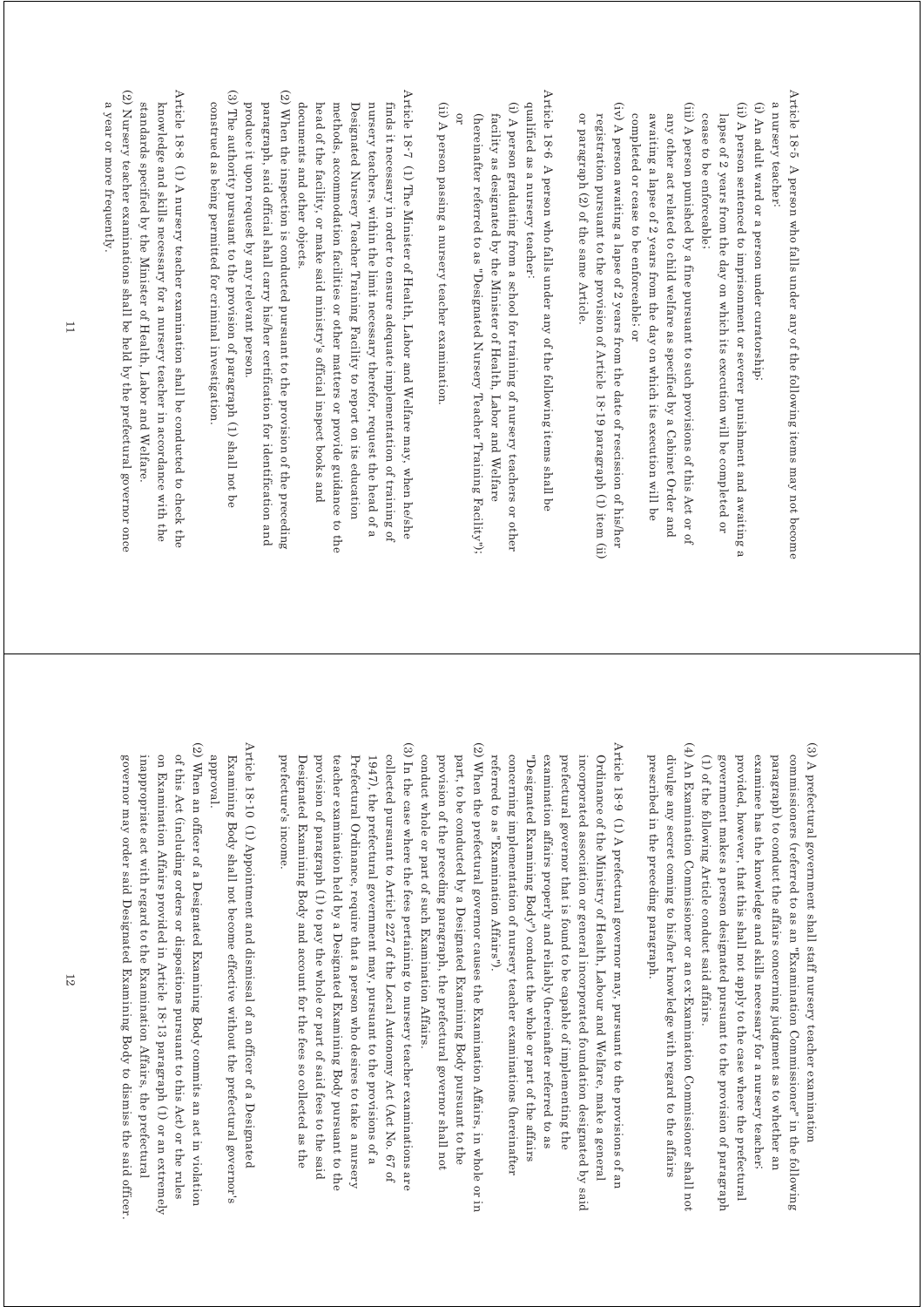Article 18-5 A person who falls under any of the following items may not become a nursery teacher:

(i) An adult ward or a person under curatorship;

(ii) A person sentenced to imprisonment or severer punishment and awaiting a lapse of 2 years from the day on which its execution will be completed or cease to be enforceable;

(iii) A person punished by a fine pursuant to such provisions of this Act or of any other act related to child welfare as specified by a Cabinet Order and awaiting a lapse of 2 years from the day on which its execution will be completed or cease to be enforceable; or

(iv) A person awaiting a lapse of 2 years from the date of rescission of his/her registration pursuant to the provision of Article 18-19 paragraph (1) item (ii) or paragraph (2) of the same Article.

Article 18-6 A person who falls under any of the following items shall be qualified as a nursery teacher:

(i) A person graduating from a school for training of nursery teachers or other facility as designated by the Minister of Health, Labor and Welfare (hereinafter referred to as "Designated Nursery Teacher Training Facility"); or

(ii) A person passing a nursery teacher examination.

Article 18-7 (1) The Minister of Health, Labor and Welfare may, when he/she finds it necessary in order to ensure adequate implementation of training of nursery teachers, within the limit necessary therefor, request the head of a Designated Nursery Teacher Training Facility to report on its education methods, accommodation facilities or other matters or provide guidance to the head of the facility, or make said ministry's official inspect books and documents and other objects.

(2) When the inspection is conducted pursuant to the provision of the preceding paragraph, said official shall carry his/her certification for identification and produce it upon request by any relevant person.

(3) The authority pursuant to the provision of paragraph (1) shall not be construed as being permitted for criminal investigation.

Article 18-8 (1) A nursery teacher examination shall be conducted to check the knowledge and skills necessary for a nursery teacher in accordance with the standards specified by the Minister of Health, Labor and Welfare.

(2) Nursery teacher examinations shall be held by the prefectural governor once a year or more frequently.

(3) A prefectural government shall staff nursery teacher examination commissioners (referred to as an "Examination Commissioner" in the following paragraph) to conduct the affairs concerning judgment as to whether an examinee has the knowledge and skills necessary for a nursery teacher; provided, however, that this shall not apply to the case where the prefectural government makes a person designated pursuant to the provision of paragraph (1) of the following Article conduct said affairs.

(4) An Examination Commissioner or an ex-Examination Commissioner shall not divulge any secret coming to his/her knowledge with regard to the affairs prescribed in the preceding paragraph.

Article 18-9 (1) A prefectural governor may, pursuant to the provisions of an Ordinance of the Ministry of Health, Labour and Welfare, make a general incorporated association or general incorporated foundation designated by said prefectural governor that is found to be capable of implementing the examination affairs properly and reliably (hereinafter referred to as "Designated Examining Body") conduct the whole or part of the affairs concerning implementation of nursery teacher examinations (hereinafter referred to as "Examination Affairs").

(2) When the prefectural governor causes the Examination Affairs, in whole or in part, to be conducted by a Designated Examining Body pursuant to the provision of the preceding paragraph, the prefectural governor shall not conduct whole or part of such Examination Affairs.

(3) In the case where the fees pertaining to nursery teacher examinations are collected pursuant to Article 227 of the Local Autonomy Act (Act No. 67 of 1947), the prefectural government may, pursuant to the provisions of a Prefectural Ordinance, require that a person who desires to take a nursery teacher examination held by a Designated Examining Body pursuant to the provision of paragraph (1) to pay the whole or part of said fees to the said Designated Examining Body and account for the fees so collected as the prefecture's income.

Article 18-10 (1) Appointment and dismissal of an officer of a Designated Examining Body shall not become effective without the prefectural governor's approval.

(2) When an officer of a Designated Examining Body commits an act in violation of this Act (including orders or dispositions pursuant to this Act) or the rules on Examination Affairs provided in Article 18-13 paragraph (1) or an extremely inappropriate act with regard to the Examination Affairs, the prefectural governor may order said Designated Examining Body to dismiss the said officer.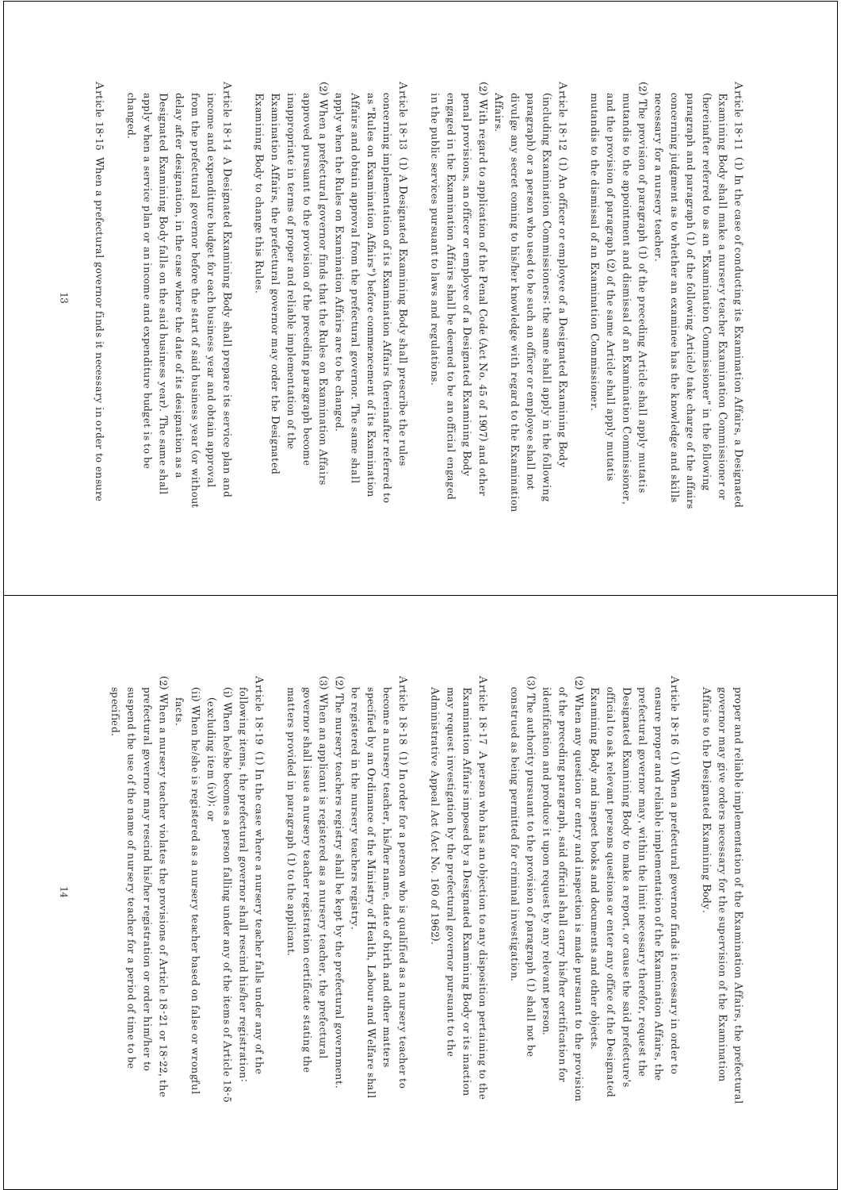Article 18-11 (1) In the case of conducting its Examination Affairs, a Designated Examining Body shall make a nursery teacher Examination Commissioner or (hereinafter referred to as an "Examination Commissioner" in the following paragraph and paragraph (1) of the following Article) take charge of the affairs concerning judgment as to whether an examinee has the knowledge and skills necessary for a nursery teacher.

(2) The provision of paragraph (1) of the preceding Article shall apply mutatis mutandis to the appointment and dismissal of an Examination Commissioner, and the provision of paragraph (2) of the same Article shall apply mutatis mutandis to the dismissal of an Examination Commissioner.

Article 18-12 (1) An officer or employee of a Designated Examining Body (including Examination Commissioners; the same shall apply in the following paragraph) or a person who used to be such an officer or employee shall not divulge any secret coming to his/her knowledge with regard to the Examination Affairs.

(2) With regard to application of the Penal Code (Act No. 45 of 1907) and other penal provisions, an officer or employee of a Designated Examining Body engaged in the Examination Affairs shall be deemed to be an official engaged in the public services pursuant to laws and regulations.

Article 18-13 (1) A Designated Examining Body shall prescribe the rules concerning implementation of its Examination Affairs (hereinafter referred to as "Rules on Examination Affairs") before commencement of its Examination Affairs and obtain approval from the prefectural governor. The same shall apply when the Rules on Examination Affairs are to be changed.

(2) When a prefectural governor finds that the Rules on Examination Affairs approved pursuant to the provision of the preceding paragraph become inappropriate in terms of proper and reliable implementation of the Examination Affairs, the prefectural governor may order the Designated Examining Body to change this Rules.

Article 18-14 A Designated Examining Body shall prepare its service plan and income and expenditure budget for each business year and obtain approval from the prefectural governor before the start of said business year (or without delay after designation, in the case where the date of its designation as a Designated Examining Body falls on the said business year). The same shall apply when a service plan or an income and expenditure budget is to be changed.

Article 18-15 When a prefectural governor finds it necessary in order to ensure proper and reliable implementation of the Examination Affairs, the prefectural governor may give orders necessary for the supervision of the Examination Affairs to the Designated Examining Body.

Article 18-16 (1) When a prefectural governor finds it necessary in order to ensure proper and reliable implementation of the Examination Affairs, the prefectural governor may, within the limit necessary therefor, request the Designated Examining Body to make a report, or cause the said prefecture's official to ask relevant persons questions or enter any office of the Designated Examining Body and inspect books and documents and other objects.

(2) When any question or entry and inspection is made pursuant to the provision of the preceding paragraph, said official shall carry his/her certification for identification and produce it upon request by any relevant person.

(3) The authority pursuant to the provision of paragraph (1) shall not be construed as being permitted for criminal investigation.

Article 18-17 A person who has an objection to any disposition pertaining to the Examination Affairs imposed by a Designated Examining Body or its inaction may request investigation by the prefectural governor pursuant to the Administrative Appeal Act (Act No. 160 of 1962).

Article 18-18 (1) In order for a person who is qualified as a nursery teacher to become a nursery teacher, his/her name, date of birth and other matters specified by an Ordinance of the Ministry of Health, Labour and Welfare shall be registered in the nursery teachers registry.

(2) The nursery teachers registry shall be kept by the prefectural government.

(3) When an applicant is registered as a nursery teacher, the prefectural governor shall issue a nursery teacher registration certificate stating the matters provided in paragraph (1) to the applicant.

Article 18-19 (1) In the case where a nursery teacher falls under any of the following items, the prefectural governor shall rescind his/her registration:

(i) When he/she becomes a person falling under any of the items of Article 18-5 (excluding item (iv)); or

(ii) When he/she is registered as a nursery teacher based on false or wrongful facts.

(2) When a nursery teacher violates the provisions of Article 18-21 or 18-22, the prefectural governor may rescind his/her registration or order him/her to suspend the use of the name of nursery teacher for a period of time to be specified.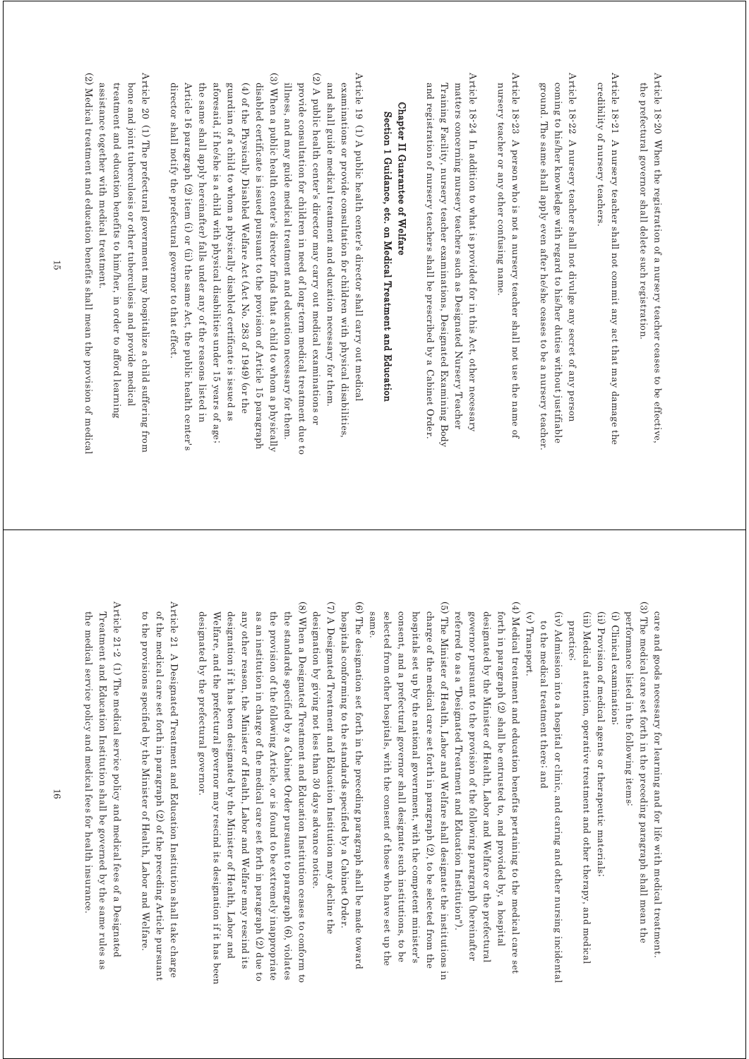Article 18-20 When the registration of a nursery teacher ceases to be effective, the prefectural governor shall delete such registration.

Article 18-21 A nursery teacher shall not commit any act that may damage the credibility of nursery teachers.

Article 18-22 A nursery teacher shall not divulge any secret of any person coming to his/her knowledge with regard to his/her duties without justifiable ground. The same shall apply even after he/she ceases to be a nursery teacher.

Article 18-23 A person who is not a nursery teacher shall not use the name of nursery teacher or any other confusing name.

Article 18-24 In addition to what is provided for in this Act, other necessary matters concerning nursery teachers such as Designated Nursery Teacher Training Facility, nursery teacher examinations, Designated Examining Body and registration of nursery teachers shall be prescribed by a Cabinet Order.

## Chapter II Guarantee of Welfare

### Section 1 Guidance, etc. on Medical Treatment and Education

Article 19 (1) A public health center's director shall carry out medical examinations or provide consultation for children with physical disabilities, and shall guide medical treatment and education necessary for them.

(2) A public health center's director may carry out medical examinations or provide consultation for children in need of long-term medical treatment due to illness, and may guide medical treatment and education necessary for them.

(3) When a public health center's director finds that a child to whom a physically disabled certificate is issued pursuant to the provision of Article 15 paragraph (4) of the Physically Disabled Welfare Act (Act No. 283 of 1949) (or the guardian of a child to whom a physically disabled certificate is issued as aforesaid, if he/she is a child with physical disabilities under 15 years of age; the same shall apply hereinafter) falls under any of the reasons listed in Article 16 paragraph (2) item (i) or (ii) the same Act, the public health center's director shall notify the prefectural governor to that effect.

Article 20 (1) The prefectural government may hospitalize a child suffering from bone and joint tuberculosis or other tuberculosis and provide medical treatment and education benefits to him/her, in order to afford learning assistance together with medical treatment.

(2) Medical treatment and education benefits shall mean the provision of medical care and goods necessary for learning and for life with medical treatment.

(3) The medical care set forth in the preceding paragraph shall mean the performance listed in the following items:

(i) Clinical examination;

(ii) Provision of medical agents or therapeutic materials;

(iii) Medical attention, operative treatment and other therapy, and medical practice;

(iv) Admission into a hospital or clinic, and caring and other nursing incidental to the medical treatment there; and

(v) Transport.

(4) Medical treatment and education benefits pertaining to the medical care set forth in paragraph (2) shall be entrusted to, and provided by, a hospital designated by the Minister of Health, Labor and Welfare or the prefectural governor pursuant to the provision of the following paragraph (hereinafter referred to as a "Designated Treatment and Education Institution").

(5) The Minister of Health, Labor and Welfare shall designate the institutions in charge of the medical care set forth in paragraph (2), to be selected from the hospitals set up by the national government, with the competent minister's consent, and a prefectural governor shall designate such institutions, to be selected from other hospitals, with the consent of those who have set up the same.

(6) The designation set forth in the preceding paragraph shall be made toward hospitals conforming to the standards specified by a Cabinet Order.

(7) A Designated Treatment and Education Institution may decline the designation by giving not less than 30 days advance notice.

(8) When a Designated Treatment and Education Institution ceases to conform to the standards specified by a Cabinet Order pursuant to paragraph (6), violates the provision of the following Article, or is found to be extremely inappropriate as an institution in charge of the medical care set forth in paragraph (2) due to any other reason, the Minister of Health, Labor and Welfare may rescind its designation if it has been designated by the Minister of Health, Labor and Welfare, and the prefectural governor may rescind its designation if it has been designated by the prefectural governor.

Article 21 A Designated Treatment and Education Institution shall take charge of the medical care set forth in paragraph (2) of the preceding Article pursuant to the provisions specified by the Minister of Health, Labor and Welfare.

Article 21-2 (1) The medical service policy and medical fees of a Designated Treatment and Education Institution shall be governed by the same rules as the medical service policy and medical fees for health insurance.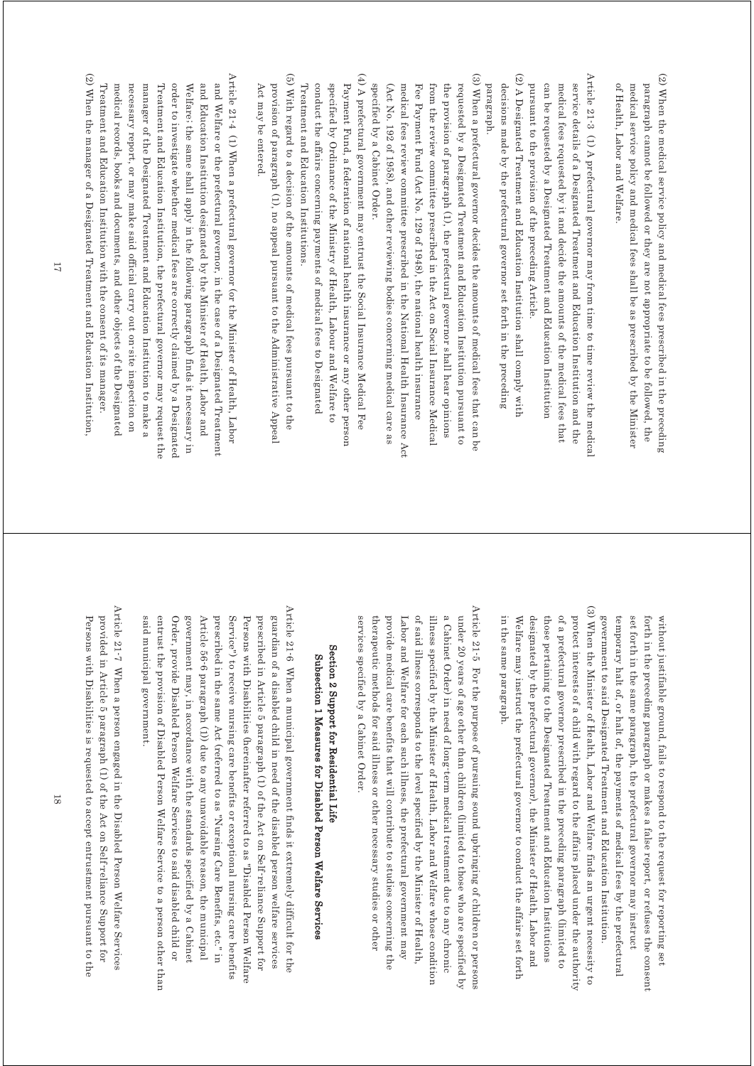(2) When the medical service policy and medical fees prescribed in the preceding paragraph cannot be followed or they are not appropriate to be followed, the medical service policy and medical fees shall be as prescribed by the Minister of Health, Labor and Welfare.

Article 21-3 (1) A prefectural governor may from time to time review the medical service details of a Designated Treatment and Education Institution and the medical fees requested by it and decide the amounts of the medical fees that can be requested by a Designated Treatment and Education Institution pursuant to the provision of the preceding Article.

(2) A Designated Treatment and Education Institution shall comply with decisions made by the prefectural governor set forth in the preceding paragraph.

(3) When a prefectural governor decides the amounts of medical fees that can be requested by a Designated Treatment and Education Institution pursuant to the provision of paragraph (1), the prefectural governor shall hear opinions from the review committee prescribed in the Act on Social Insurance Medical Fee Payment Fund (Act No. 129 of 1948), the national health insurance medical fees review committee prescribed in the National Health Insurance Act (Act No. 192 of 1958), and other reviewing bodies concerning medical care as specified by a Cabinet Order.

(4) A prefectural government may entrust the Social Insurance Medical Fee Payment Fund, a federation of national health insurance or any other person specified by Ordinance of the Ministry of Health, Labour and Welfare to conduct the affairs concerning payments of medical fees to Designated Treatment and Education Institutions.

(5) With regard to a decision of the amounts of medical fees pursuant to the provision of paragraph (1), no appeal pursuant to the Administrative Appeal Act may be entered.

Article 21-4 (1) When a prefectural governor (or the Minister of Health, Labor and Welfare or the prefectural governor, in the case of a Designated Treatment and Education Institution designated by the Minister of Health, Labor and Welfare; the same shall apply in the following paragraph) finds it necessary in order to investigate whether medical fees are correctly claimed by a Designated Treatment and Education Institution, the prefectural governor may request the manager of the Designated Treatment and Education Institution to make a necessary report, or may make said official carry out on-site inspection on medical records, books and documents, and other objects of the Designated Treatment and Education Institution with the consent of its manager.

(2) When the manager of a Designated Treatment and Education Institution, without justifiable ground, fails to respond to the request for reporting set forth in the preceding paragraph or makes a false report, or refuses the consent set forth in the same paragraph, the prefectural governor may instruct temporary halt of, or halt of, the payments of medical fees by the prefectural government to said Designated Treatment and Education Institution.

(3) When the Minister of Health, Labor and Welfare finds an urgent necessity to protect interests of a child with regard to the affairs placed under the authority of a prefectural governor prescribed in the preceding paragraph (limited to those pertaining to the Designated Treatment and Education Institutions designated by the prefectural governor), the Minister of Health, Labor and Welfare may instruct the prefectural governor to conduct the affairs set forth in the same paragraph.

Article 21-5 For the purpose of pursuing sound upbringing of children or persons under 20 years of age other than children (limited to those who are specified by a Cabinet Order) in need of long-term medical treatment due to any chronic illness specified by the Minister of Health, Labor and Welfare whose condition of said illness corresponds to the level specified by the Minister of Health, Labor and Welfare for each such illness, the prefectural government may provide medical care benefits that will contribute to studies concerning the therapeutic methods for said illness or other necessary studies or other services specified by a Cabinet Order.

## Section 2 Support for Residential Life

### Subsection 1 Measures for Disabled Person Welfare Services

Article 21-6 When a municipal government finds it extremely difficult for the guardian of a disabled child in need of the disabled person welfare services prescribed in Article 5 paragraph (1) of the Act on Self-reliance Support for Persons with Disabilities (hereinafter referred to as "Disabled Person Welfare Service") to receive nursing care benefits or exceptional nursing care benefits prescribed in the same Act (referred to as "Nursing Care Benefits, etc." in Article 56-6 paragraph (1)) due to any unavoidable reason, the municipal government may, in accordance with the standards specified by a Cabinet Order, provide Disabled Person Welfare Services to said disabled child or entrust the provision of Disabled Person Welfare Service to a person other than said municipal government.

Article 21-7 When a person engaged in the Disabled Person Welfare Services provided in Article 5 paragraph (1) of the Act on Self-reliance Support for Persons with Disabilities is requested to accept entrustment pursuant to the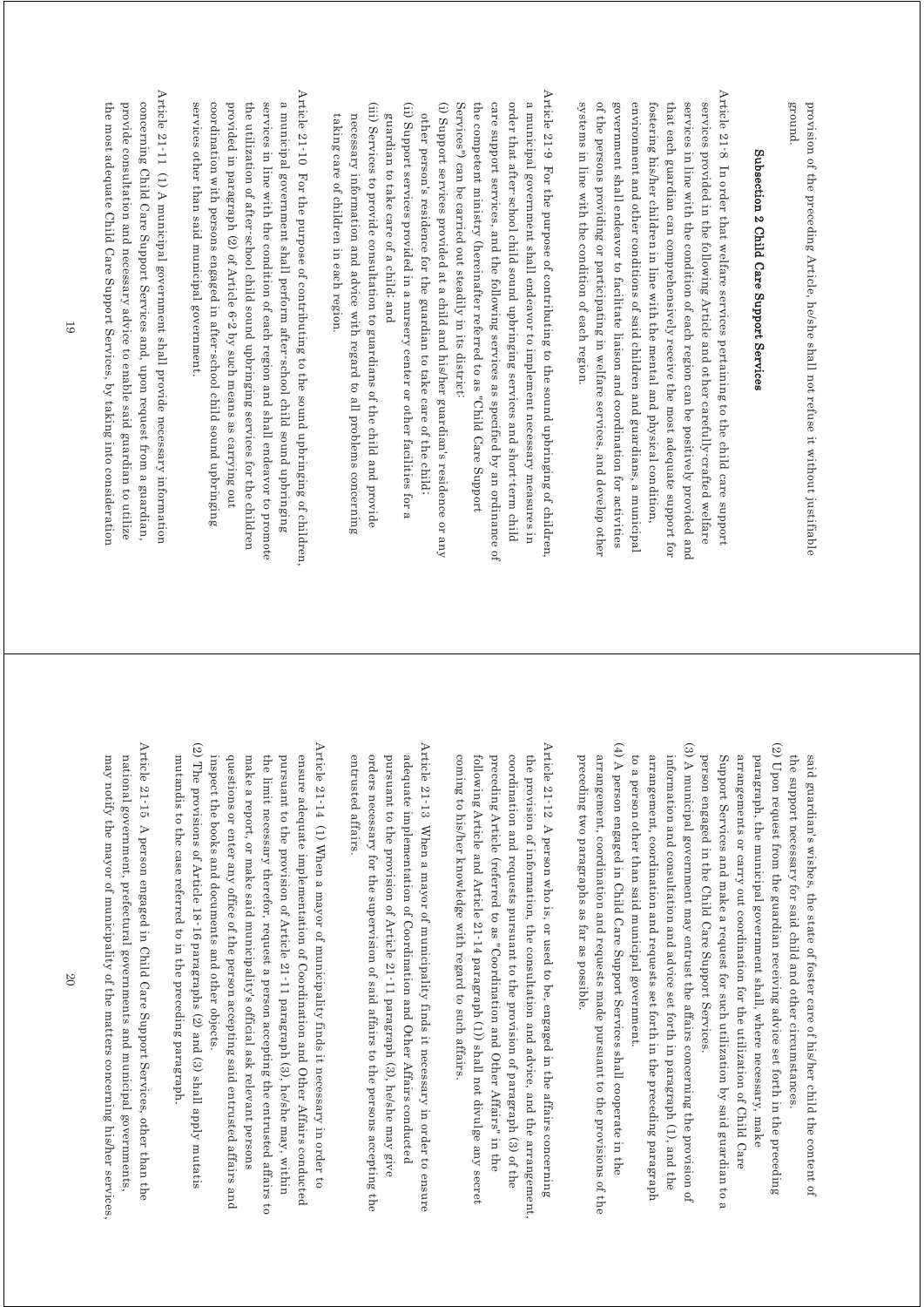provision of the preceding Article, he/she shall not refuse it without justifiable ground.

### Subsection 2 Child Care Support Services

Article 21-8 In order that welfare services pertaining to the child care support services provided in the following Article and other carefully-crafted welfare services in line with the condition of each region can be positively provided and that each guardian can comprehensively receive the most adequate support for fostering his/her children in line with the mental and physical condition, environment and other conditions of said children and guardians, a municipal government shall endeavor to facilitate liaison and coordination for activities of the persons providing or participating in welfare services, and develop other systems in line with the condition of each region.

Article 21-9 For the purpose of contributing to the sound upbringing of children, a municipal government shall endeavor to implement necessary measures in order that after-school child sound upbringing services and short-term child care support services, and the following services as specified by an ordinance of the competent ministry (hereinafter referred to as "Child Care Support Services") can be carried out steadily in its district:

(i) Support services provided at a child and his/her guardian's residence or any other person's residence for the guardian to take care of the child;

(ii) Support services provided in a nursery center or other facilities for a guardian to take care of a child; and

(iii) Services to provide consultation to guardians of the child and provide necessary information and advice with regard to all problems concerning taking care of children in each region.

Article 21-10 For the purpose of contributing to the sound upbringing of children, a municipal government shall perform after-school child sound upbringing services in line with the condition of each region and shall endeavor to promote the utilization of after-school child sound upbringing services for the children provided in paragraph (2) of Article 6-2 by such means as carrying out coordination with persons engaged in after-school child sound upbringing services other than said municipal government.

Article 21-11 (1) A municipal government shall provide necessary information concerning Child Care Support Services and, upon request from a guardian, provide consultation and necessary advice to enable said guardian to utilize the most adequate Child Care Support Services, by taking into consideration said guardian's wishes, the state of foster care of his/her child the content of the support necessary for said child and other circumstances.

(2) Upon request from the guardian receiving advice set forth in the preceding paragraph, the municipal government shall, where necessary, make arrangements or carry out coordination for the utilization of Child Care Support Services and make a request for such utilization by said guardian to a person engaged in the Child Care Support Services.

(3) A municipal government may entrust the affairs concerning the provision of information and consultation and advice set forth in paragraph (1), and the arrangement, coordination and requests set forth in the preceding paragraph to a person other than said municipal government.

(4) A person engaged in Child Care Support Services shall cooperate in the arrangement, coordination and requests made pursuant to the provisions of the preceding two paragraphs as far as possible.

Article 21-12 A person who is, or used to be, engaged in the affairs concerning the provision of information, the consultation and advice, and the arrangement, coordination and requests pursuant to the provision of paragraph (3) of the preceding Article (referred to as "Coordination and Other Affairs" in the following Article and Article 21-14 paragraph (1)) shall not divulge any secret coming to his/her knowledge with regard to such affairs.

Article 21-13 When a mayor of municipality finds it necessary in order to ensure adequate implementation of Coordination and Other Affairs conducted pursuant to the provision of Article 21-11 paragraph (3), he/she may give orders necessary for the supervision of said affairs to the persons accepting the entrusted affairs.

Article 21-14 (1) When a mayor of municipality finds it necessary in order to ensure adequate implementation of Coordination and Other Affairs conducted pursuant to the provision of Article 21-11 paragraph (3), he/she may, within the limit necessary therefor, request a person accepting the entrusted affairs to make a report, or make said municipality's official ask relevant persons questions or enter any office of the person accepting said entrusted affairs and inspect the books and documents and other objects.

(2) The provisions of Article 18-16 paragraphs (2) and (3) shall apply mutatis mutandis to the case referred to in the preceding paragraph.

Article 21-15 A person engaged in Child Care Support Services, other than the national government, prefectural governments and municipal governments, may notify the mayor of municipality of the matters concerning his/her services,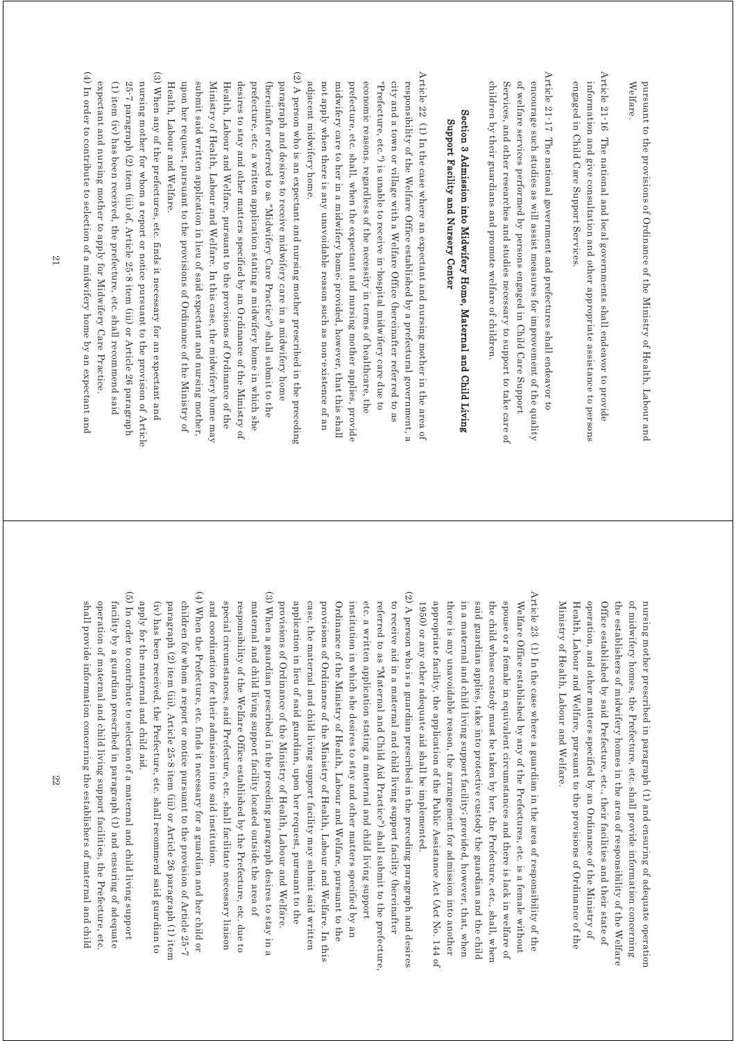pursuant to the provisions of Ordinance of the Ministry of Health, Labour and Welfare.

Article 21-16 The national and local governments shall endeavor to provide information and give consultation and other appropriate assistance to persons engaged in Child Care Support Services.

Article 21-17 The national government and prefectures shall endeavor to encourage such studies as will assist measures for improvement of the quality of welfare services performed by persons engaged in Child Care Support Services, and other researches and studies necessary to support to take care of children by their guardians and promote welfare of children.

### Section 3 Admission into Midwifery Home, Maternal and Child Living Support Facility and Nursery Center

Article 22 (1) In the case where an expectant and nursing mother in the area of responsibility of the Welfare Office established by a prefectural government, a city and a town or village with a Welfare Office (hereinafter referred to as "Prefecture, etc.") is unable to receive in-hospital midwifery care due to economic reasons, regardless of the necessity in terms of healthcare, the prefecture, etc. shall, when the expectant and nursing mother applies, provide midwifery care to her in a midwifery home; provided, however, that this shall not apply when there is any unavoidable reason such as non-existence of an adjacent midwifery home.

(2) A person who is an expectant and nursing mother prescribed in the preceding paragraph and desires to receive midwifery care in a midwifery home (hereinafter referred to as "Midwifery Care Practice") shall submit to the prefecture, etc. a written application stating a midwifery home in which she desires to stay and other matters specified by an Ordinance of the Ministry of Health, Labour and Welfare, pursuant to the provisions of Ordinance of the Ministry of Health, Labour and Welfare. In this case, the midwifery home may submit said written application in lieu of said expectant and nursing mother, upon her request, pursuant to the provisions of Ordinance of the Ministry of Health, Labour and Welfare.

(3) When any of the prefectures, etc. finds it necessary for an expectant and nursing mother for whom a report or notice pursuant to the provision of Article 25-7 paragraph (2) item (iii) of, Article 25-8 item (iii) or Article 26 paragraph (1) item (iv) has been received, the prefecture, etc. shall recommend said expectant and nursing mother to apply for Midwifery Care Practice.

(4) In order to contribute to selection of a midwifery home by an expectant and nursing mother prescribed in paragraph (1) and ensuring of adequate operation of midwifery homes, the Prefecture, etc. shall provide information concerning the establishers of midwifery homes in the area of responsibility of the Welfare Office established by said Prefecture, etc., their facilities and their state of operation, and other matters specified by an Ordinance of the Ministry of Health, Labour and Welfare, pursuant to the provisions of Ordinance of the Ministry of Health, Labour and Welfare.

Article 23 (1) In the case where a guardian in the area of responsibility of the Welfare Office established by any of the Prefectures, etc. is a female without spouse or a female in equivalent circumstances and there is lack in welfare of the child whose custody must be taken by her, the Prefecture, etc., shall, when said guardian applies, take into protective custody the guardian and the child in a maternal and child living support facility; provided, however, that, when there is any unavoidable reason, the arrangement for admission into another appropriate facility, the application of the Public Assistance Act (Act No. 144 of 1950) or any other adequate aid shall be implemented.

(2) A person who is a guardian prescribed in the preceding paragraph and desires to receive aid in a maternal and child living support facility (hereinafter referred to as "Maternal and Child Aid Practice") shall submit to the prefecture, etc. a written application stating a maternal and child living support institution in which she desires to stay and other matters specified by an Ordinance of the Ministry of Health, Labour and Welfare, pursuant to the provisions of Ordinance of the Ministry of Health, Labour and Welfare. In this case, the maternal and child living support facility may submit said written application in lieu of said guardian, upon her request, pursuant to the provisions of Ordinance of the Ministry of Health, Labour and Welfare.

(3) When a guardian prescribed in the preceding paragraph desires to stay in a maternal and child living support facility located outside the area of responsibility of the Welfare Office established by the Prefecture, etc. due to special circumstances, said Prefecture, etc. shall facilitate necessary liaison and coordination for their admission into said institution.

(4) When the Prefecture, etc. finds it necessary for a guardian and her child or children for whom a report or notice pursuant to the provision of Article 25-7 paragraph (2) item (iii), Article 25-8 item (iii) or Article 26 paragraph (1) item (iv) has been received, the Prefecture, etc. shall recommend said guardian to apply for the maternal and child aid.

(5) In order to contribute to selection of a maternal and child living support facility by a guardian prescribed in paragraph (1) and ensuring of adequate operation of maternal and child living support facilities, the Prefecture, etc. shall provide information concerning the establishers of maternal and child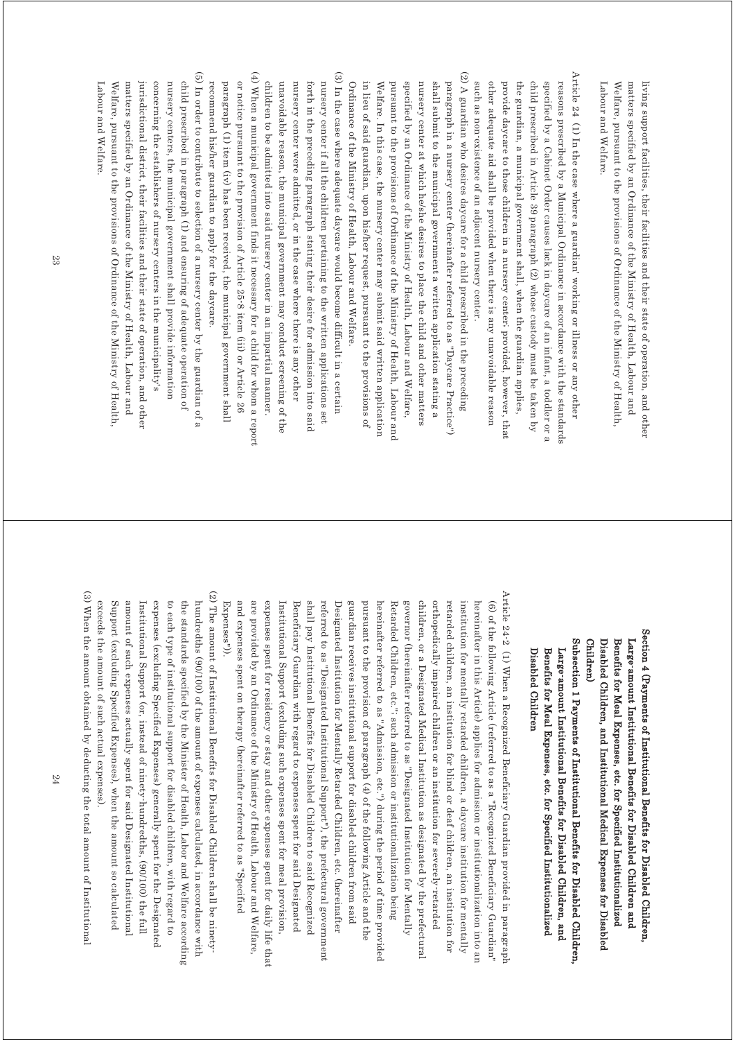living support facilities, their facilities and their state of operation, and other matters specified by an Ordinance of the Ministry of Health, Labour and Welfare, pursuant to the provisions of Ordinance of the Ministry of Health, Labour and Welfare.

Article 24 (1) In the case where a guardian' working or illness or any other reasons prescribed by a Municipal Ordinance in accordance with the standards specified by a Cabinet Order causes lack in daycare of an infant, a toddler or a child prescribed in Article 39 paragraph (2) whose custody must be taken by the guardian, a municipal government shall, when the guardian applies, provide daycare to those children in a nursery center; provided, however, that other adequate aid shall be provided when there is any unavoidable reason such as non-existence of an adjacent nursery center.

(2) A guardian who desires daycare for a child prescribed in the preceding paragraph in a nursery center (hereinafter referred to as "Daycare Practice") shall submit to the municipal government a written application stating a nursery center at which he/she desires to place the child and other matters specified by an Ordinance of the Ministry of Health, Labour and Welfare, pursuant to the provisions of Ordinance of the Ministry of Health, Labour and Welfare. In this case, the nursery center may submit said written application in lieu of said guardian, upon his/her request, pursuant to the provisions of Ordinance of the Ministry of Health, Labour and Welfare.

(3) In the case where adequate daycare would become difficult in a certain nursery center if all the children pertaining to the written applications set forth in the preceding paragraph stating their desire for admission into said nursery center were admitted, or in the case where there is any other unavoidable reason, the municipal government may conduct screening of the children to be admitted into said nursery center in an impartial manner.

(4) When a municipal government finds it necessary for a child for whom a report or notice pursuant to the provision of Article 25-8 item (iii) or Article 26 paragraph (1) item (iv) has been received, the municipal government shall recommend his/her guardian to apply for the daycare.

(5) In order to contribute to selection of a nursery center by the guardian of a child prescribed in paragraph (1) and ensuring of adequate operation of nursery centers, the municipal government shall provide information concerning the establishers of nursery centers in the municipality's jurisdictional district, their facilities and their state of operation, and other matters specified by an Ordinance of the Ministry of Health, Labour and Welfare, pursuant to the provisions of Ordinance of the Ministry of Health, Labour and Welfare.

## Section 4 (Payments of Institutional Benefits for Disabled Children, Large-amount Institutional Benefits for Disabled Children and Benefits for Meal Expenses, etc. for Specified Institutionalized Disabled Children, and Institutional Medical Expenses for Disabled Children)

### Subsection 1 Payments of Institutional Benefits for Disabled Children, Large-amount Institutional Benefits for Disabled Children, and Benefits for Meal Expenses, etc. for Specified Institutionalized Disabled Children

Article 24-2 (1) When a Recognized Beneficiary Guardian provided in paragraph (6) of the following Article (referred to as a "Recognized Beneficiary Guardian" hereinafter in this Article) applies for admission or institutionalization into an institution for mentally retarded children, a daycare institution for mentally retarded children, an institution for blind or deaf children, an institution for orthopedically impaired children or an institution for severely-retarded children, or a Designated Medical Institution as designated by the prefectural governor (hereinafter referred to as "Designated Institution for Mentally Retarded Children, etc."; such admission or institutionalization being hereinafter referred to as "Admission, etc.") during the period of time provided pursuant to the provision of paragraph (4) of the following Article and the guardian receives institutional support for disabled children from said Designated Institution for Mentally Retarded Children, etc. (hereinafter referred to as "Designated Institutional Support"), the prefectural government shall pay Institutional Benefits for Disabled Children to said Recognized Beneficiary Guardian with regard to expenses spent for said Designated Institutional Support (excluding such expenses spent for meal provision, expenses spent for residency or stay and other expenses spent for daily life that are provided by an Ordinance of the Ministry of Health, Labour and Welfare, and expenses spent on therapy (hereinafter referred to as "Specified Expenses")).

(2) The amount of Institutional Benefits for Disabled Children shall be ninety-hundredths (90/100) of the amount of expenses calculated, in accordance with the standards specified by the Minister of Health, Labor and Welfare according to each type of institutional support for disabled children, with regard to expenses (excluding Specified Expenses) generally spent for the Designated Institutional Support (or, instead of ninety-hundredths, (90/100) the full amount of such expenses actually spent for said Designated Institutional Support (excluding Specified Expenses), when the amount so calculated exceeds the amount of such actual expenses).

(3) When the amount obtained by deducting the total amount of Institutional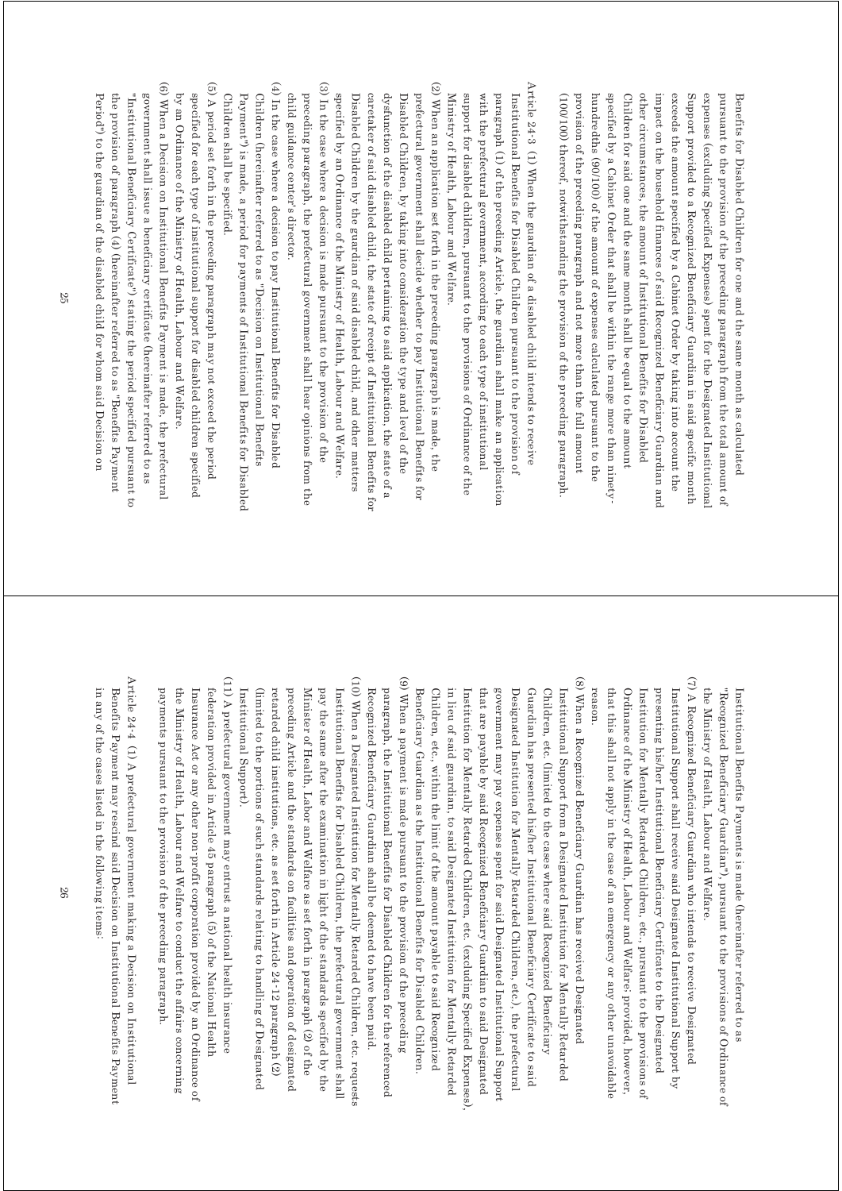Benefits for Disabled Children for one and the same month as calculated pursuant to the provision of the preceding paragraph from the total amount of expenses (excluding Specified Expenses) spent for the Designated Institutional Support provided to a Recognized Beneficiary Guardian in said specific month exceeds the amount specified by a Cabinet Order by taking into account the impact on the household finances of said Recognized Beneficiary Guardian and other circumstances, the amount of Institutional Benefits for Disabled Children for said one and the same month shall be equal to the amount specified by a Cabinet Order that shall be within the range more than ninety-hundredths (90/100) of the amount of expenses calculated pursuant to the provision of the preceding paragraph and not more than the full amount (100/100) thereof, notwithstanding the provision of the preceding paragraph.

Article 24-3 (1) When the guardian of a disabled child intends to receive Institutional Benefits for Disabled Children pursuant to the provision of paragraph (1) of the preceding Article, the guardian shall make an application with the prefectural government, according to each type of institutional support for disabled children, pursuant to the provisions of Ordinance of the Ministry of Health, Labour and Welfare.

(2) When an application set forth in the preceding paragraph is made, the prefectural government shall decide whether to pay Institutional Benefits for Disabled Children, by taking into consideration the type and level of the dysfunction of the disabled child pertaining to said application, the state of a caretaker of said disabled child, the state of receipt of Institutional Benefits for Disabled Children by the guardian of said disabled child, and other matters specified by an Ordinance of the Ministry of Health, Labour and Welfare.

(3) In the case where a decision is made pursuant to the provision of the preceding paragraph, the prefectural government shall hear opinions from the child guidance center's director.

(4) In the case where a decision to pay Institutional Benefits for Disabled Children (hereinafter referred to as "Decision on Institutional Benefits Payment") is made, a period for payments of Institutional Benefits for Disabled Children shall be specified.

(5) A period set forth in the preceding paragraph may not exceed the period specified for each type of institutional support for disabled children specified by an Ordinance of the Ministry of Health, Labour and Welfare.

(6) When a Decision on Institutional Benefits Payment is made, the prefectural government shall issue a beneficiary certificate (hereinafter referred to as "Institutional Beneficiary Certificate") stating the period specified pursuant to the provision of paragraph (4) (hereinafter referred to as "Benefits Payment Period") to the guardian of the disabled child for whom said Decision on Institutional Benefits Payments is made (hereinafter referred to as "Recognized Beneficiary Guardian"), pursuant to the provisions of Ordinance of the Ministry of Health, Labour and Welfare.

(7) A Recognized Beneficiary Guardian who intends to receive Designated Institutional Support shall receive said Designated Institutional Support by presenting his/her Institutional Beneficiary Certificate to the Designated Institution for Mentally Retarded Children, etc., pursuant to the provisions of Ordinance of the Ministry of Health, Labour and Welfare; provided, however, that this shall not apply in the case of an emergency or any other unavoidable reason.

(8) When a Recognized Beneficiary Guardian has received Designated Institutional Support from a Designated Institution for Mentally Retarded Children, etc. (limited to the cases where said Recognized Beneficiary Guardian has presented his/her Institutional Beneficiary Certificate to said Designated Institution for Mentally Retarded Children, etc.), the prefectural government may pay expenses spent for said Designated Institutional Support that are payable by said Recognized Beneficiary Guardian to said Designated Institution for Mentally Retarded Children, etc. (excluding Specified Expenses), in lieu of said guardian, to said Designated Institution for Mentally Retarded Children, etc., within the limit of the amount payable to said Recognized Beneficiary Guardian as the Institutional Benefits for Disabled Children.

(9) When a payment is made pursuant to the provision of the preceding paragraph, the Institutional Benefits for Disabled Children for the referenced Recognized Beneficiary Guardian shall be deemed to have been paid.

(10) When a Designated Institution for Mentally Retarded Children, etc. requests Institutional Benefits for Disabled Children, the prefectural government shall pay the same after the examination in light of the standards specified by the Minister of Health, Labor and Welfare as set forth in paragraph (2) of the preceding Article and the standards on facilities and operation of designated retarded child institutions, etc. as set forth in Article 24-12 paragraph (2) (limited to the portions of such standards relating to handling of Designated Institutional Support).

(11) A prefectural government may entrust a national health insurance federation provided in Article 45 paragraph (5) of the National Health Insurance Act or any other non-profit corporation provided by an Ordinance of the Ministry of Health, Labour and Welfare to conduct the affairs concerning payments pursuant to the provision of the preceding paragraph.

Article 24-4 (1) A prefectural government making a Decision on Institutional Benefits Payment may rescind said Decision on Institutional Benefits Payment in any of the cases listed in the following items: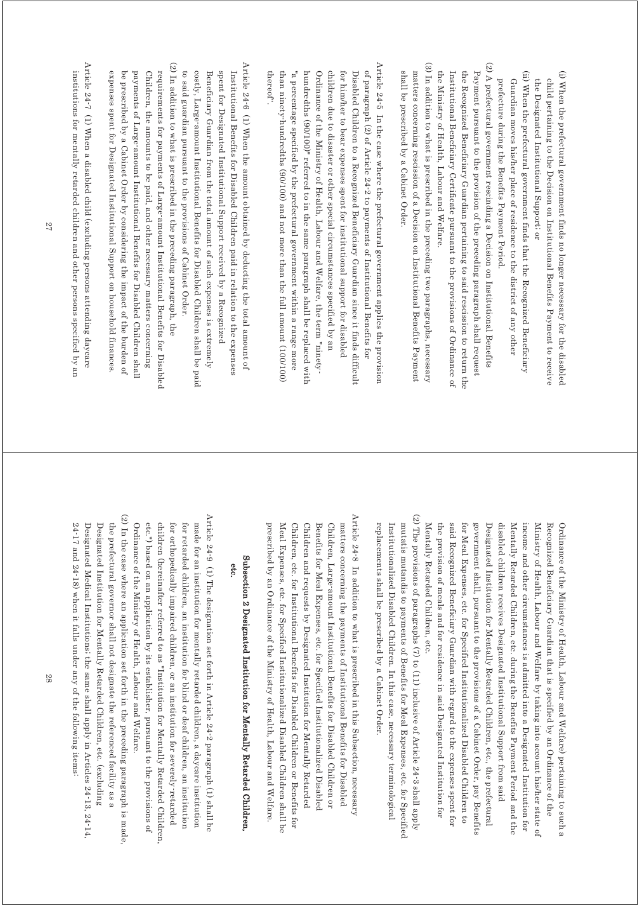(i) When the prefectural government finds no longer necessary for the disabled child pertaining to the Decision on Institutional Benefits Payment to receive the Designated Institutional Support; or

(ii) When the prefectural government finds that the Recognized Beneficiary Guardian moves his/her place of residence to the district of any other prefecture during the Benefits Payment Period.

(2) A prefectural government rescinding a Decision on Institutional Benefits Payment pursuant to the provision of the preceding paragraph shall request the Recognized Beneficiary Guardian pertaining to said rescission to return the Institutional Beneficiary Certificate pursuant to the provisions of Ordinance of the Ministry of Health, Labour and Welfare.

(3) In addition to what is prescribed in the preceding two paragraphs, necessary matters concerning rescission of a Decision on Institutional Benefits Payment shall be prescribed by a Cabinet Order.

Article 24-5 In the case where the prefectural government applies the provision of paragraph (2) of Article 24-2 to payments of Institutional Benefits for Disabled Children to a Recognized Beneficiary Guardian since it finds difficult for him/her to bear expenses spent for institutional support for disabled children due to disaster or other special circumstances specified by an Ordinance of the Ministry of Health, Labour and Welfare, the term "ninety-hundredths (90/100)" referred to in the same paragraph shall be replaced with "a percentage specified by the prefectural government within a range more than ninety-hundredths (90/100) and not more than the full amount (100/100) thereof".

Article 24-6 (1) When the amount obtained by deducting the total amount of Institutional Benefits for Disabled Children paid in relation to the expenses spent for Designated Institutional Support received by a Recognized Beneficiary Guardian from the total amount of such expenses is extremely costly, Large-amount Institutional Benefits for Disabled Children shall be paid to said guardian pursuant to the provisions of Cabinet Order.

(2) In addition to what is prescribed in the preceding paragraph, the requirements for payments of Large-amount Institutional Benefits for Disabled Children, the amounts to be paid, and other necessary matters concerning payments of Large-amount Institutional Benefits for Disabled Children shall be prescribed by a Cabinet Order by considering the impact of the burden of expenses spent for Designated Institutional Support on household finances.

Article 24-7 (1) When a disabled child (excluding persons attending daycare institutions for mentally retarded children and other persons specified by an Ordinance of the Ministry of Health, Labour and Welfare) pertaining to such a Recognized Beneficiary Guardian that is specified by an Ordinance of the Ministry of Health, Labour and Welfare by taking into account his/her state of income and other circumstances is admitted into a Designated Institution for Mentally Retarded Children, etc. during the Benefits Payment Period and the disabled children receives Designated Institutional Support from said Designated Institution for Mentally Retarded Children, etc., the prefectural government shall, pursuant to the provisions of a Cabinet Order, pay Benefits for Meal Expenses, etc. for Specified Institutionalized Disabled Children to said Recognized Beneficiary Guardian with regard to the expenses spent for the provision of meals and for residence in said Designated Institution for Mentally Retarded Children, etc.

(2) The provisions of paragraphs (7) to (11) inclusive of Article 24-3 shall apply mutatis mutandis to payments of Benefits for Meal Expenses, etc. for Specified Institutionalized Disabled Children. In this case, necessary terminological replacements shall be prescribed by a Cabinet Order.

Article 24-8 In addition to what is prescribed in this Subsection, necessary matters concerning the payments of Institutional Benefits for Disabled Children, Large-amount Institutional Benefits for Disabled Children or Benefits for Meal Expenses, etc. for Specified Institutionalized Disabled Children and requests by Designated Institution for Mentally Retarded Children, etc. for Institutional Benefits for Disabled Children or Benefits for Meal Expenses, etc. for Specified Institutionalized Disabled Children shall be prescribed by an Ordinance of the Ministry of Health, Labour and Welfare.

### Subsection 2 Designated Institution for Mentally Retarded Children, etc.

Article 24-9 (1) The designation set forth in Article 24-2 paragraph (1) shall be made for an institution for mentally retarded children, a daycare institution for retarded children, an institution for blind or deaf children, an institution for orthopedically impaired children, or an institution for severely-retarded children (hereinafter referred to as "Institution for Mentally Retarded Children, etc.") based on an application by its establisher, pursuant to the provisions of Ordinance of the Ministry of Health, Labour and Welfare.

(2) In the case where an application set forth in the preceding paragraph is made, the prefectural governor shall not designate the referenced facility as a Designated Institution for Mentally Retarded Children, etc. (excluding Designated Medical Institutions; the same shall apply in Articles 24-13, 24-14, 24-17 and 24-18) when it falls under any of the following items: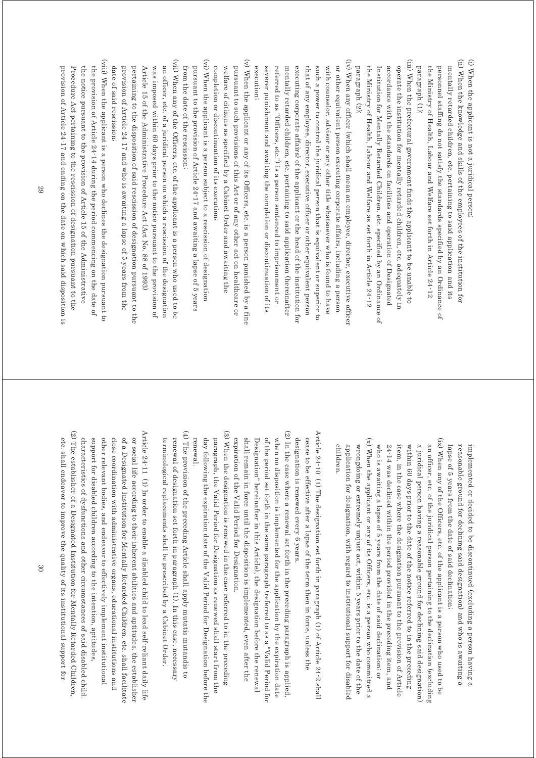(i) When the applicant is not a juridical person;

(ii) When the knowledge and skills of the employees of the institution for mentally retarded children, etc. pertaining to said application and its personnel staffing do not satisfy the standards specified by an Ordinance of the Ministry of Health, Labour and Welfare set forth in Article 24-12 paragraph (1);

(iii) When the prefectural government finds the applicant to be unable to operate the institution for mentally retarded children, etc. adequately in accordance with the standards on facilities and operation of Designated Institution for Mentally Retarded Children, etc. specified by an Ordinance of the Ministry of Health, Labour and Welfare as set forth in Article 24-12 paragraph (2);

(iv) When any officer (which shall mean an employee, director, executive officer or other equivalent person executing corporate affairs, including a person with counselor, advisor or any other title whatsoever who is found to have such a power to control the juridical person that is equivalent or superior to that of any employee, director, executive officer or other equivalent person executing corporate affairs) of the applicant or the head of the institution for mentally retarded children, etc. pertaining to said application (hereinafter referred to as "Officers, etc.") is a person sentenced to imprisonment or severer punishment and awaiting the completion or discontinuation of its execution;

(v) When the applicant or any of its Officers, etc. is a person punished by a fine pursuant to such provisions of this Act or of any other act on healthcare or welfare of citizens as specified by a Cabinet Order and awaiting the completion or discontinuation of its execution;

(vi) When the applicant is a person subject to a rescission of designation pursuant to the provision of Article 24-17 and awaiting a lapse of 5 years from the date of the rescission;

(vii) When any of the Officers, etc. of the applicant is a person who used to be an officer, etc. of a juridical person on which a rescission of the designation was imposed within 60 days prior to the notice pursuant to the provision of Article 15 of the Administrative Procedure Act (Act No. 88 of 1993) pertaining to the disposition of said rescission of designation pursuant to the provision of Article 24-17 and who is awaiting a lapse of 5 years from the date of said rescission;

(viii) When the applicant is a person who declines the designation pursuant to the provision of Article 24-14 during the period commencing on the date of the notice pursuant to the provision of Article 15 of the Administrative Procedure Act pertaining to the rescission of designation pursuant to the provision of Article 24-17 and ending on the date on which said disposition is implemented or decided to be discontinued (excluding a person having a reasonable ground for declining said designation) and who is awaiting a lapse of 5 years from the date of said declination;

(ix) When any of the Officers, etc. of the applicant is a person who used to be an officer, etc. of the juridical person pertaining to the declination (excluding a juridical person having a reasonable ground for declining said designation) within 60 days prior to the date of the notice referred to in the preceding item, in the case where the designation pursuant to the provision of Article 24-14 was declined within the period provided in the preceding item, and who is awaiting a lapse of 5 years from the date of said declination; or

(x) When the applicant or any of its Officers, etc. is a person who committed a wrongdoing or extremely unjust act, within 5 years prior to the date of the application for designation, with regard to institutional support for disabled children.

Article 24-10 (1) The designation set forth in paragraph (1) of Article 24-2 shall cease to be effective after a lapse of the term then in force, unless the designation is renewed every 6 years.

(2) In the case where a renewal set forth in the preceding paragraph is applied, when no disposition is implemented for the application by the expiration date of the period set forth in the same paragraph (referred to as a "Valid Period for Designation" hereinafter in this Article), the designation before the renewal shall remain in force until the disposition is implemented, even after the expiration of the Valid Period for Designation.

(3) When the designation is renewed in the case referred to in the preceding paragraph, the Valid Period for Designation as renewed shall start from the day following the expiration date of the Valid Period for Designation before the renewal.

(4) The provision of the preceding Article shall apply mutatis mutandis to renewal of designation set forth in paragraph (1). In this case, necessary terminological replacements shall be prescribed by a Cabinet Order.

Article 24-11 (1) In order to enable a disabled child to lead self-reliant daily life or social life according to their inherent abilities and aptitudes, the establisher of a Designated Institution for Mentally Retarded Children, etc. shall facilitate close coordination with administrative organs, educational institutions and other relevant bodies, and endeavor to effectively implement institutional support for disabled children according to the intention, aptitudes, characteristics of dysfunctions and other circumstances of said disabled child.

(2) The establisher of a Designated Institution for Mentally Retarded Children, etc. shall endeavor to improve the quality of its institutional support for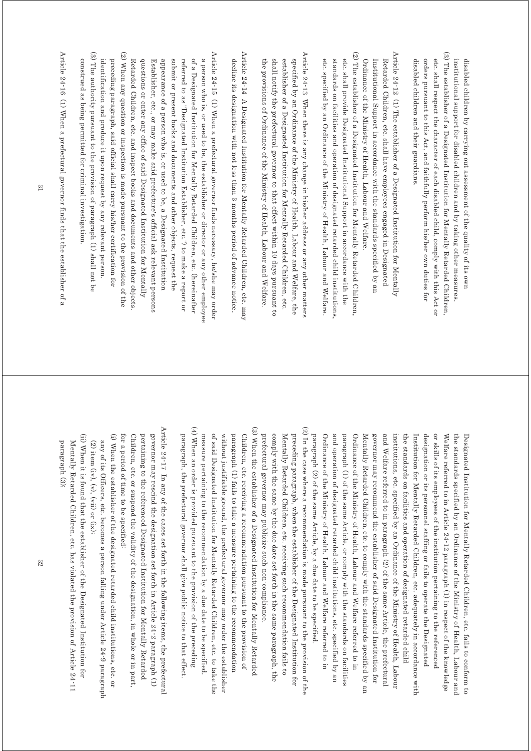disabled children by carrying out assessment of the quality of its own institutional support for disabled children and by taking other measures.

(3) The establisher of a Designated Institution for Mentally Retarded Children, etc. shall respect the character of each disabled child, comply with this Act or orders pursuant to this Act, and faithfully perform his/her own duties for disabled children and their guardians.

Article 24-12 (1) The establisher of a Designated Institution for Mentally Retarded Children, etc. shall have employees engaged in Designated Institutional Support in accordance with the standards specified by an Ordinance of the Ministry of Health, Labour and Welfare.

(2) The establisher of a Designated Institution for Mentally Retarded Children, etc. shall provide Designated Institutional Support in accordance with the standards on facilities and operation of designated retarded child institutions, etc. specified by an Ordinance of the Ministry of Health, Labour and Welfare.

Article 24-13 When there is any change in his/her adress or any other matters specified by an Ordinance of the Ministry of Health, Labour and Welfare, the establisher of a Designated Institution for Mentally Retarded Children, etc. shall notify the prefectural governor to that effect within 10 days pursuant to the provisions of Ordinance of the Ministry of Health, Labour and Welfare.

Article 24-14 A Designated Institution for Mentally Retarded Children, etc. may decline its designation with not less than 3 months period of advance notice.

Article 24-15 (1) When a prefectural governor finds necessary, he/she may order a person who is, or used to be, the establisher or director or any other employee of a Designated Institution for Mentally Retarded Children, etc. (hereinafter referred to as "Designated Institution Establisher, etc.") to make a report or submit or present books and documents and other objects, request the appearance of a person who is, or used to be, a Designated Institution Establisher, etc., or may make said prefecture's official ask relevant persons questions or enter any office of said Designated Institution for Mentally Retarded Children, etc. and inspect books and documents and other objects.

(2) When any question or inspection is made pursuant to the provision of the preceding paragraph, said official shall carry his/her certification for identification and produce it upon request by any relevant person.

(3) The authority pursuant to the provision of paragraph (1) shall not be construed as being permitted for criminal investigation.

Article 24-16 (1) When a prefectural governor finds that the establisher of a Designated Institution for Mentally Retarded Children, etc. fails to conform to the standards specified by an Ordinance of the Ministry of Health, Labour and Welfare referred to in Article 24-12 paragraph (1) in respect of the knowledge or skills of its employees of the institution pertaining to the referenced designation or its personnel staffing or fails to operate the Designated Institution for Mentally Retarded Children, etc. adequately in accordance with the standards on facilities and operation of designated retarded child institutions, etc. specified by an Ordinance of the Ministry of Health, Labour and Welfare referred to in paragraph (2) of the same Article, the prefectural governor may recommend the establisher of said Designated Institution for Mentally Retarded Children, etc. to comply with the standards specified by an Ordinance of the Ministry of Health, Labour and Welfare referred to in paragraph (1) of the same Article, or comply with the standards on facilities and operation of designated retarded child institutions, etc. specified by an Ordinance of the Ministry of Health, Labour and Welfare referred to in paragraph (2) of the same Article, by a due date to be specified.

(2) In the case where a recommendation is made pursuant to the provision of the preceding paragraph, when the establisher of the Designated Institution for Mentally Retarded Children, etc. receiving such recommendation fails to comply with the same by the due date set forth in the same paragraph, the prefectural governor may publicize such non-compliance.

(3) When the establisher of a Designated Institution for Mentally Retarded Children, etc. receiving a recommendation pursuant to the provision of paragraph (1) fails to take a measure pertaining to the recommendation without justifiable ground, the prefectural governor may order the establisher of said Designated Institution for Mentally Retarded Children, etc. to take the measure pertaining to the recommendation by a due date to be specified.

(4) When an order is provided pursuant to the provision of the preceding paragraph, the prefectural governor shall give public notice to that effect.

Article 24-17 In any of the cases set forth in the following items, the prefectural governor may rescind the designation set forth in Article 24-2 paragraph (1) pertaining to the referenced Designated Institution for Mentally Retarded Children, etc. or suspend the validity of the designation, in whole or in part, for a period of time to be specified:

(i) When the establisher of the designated retarded child institutions, etc. or any of its Officers, etc. becomes a person falling under Article 24-9 paragraph (2) item (iv), (v), (vii) or (ix);

(ii) When it is found that the establisher of the Designated Institution for Mentally Retarded Children, etc. has violated the provision of Article 24-11 paragraph (3);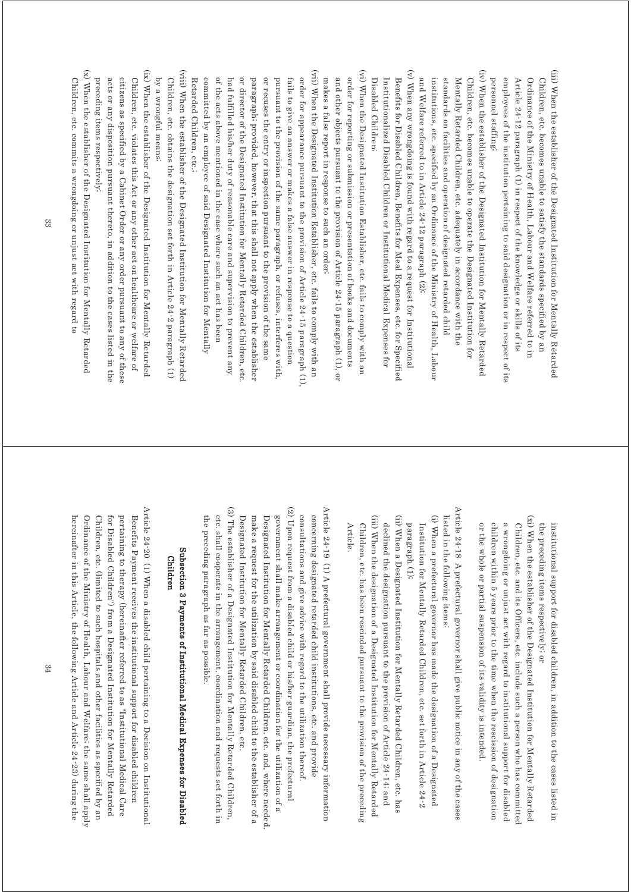(iii) When the establisher of the Designated Institution for Mentally Retarded Children, etc. becomes unable to satisfy the standards specified by an Ordinance of the Ministry of Health, Labour and Welfare referred to in Article 24-12 paragraph (1) in respect of the knowledge or skills of its employees of the institution pertaining to said designation or in respect of its personnel staffing;

(iv) When the establisher of the Designated Institution for Mentally Retarded Children, etc. becomes unable to operate the Designated Institution for Mentally Retarded Children, etc. adequately in accordance with the standards on facilities and operation of designated retarded child institutions, etc. specified by an Ordinance of the Ministry of Health, Labour and Welfare referred to in Article 24-12 paragraph (2);

(v) When any wrongdoing is found with regard to a request for Institutional Benefits for Disabled Children, Benefits for Meal Expenses, etc. for Specified Institutionalized Disabled Children or Institutional Medical Expenses for Disabled Children;

(vi) When the Designated Institution Establisher, etc. fails to comply with an order for reporting or submission or presentation of books and documents and other objects pursuant to the provision of Article 24-15 paragraph (1), or makes a false report in response to such an order;

(vii) When the Designated Institution Establisher, etc. fails to comply with an order for appearance pursuant to the provision of Article 24-15 paragraph (1), fails to give an answer or makes a false answer in response to a question pursuant to the provision of the same paragraph, or refuses, interferes with, or recuses the entry or inspection pursuant to the provision of the same paragraph; provided, however, that this shall not apply when the establisher or director of the Designated Institution for Mentally Retarded Children, etc. had fulfilled his/her duty of reasonable care and supervision to prevent any of the acts above mentioned in the case where such an act has been committed by an employee of said Designated Institution for Mentally Retarded Children, etc.;

(viii) When the establisher of the Designated Institution for Mentally Retarded Children, etc. obtains the designation set forth in Article 24-2 paragraph (1) by a wrongful means;

(ix) When the establisher of the Designated Institution for Mentally Retarded Children, etc. violates this Act or any other act on healthcare or welfare of citizens as specified by a Cabinet Order or any order pursuant to any of these acts or any disposition pursuant thereto, in addition to the cases listed in the preceding items respectively;

(x) When the establisher of the Designated Institution for Mentally Retarded Children, etc. commits a wrongdoing or unjust act with regard to institutional support for disabled children, in addition to the cases listed in the preceding items respectively; or

(xi) When the establisher of the Designated Institution for Mentally Retarded Children, etc. and its Officers, etc. include such a person who has committed a wrongdoing or unjust act with regard to institutional support for disabled children within 5 years prior to the time when the rescission of designation or the whole or partial suspension of its validity is intended.

Article 24-18 A prefectural governor shall give public notice in any of the cases listed in the following items:

(i) When a prefectural governor has made the designation of a Designated Institution for Mentally Retarded Children, etc. set forth in Article 24-2 paragraph (1);

(ii) When a Designated Institution for Mentally Retarded Children, etc. has declined the designation pursuant to the provision of Article 24-14; and

(iii) When the designation of a Designated Institution for Mentally Retarded Children, etc. has been rescinded pursuant to the provision of the preceding Article.

Article 24-19 (1) A prefectural government shall provide necessary information concerning designated retarded child institutions, etc. and provide consultations and give advice with regard to the utilization thereof.

(2) Upon request from a disabled child or his/her guardian, the prefectural government shall make arrangement or coordination for the utilization of a Designated Institution for Mentally Retarded Children, etc. and, where needed, make a request for the utilization by said disabled child to the establisher of a Designated Institution for Mentally Retarded Children, etc.

(3) The establisher of a Designated Institution for Mentally Retarded Children, etc. shall cooperate in the arrangement, coordination and requests set forth in the preceding paragraph as far as possible.

### Subsection 3 Payments of Institutional Medical Expenses for Disabled Children

Article 24-20 (1) When a disabled child pertaining to a Decision on Institutional Benefits Payment receives the institutional support for disabled children pertaining to therapy (hereinafter referred to as "Institutional Medical Care for Disabled Children") from a Designated Institution for Mentally Retarded Children, etc. (limited to such hospitals and other facilities as specified by an Ordinance of the Ministry of Health, Labour and Welfare; the same shall apply hereinafter in this Article, the following Article and Article 24-23) during the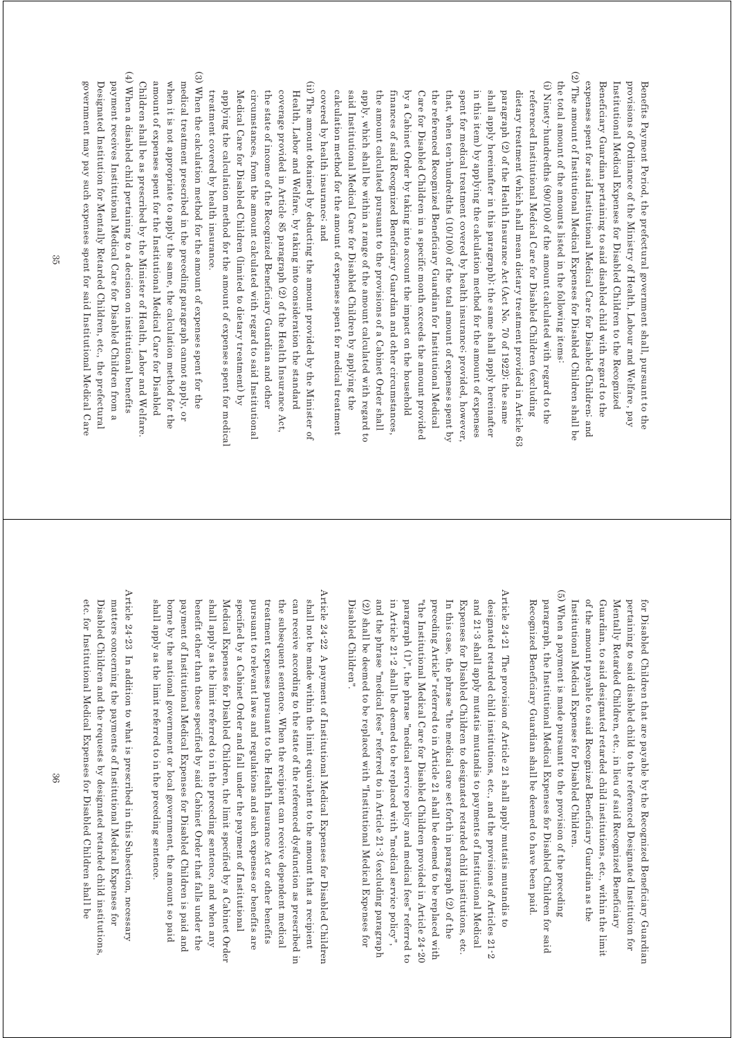Benefits Payment Period, the prefectural government shall, pursuant to the provisions of Ordinance of the Ministry of Health, Labour and Welfare, pay Institutional Medical Expenses for Disabled Children to the Recognized Beneficiary Guardian pertaining to said disabled child with regard to the expenses spent for said Institutional Medical Care for Disabled Children; and

(2) The amount of Institutional Medical Expenses for Disabled Children shall be the total amount of the amounts listed in the following items:

(i) Ninety-hundredths (90/100) of the amount calculated with regard to the referenced Institutional Medical Care for Disabled Children (excluding dietary treatment (which shall mean dietary treatment provided in Article 63 paragraph (2) of the Health Insurance Act (Act No. 70 of 1922); the same shall apply hereinafter in this paragraph); the same shall apply hereinafter in this item) by applying the calculation method for the amount of expenses spent for medical treatment covered by health insurance; provided, however, that, when ten-hundredths (10/100) of the total amount of expenses spent by the referenced Recognized Beneficiary Guardian for Institutional Medical Care for Disabled Children in a specific month exceeds the amount provided by a Cabinet Order by taking into account the impact on the household finances of said Recognized Beneficiary Guardian and other circumstances, the amount calculated pursuant to the provisions of a Cabinet Order shall apply, which shall be within a range of the amount calculated with regard to said Institutional Medical Care for Disabled Children by applying the calculation method for the amount of expenses spent for medical treatment covered by health insurance; and

(ii) The amount obtained by deducting the amount provided by the Minister of Health, Labor and Welfare, by taking into consideration the standard coverage provided in Article 85 paragraph (2) of the Health Insurance Act, the state of income of the Recognized Beneficiary Guardian and other circumstances, from the amount calculated with regard to said Institutional Medical Care for Disabled Children (limited to dietary treatment) by applying the calculation method for the amount of expenses spent for medical treatment covered by health insurance.

(3) When the calculation method for the amount of expenses spent for the medical treatment prescribed in the preceding paragraph cannot apply, or when it is not appropriate to apply the same, the calculation method for the amount of expenses spent for the Institutional Medical Care for Disabled Children shall be as prescribed by the Minister of Health, Labor and Welfare.

(4) When a disabled child pertaining to a decision on institutional benefits payment receives Institutional Medical Care for Disabled Children from a Designated Institution for Mentally Retarded Children, etc., the prefectural government may pay such expenses spent for said Institutional Medical Care for Disabled Children that are payable by the Recognized Beneficiary Guardian pertaining to said disabled child to the referenced Designated Institution for Mentally Retarded Children, etc., in lieu of said Recognized Beneficiary Guardian, to said designated retarded child institutions, etc., within the limit of the amount payable to said Recognized Beneficiary Guardian as the Institutional Medical Expenses for Disabled Children.

(5) When a payment is made pursuant to the provision of the preceding paragraph, the Institutional Medical Expenses for Disabled Children for said Recognized Beneficiary Guardian shall be deemed to have been paid.

Article 24-21 The provision of Article 21 shall apply mutatis mutandis to designated retarded child institutions, etc., and the provisions of Articles 21-2 and 21-3 shall apply mutatis mutandis to payments of Institutional Medical Expenses for Disabled Children to designated retarded child institutions, etc. In this case, the phrase "the medical care set forth in paragraph (2) of the preceding Article" referred to in Article 21 shall be deemed to be replaced with "the Institutional Medical Care for Disabled Children provided in Article 24-20 paragraph (1)", the phrase "medical service policy and medical fees" referred to in Article 21-2 shall be deemed to be replaced with "medical service policy", and the phrase "medical fees" referred to in Article 21-3 (excluding paragraph (2) shall be deemed to be replaced with "Institutional Medical Expenses for Disabled Children".

Article 24-22 A payment of Institutional Medical Expenses for Disabled Children shall not be made within the limit equivalent to the amount that a recipient can receive according to the state of the referenced dysfunction as prescribed in the subsequent sentence. When the recipient can receive dependent medical treatment expenses pursuant to the Health Insurance Act or other benefits pursuant to relevant laws and regulations and such expenses or benefits are specified by a Cabinet Order and fall under the payment of Institutional Medical Expenses for Disabled Children, the limit specified by a Cabinet Order shall apply as the limit referred to in the preceding sentence, and when any benefit other than those specified by said Cabinet Order that falls under the payment of Institutional Medical Expenses for Disabled Children is paid and borne by the national government or local government, the amount so paid shall apply as the limit referred to in the preceding sentence.

Article 24-23 In addition to what is prescribed in this Subsection, necessary matters concerning the payments of Institutional Medical Expenses for Disabled Children and the requests by designated retarded child institutions, etc. for Institutional Medical Expenses for Disabled Children shall be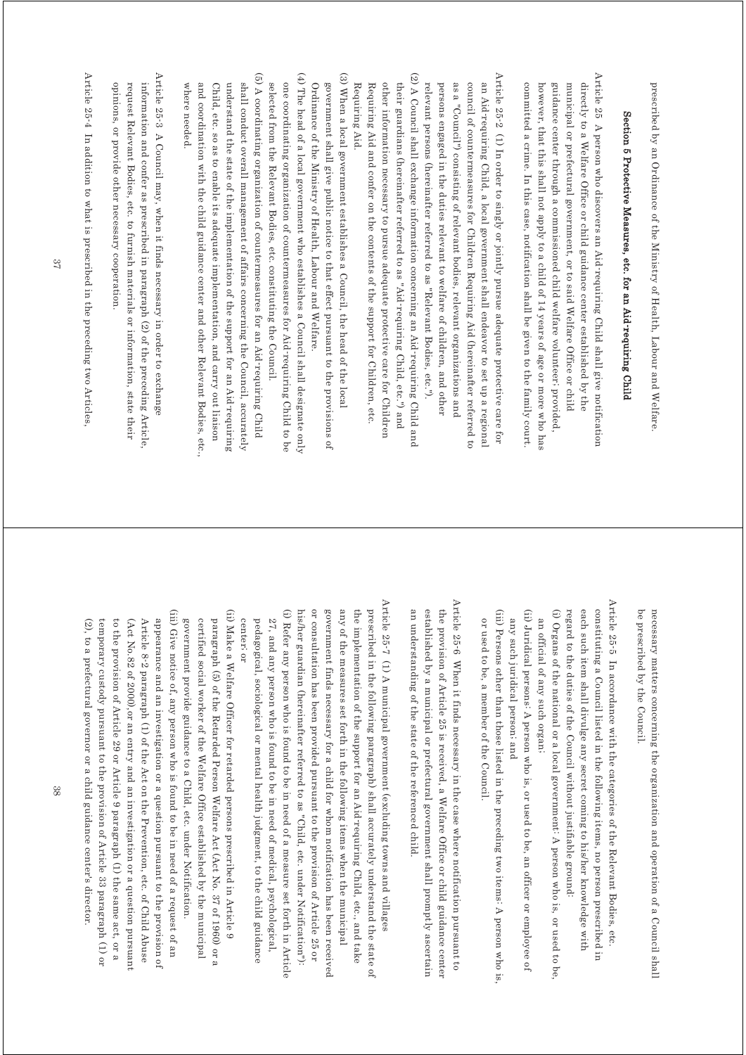prescribed by an Ordinance of the Ministry of Health, Labour and Welfare.

### Section 5 Protective Measures, etc. for an Aid-requiring Child

Article 25 A person who discovers an Aid-requiring Child shall give notification directly to a Welfare Office or child guidance center established by the municipal or prefectural government, or to said Welfare Office or child guidance center through a commissioned child welfare volunteer; provided, however, that this shall not apply to a child of 14 years of age or more who has committed a crime. In this case, notification shall be given to the family court.

Article 25-2 (1) In order to singly or jointly pursue adequate protective care for an Aid-requiring Child, a local government shall endeavor to set up a regional council of countermeasures for Children Requiring Aid (hereinafter referred to as a "Council") consisting of relevant bodies, relevant organizations and persons engaged in the duties relevant to welfare of children, and other relevant persons (hereinafter referred to as "Relevant Bodies, etc.").

(2) A Council shall exchange information concerning an Aid-requiring Child and their guardians (hereinafter referred to as "Aid-requiring Child, etc.") and other information necessary to pursue adequate protective care for Children Requiring Aid and confer on the contents of the support for Children, etc. Requiring Aid.

(3) When a local government establishes a Council, the head of the local government shall give public notice to that effect pursuant to the provisions of Ordinance of the Ministry of Health, Labour and Welfare.

(4) The head of a local government who establishes a Council shall designate only one coordinating organization of countermeasures for Aid-requiring Child to be selected from the Relevant Bodies, etc. constituting the Council.

(5) A coordinating organization of countermeasures for an Aid-requiring Child shall conduct overall management of affairs concerning the Council, accurately understand the state of the implementation of the support for an Aid-requiring Child, etc. so as to enable its adequate implementation, and carry out liaison and coordination with the child guidance center and other Relevant Bodies, etc., where needed.

Article 25-3 A Council may, when it finds necessary in order to exchange information and confer as prescribed in paragraph (2) of the preceding Article, request Relevant Bodies, etc. to furnish materials or information, state their opinions, or provide other necessary cooperation.

Article 25-4 In addition to what is prescribed in the preceding two Articles, necessary matters concerning the organization and operation of a Council shall be prescribed by the Council.

Article 25-5 In accordance with the categories of the Relevant Bodies, etc. constituting a Council listed in the following items, no person prescribed in each such item shall divulge any secret coming to his/her knowledge with regard to the duties of the Council without justifiable ground:

(i) Organs of the national or a local government: A person who is, or used to be, an official of any such organ;

(ii) Juridical persons: A person who is, or used to be, an officer or employee of any such juridical person; and

(iii) Persons other than those listed in the preceding two items: A person who is, or used to be, a member of the Council.

Article 25-6 When it finds necessary in the case where notification pursuant to the provision of Article 25 is received, a Welfare Office or child guidance center established by a municipal or prefectural government shall promptly ascertain an understanding of the state of the referenced child.

Article 25-7 (1) A municipal government (excluding towns and villages prescribed in the following paragraph) shall accurately understand the state of the implementation of the support for an Aid-requiring Child, etc., and take any of the measures set forth in the following items when the municipal government finds necessary for a child for whom notification has been received or consultation has been provided pursuant to the provision of Article 25 or his/her guardian (hereinafter referred to as "Child, etc. under Notification"):

(i) Refer any person who is found to be in need of a measure set forth in Article 27, and any person who is found to be in need of medical, psychological, pedagogical, sociological or mental health judgment, to the child guidance center; or

(ii) Make a Welfare Officer for retarded persons prescribed in Article 9 paragraph (5) of the Retarded Person Welfare Act (Act No. 37 of 1960) or a certified social worker of the Welfare Office established by the municipal government provide guidance to a Child, etc. under Notification.

(iii) Give notice of, any person who is found to be in need of a request of an appearance and an investigation or a question pursuant to the provision of Article 8-2 paragraph (1) of the Act on the Prevention, etc. of Child Abuse (Act No. 82 of 2000), or an entry and an investigation or a question pursuant to the provision of Article 29 or Article 9 paragraph (1) the same act, or a temporary custody pursuant to the provision of Article 33 paragraph (1) or (2), to a prefectural governor or a child guidance center's director.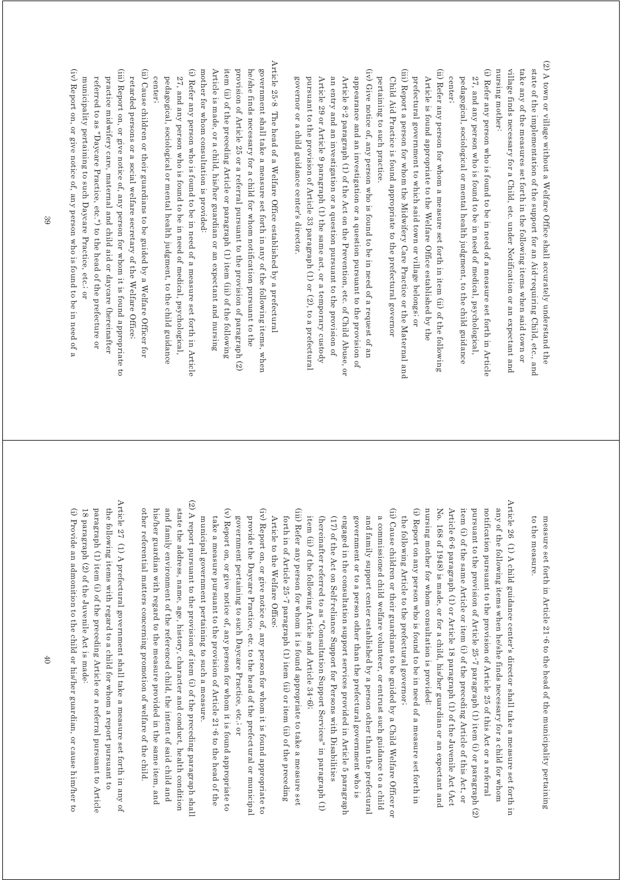(2) A town or village without a Welfare Office shall accurately understand the state of the implementation of the support for an Aid-requiring Child, etc., and take any of the measures set forth in the following items when said town or village finds necessary for a Child, etc. under Notification or an expectant and nursing mother:

(i) Refer any person who is found to be in need of a measure set forth in Article 27, and any person who is found to be in need of medical, psychological, pedagogical, sociological or mental health judgment, to the child guidance center;

(ii) Refer any person for whom a measure set forth in item (ii) of the following Article is found appropriate to the Welfare Office established by the prefectural government to which said town or village belongs; or

(iii) Report a person for whom the Midwifery Care Practice or the Maternal and Child Aid Practice is found appropriate to the prefectural governor pertaining to such practice.

(iv) Give notice of, any person who is found to be in need of a request of an appearance and an investigation or a question pursuant to the provision of Article 8-2 paragraph (1) of the Act on the Prevention, etc. of Child Abuse, or an entry and an investigation or a question pursuant to the provision of Article 29 or Article 9 paragraph (1) the same act, or a temporary custody pursuant to the provision of Article 33 paragraph (1) or (2), to a prefectural governor or a child guidance center's director.

Article 25-8 The head of a Welfare Office established by a prefectural government shall take a measure set forth in any of the following items, when he/she finds necessary for a child for whom notification pursuant to the provision of Article 25 or a referral pursuant to the provision of paragraph (2) item (ii) of the preceding Article or paragraph (1) item (iii) of the following Article is made, or a child, his/her guardian or an expectant and nursing mother for whom consultation is provided:

(i) Refer any person who is found to be in need of a measure set forth in Article 27, and any person who is found to be in need of medical, psychological, pedagogical, sociological or mental health judgment, to the child guidance center;

(ii) Cause children or their guardians to be guided by a Welfare Officer for retarded persons or a social welfare secretary of the Welfare Office;

(iii) Report on, or give notice of, any person for whom it is found appropriate to practice midwifery care, maternal and child aid or daycare (hereinafter referred to as "Daycare Practice, etc.") to the head of the prefecture or municipality pertaining to such Daycare Practice, etc.; or

(iv) Report on, or give notice of, any person who is found to be in need of a measure set forth in Article 21-6 to the head of the municipality pertaining to the measure.

Article 26 (1) A child guidance center's director shall take a measure set forth in any of the following items when he/she finds necessary for a child for whom notification pursuant to the provision of Article 25 of this Act or a referral pursuant to the provision of Article 25-7 paragraph (1) item (i) or paragraph (2) item (i) of the same Article or item (i) of the preceding Article of this Act, or Article 6-6 paragraph (1) or Article 18 paragraph (1) of the Juvenile Act (Act No. 168 of 1948) is made, or for a child, his/her guardian or an expectant and nursing mother for whom consultation is provided:

(i) Report on any person who is found to be in need of a measure set forth in the following Article to the prefectural governor;

(ii) Cause children or their guardians to be guided by a Child Welfare Officer or a commissioned child welfare volunteer, or entrust such guidance to a child and family support center established by a person other than the prefectural government or to a person other than the prefectural government who is engaged in the consultation support services provided in Article 5 paragraph (17) of the Act on Self-reliance Support for Persons with Disabilities (hereinafter referred to as "Consultation Support Services" in paragraph (1) item (ii) of the following Article and Article 34-6);

(iii) Refer any person for whom it is found appropriate to take a measure set forth in of Article 25-7 paragraph (1) item (ii) or item (ii) of the preceding Article to the Welfare Office;

(iv) Report on, or give notice of, any person for whom it is found appropriate to provide the Daycare Practice, etc. to the head of the prefectural or municipal government pertaining to such Daycare Practice, etc.; or

(v) Report on, or give notice of, any person for whom it is found appropriate to take a measure pursuant to the provision of Article 21-6 to the head of the municipal government pertaining to such a measure.

(2) A report pursuant to the provision of item (i) of the preceding paragraph shall state the address, name, age, history, character and conduct, health condition and family environment of the referenced child, the intent of said child and his/her guardian with regard to the measure provided in the same item, and other referential matters concerning promotion of welfare of the child.

Article 27 (1) A prefectural government shall take a measure set forth in any of the following items with regard to a child for whom a report pursuant to paragraph (1) item (i) of the preceding Article or a referral pursuant to Article 18 paragraph (2) of the Juvenile Act is made:

(i) Provide an admonition to the child or his/her guardian, or cause him/her to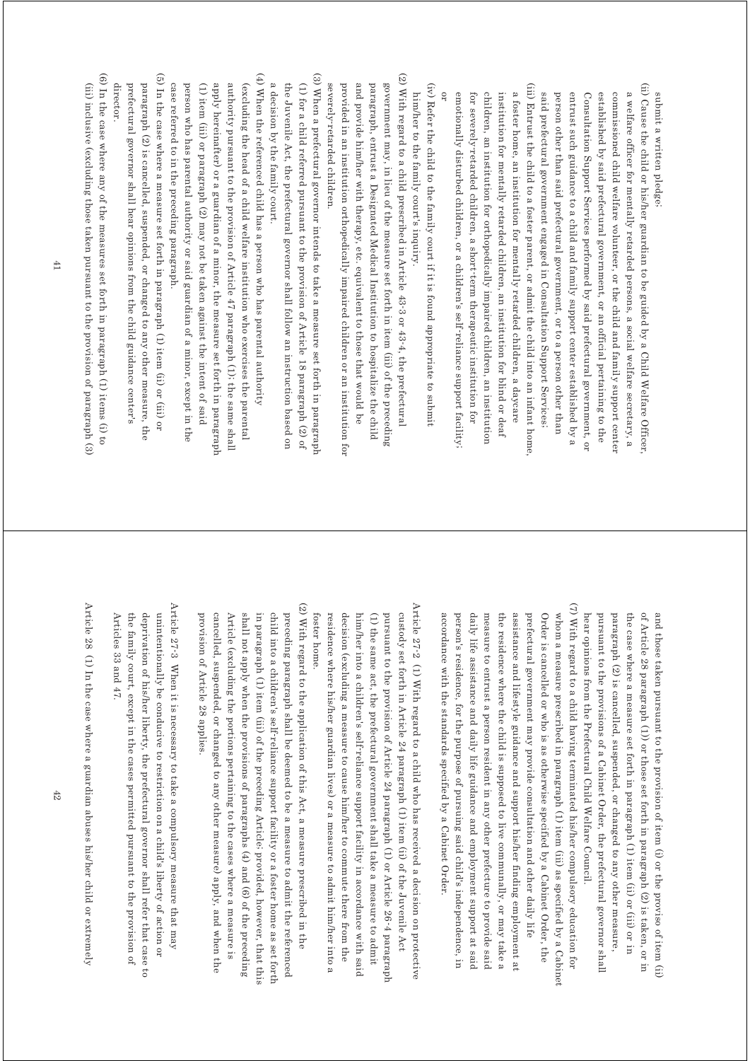submit a written pledge;

(ii) Cause the child or his/her guardian to be guided by a Child Welfare Officer, a welfare officer for mentally retarded persons, a social welfare secretary, a commissioned child welfare volunteer, or the child and family support center established by said prefectural government, or an official pertaining to the Consultation Support Services performed by said prefectural government, or entrust such guidance to a child and family support center established by a person other than said prefectural government, or to a person other than said prefectural government engaged in Consultation Support Services;

(iii) Entrust the child to a foster parent, or admit the child into an infant home, a foster home, an institution for mentally retarded children, a daycare institution for mentally retarded children, an institution for blind or deaf children, an institution for orthopedically impaired children, an institution for severely-retarded children, a short-term therapeutic institution for emotionally disturbed children, or a children's self-reliance support facility; or

(iv) Refer the child to the family court if it is found appropriate to submit him/her to the family court's inquiry.

(2) With regard to a child prescribed in Article 43-3 or 43-4, the prefectural government may, in lieu of the measure set forth in item (iii) of the preceding paragraph, entrust a Designated Medical Institution to hospitalize the child and provide him/her with therapy, etc. equivalent to those that would be provided in an institution orthopedically impaired children or an institution for severely-retarded children.

(3) When a prefectural governor intends to take a measure set forth in paragraph (1) for a child referred pursuant to the provision of Article 18 paragraph (2) of the Juvenile Act, the prefectural governor shall follow an instruction based on a decision by the family court.

(4) When the referenced child has a person who has parental authority (excluding the head of a child welfare institution who exercises the parental authority pursuant to the provision of Article 47 paragraph (1); the same shall apply hereinafter) or a guardian of a minor, the measure set forth in paragraph (1) item (iii) or paragraph (2) may not be taken against the intent of said person who has parental authority or said guardian of a minor, except in the case referred to in the preceding paragraph.

(5) In the case where a measure set forth in paragraph (1) item (ii) or (iii) or paragraph (2) is cancelled, suspended, or changed to any other measure, the prefectural governor shall hear opinions from the child guidance center's director.

(6) In the case where any of the measures set forth in paragraph (1) items (i) to (iii) inclusive (excluding those taken pursuant to the provision of paragraph (3) and those taken pursuant to the provision of item (i) or the proviso of item (ii) of Article 28 paragraph (1)) or those set forth in paragraph (2) is taken, or in the case where a measure set forth in paragraph (1) item (ii) or (iii) or in paragraph (2) is cancelled, suspended, or changed to any other measure, pursuant to the provisions of a Cabinet Order, the prefectural governor shall hear opinions from the Prefectural Child Welfare Council.

(7) With regard to a child having terminated his/her compulsory education for whom a measure prescribed in paragraph (1) item (iii) as specified by a Cabinet Order is cancelled or who is as otherwise specified by a Cabinet Order, the prefectural government may provide consultation and other daily life assistance and lifestyle guidance and support his/her finding employment at the residence where the child is supposed to live communally, or may take a measure to entrust a person resident in any other prefecture to provide said daily life assistance and daily life guidance and employment support at said person's residence, for the purpose of pursuing said child's independence, in accordance with the standards specified by a Cabinet Order.

Article 27-2 (1) With regard to a child who has received a decision on protective custody set forth in Article 24 paragraph (1) item (ii) of the Juvenile Act pursuant to the provision of Article 24 paragraph (1) or Article 26-4 paragraph (1) the same act, the prefectural government shall take a measure to admit him/her into a children's self-reliance support facility in accordance with said decision (excluding a measure to cause him/her to commute there from the residence where his/her guardian lives) or a measure to admit him/her into a foster home.

(2) With regard to the application of this Act, a measure prescribed in the preceding paragraph shall be deemed to be a measure to admit the referenced child into a children's self-reliance support facility or a foster home as set forth in paragraph (1) item (iii) of the preceding Article; provided, however, that this shall not apply when the provisions of paragraphs (4) and (6) of the preceding Article (excluding the portions pertaining to the cases where a measure is cancelled, suspended, or changed to any other measure) apply, and when the provision of Article 28 applies.

Article 27-3 When it is necessary to take a compulsory measure that may unintentionally be conducive to restriction on a child's liberty of action or deprivation of his/her liberty, the prefectural governor shall refer that case to the family court, except in the cases permitted pursuant to the provision of Articles 33 and 47.

Article 28 (1) In the case where a guardian abuses his/her child or extremely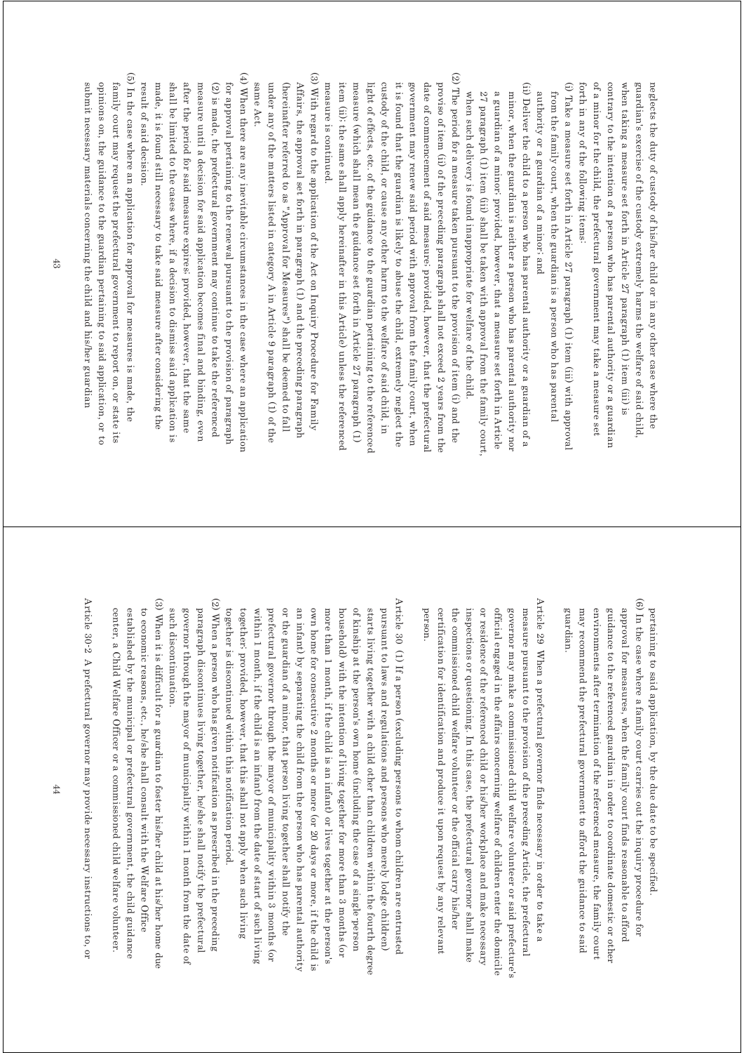neglects the duty of custody of his/her child or in any other case where the guardian's exercise of the custody extremely harms the welfare of said child, when taking a measure set forth in Article 27 paragraph (1) item (iii) is contrary to the intention of a person who has parental authority or a guardian of a minor for the child, the prefectural government may take a measure set forth in any of the following items:

(i) Take a measure set forth in Article 27 paragraph (1) item (iii) with approval from the family court, when the guardian is a person who has parental authority or a guardian of a minor; and

(ii) Deliver the child to a person who has parental authority or a guardian of a minor, when the guardian is neither a person who has parental authority nor a guardian of a minor; provided, however, that a measure set forth in Article 27 paragraph (1) item (iii) shall be taken with approval from the family court, when such delivery is found inappropriate for welfare of the child.

(2) The period for a measure taken pursuant to the provision of item (i) and the proviso of item (ii) of the preceding paragraph shall not exceed 2 years from the date of commencement of said measure; provided, however, that the prefectural government may renew said period with approval from the family court, when it is found that the guardian is likely to abuse the child, extremely neglect the custody of the child, or cause any other harm to the welfare of said child, in light of effects, etc. of the guidance to the guardian pertaining to the referenced measure (which shall mean the guidance set forth in Article 27 paragraph (1) item (ii); the same shall apply hereinafter in this Article) unless the referenced measure is continued.

(3) With regard to the application of the Act on Inquiry Procedure for Family Affairs, the approval set forth in paragraph (1) and the preceding paragraph (hereinafter referred to as "Approval for Measures") shall be deemed to fall under any of the matters listed in category A in Article 9 paragraph (1) of the same Act.

(4) When there are any inevitable circumstances in the case where an application for approval pertaining to the renewal pursuant to the provision of paragraph (2) is made, the prefectural government may continue to take the referenced measure until a decision for said application becomes final and binding, even after the period for said measure expires; provided, however, that the same shall be limited to the cases where, if a decision to dismiss said application is made, it is found still necessary to take said measure after considering the result of said decision.

(5) In the case where an application for approval for measures is made, the family court may request the prefectural government to report on, or state its opinions on, the guidance to the guardian pertaining to said application, or to submit necessary materials concerning the child and his/her guardian pertaining to said application, by the due date to be specified.

(6) In the case where a family court carries out the inquiry procedure for approval for measures, when the family court finds reasonable to afford guidance to the referenced guardian in order to coordinate domestic or other environments after termination of the referenced measure, the family court may recommend the prefectural government to afford the guidance to said guardian.

Article 29 When a prefectural governor finds necessary in order to take a measure pursuant to the provision of the preceding Article, the prefectural governor may make a commissioned child welfare volunteer or said prefecture's official engaged in the affairs concerning welfare of children enter the domicile or residence of the referenced child or his/her workplace and make necessary inspections or questioning. In this case, the prefectural governor shall make the commissioned child welfare volunteer or the official carry his/her certification for identification and produce it upon request by any relevant person.

Article 30 (1) If a person (excluding persons to whom children are entrusted pursuant to laws and regulations and persons who merely lodge children) starts living together with a child other than children within the fourth degree of kinship at the person's own home (including the case of a single person household) with the intention of living together for more than 3 months (or more than 1 month, if the child is an infant) or lives together at the person's own home for consecutive 2 months or more (or 20 days or more, if the child is an infant) by separating the child from the person who has parental authority or the guardian of a minor, that person living together shall notify the prefectural governor through the mayor of municipality within 3 months (or within 1 month, if the child is an infant) from the date of start of such living together; provided, however, that this shall not apply when such living together is discontinued within this notification period.

(2) When a person who has given notification as prescribed in the preceding paragraph discontinues living together, he/she shall notify the prefectural governor through the mayor of municipality within 1 month from the date of such discontinuation.

(3) When it is difficult for a guardian to foster his/her child at his/her home due to economic reasons, etc., he/she shall consult with the Welfare Office established by the municipal or prefectural government, the child guidance center, a Child Welfare Officer or a commissioned child welfare volunteer.

Article 30-2 A prefectural governor may provide necessary instructions to, or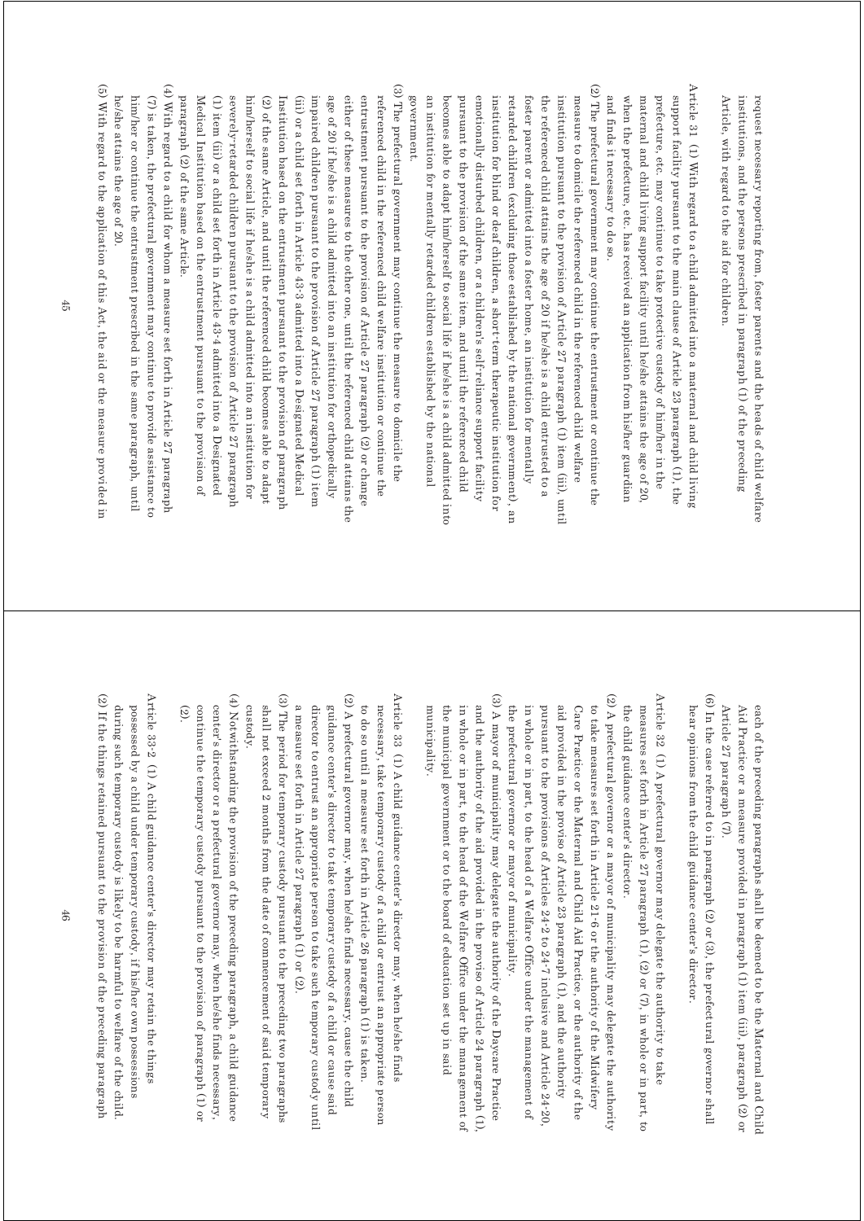request necessary reporting from, foster parents and the heads of child welfare institutions, and the persons prescribed in paragraph (1) of the preceding Article, with regard to the aid for children.

Article 31 (1) With regard to a child admitted into a maternal and child living support facility pursuant to the main clause of Article 23 paragraph (1), the prefecture, etc. may continue to take protective custody of him/her in the maternal and child living support facility until he/she attains the age of 20, when the prefecture, etc. has received an application from his/her guardian and finds it necessary to do so.

(2) The prefectural government may continue the entrustment or continue the measure to domicile the referenced child in the referenced child welfare institution pursuant to the provision of Article 27 paragraph (1) item (iii), until the referenced child attains the age of 20 if he/she is a child entrusted to a foster parent or admitted into a foster home, an institution for mentally retarded children (excluding those established by the national government), an institution for blind or deaf children, a short-term therapeutic institution for emotionally disturbed children, or a children's self-reliance support facility pursuant to the provision of the same item, and until the referenced child becomes able to adapt him/herself to social life if he/she is a child admitted into an institution for mentally retarded children established by the national government.

(3) The prefectural government may continue the measure to domicile the referenced child in the referenced child welfare institution or continue the entrustment pursuant to the provision of Article 27 paragraph (2) or change either of these measures to the other one, until the referenced child attains the age of 20 if he/she is a child admitted into an institution for orthopedically impaired children pursuant to the provision of Article 27 paragraph (1) item (iii) or a child set forth in Article 43-3 admitted into a Designated Medical Institution based on the entrustment pursuant to the provision of paragraph (2) of the same Article, and until the referenced child becomes able to adapt him/herself to social life if he/she is a child admitted into an institution for severely-retarded children pursuant to the provision of Article 27 paragraph (1) item (iii) or a child set forth in Article 43-4 admitted into a Designated Medical Institution based on the entrustment pursuant to the provision of paragraph (2) of the same Article.

(4) With regard to a child for whom a measure set forth in Article 27 paragraph (7) is taken, the prefectural government may continue to provide assistance to him/her or continue the entrustment prescribed in the same paragraph, until he/she attains the age of 20.

(5) With regard to the application of this Act, the aid or the measure provided in each of the preceding paragraphs shall be deemed to be the Maternal and Child Aid Practice or a measure provided in paragraph (1) item (iii), paragraph (2) or Article 27 paragraph (7).

(6) In the case referred to in paragraph (2) or (3), the prefectural governor shall hear opinions from the child guidance center's director.

Article 32 (1) A prefectural governor may delegate the authority to take measures set forth in Article 27 paragraph (1), (2) or (7), in whole or in part, to the child guidance center's director.

(2) A prefectural governor or a mayor of municipality may delegate the authority to take measures set forth in Article 21-6 or the authority of the Midwifery Care Practice or the Maternal and Child Aid Practice, or the authority of the aid provided in the proviso of Article 23 paragraph (1), and the authority pursuant to the provisions of Articles 24-2 to 24-7 inclusive and Article 24-20, in whole or in part, to the head of a Welfare Office under the management of the prefectural governor or mayor of municipality.

(3) A mayor of municipality may delegate the authority of the Daycare Practice and the authority of the aid provided in the proviso of Article 24 paragraph (1), in whole or in part, to the head of the Welfare Office under the management of the municipal government or to the board of education set up in said municipality.

Article 33 (1) A child guidance center's director may, when he/she finds necessary, take temporary custody of a child or entrust an appropriate person to do so until a measure set forth in Article 26 paragraph (1) is taken.

(2) A prefectural governor may, when he/she finds necessary, cause the child guidance center's director to take temporary custody of a child or cause said director to entrust an appropriate person to take such temporary custody until a measure set forth in Article 27 paragraph (1) or (2).

(3) The period for temporary custody pursuant to the preceding two paragraphs shall not exceed 2 months from the date of commencement of said temporary custody.

(4) Notwithstanding the provision of the preceding paragraph, a child guidance center's director or a prefectural governor may, when he/she finds necessary, continue the temporary custody pursuant to the provision of paragraph (1) or (2).

Article 33-2 (1) A child guidance center's director may retain the things possessed by a child under temporary custody, if his/her own possessions during such temporary custody is likely to be harmful to welfare of the child.

(2) If the things retained pursuant to the provision of the preceding paragraph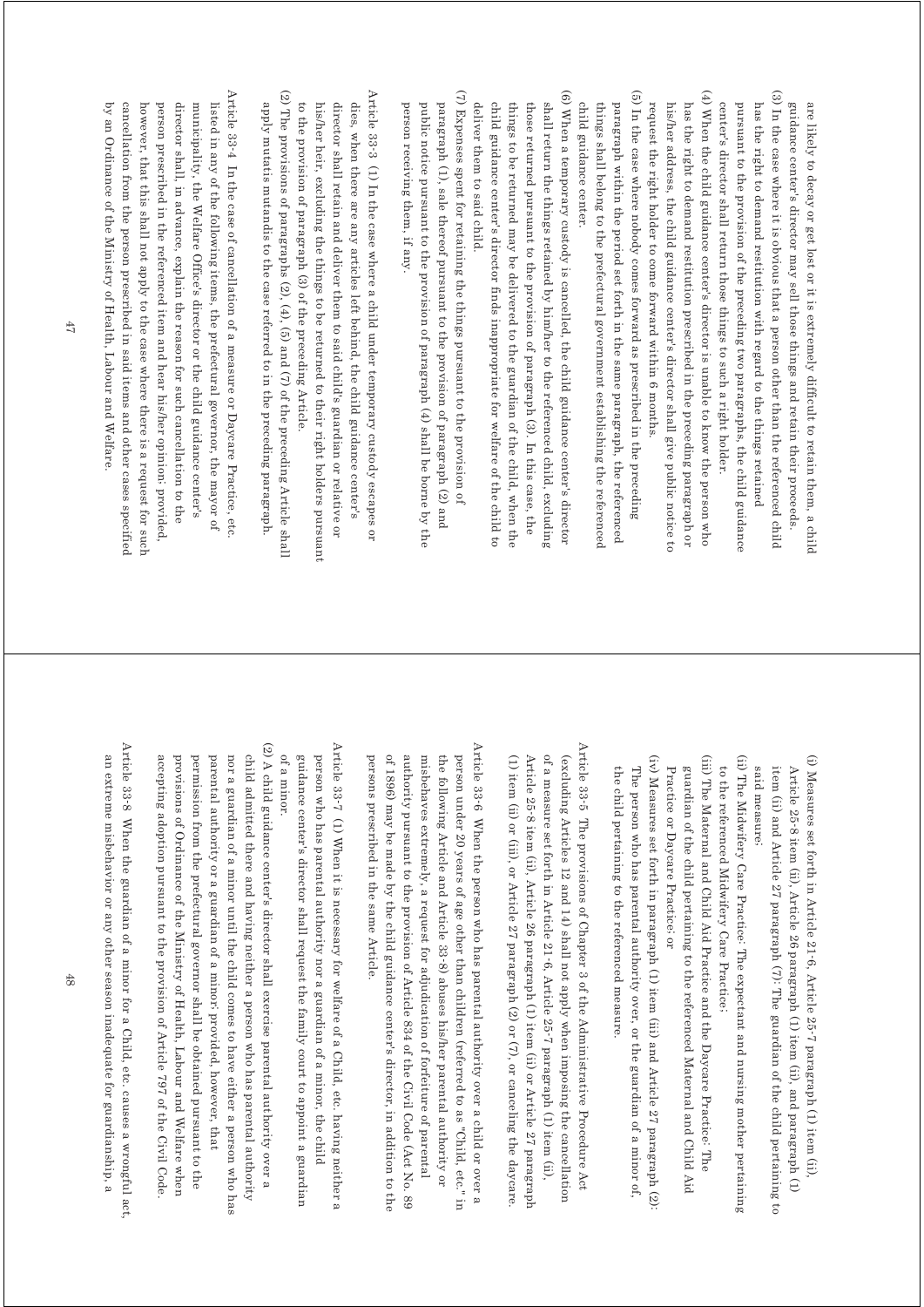are likely to decay or get lost or it is extremely difficult to retain them, a child guidance center's director may sell those things and retain their proceeds.

(3) In the case where it is obvious that a person other than the referenced child has the right to demand restitution with regard to the things retained pursuant to the provision of the preceding two paragraphs, the child guidance center's director shall return those things to such a right holder.

(4) When the child guidance center's director is unable to know the person who has the right to demand restitution prescribed in the preceding paragraph or his/her address, the child guidance center's director shall give public notice to request the right holder to come forward within 6 months.

(5) In the case where nobody comes forward as prescribed in the preceding paragraph within the period set forth in the same paragraph, the referenced things shall belong to the prefectural government establishing the referenced child guidance center.

(6) When a temporary custody is cancelled, the child guidance center's director shall return the things retained by him/her to the referenced child, excluding those returned pursuant to the provision of paragraph (3). In this case, the things to be returned may be delivered to the guardian of the child, when the child guidance center's director finds inappropriate for welfare of the child to deliver them to said child.

(7) Expenses spent for retaining the things pursuant to the provision of paragraph (1), sale thereof pursuant to the provision of paragraph (2) and public notice pursuant to the provision of paragraph (4) shall be borne by the person receiving them, if any.

Article 33-3 (1) In the case where a child under temporary custody escapes or dies, when there are any articles left behind, the child guidance center's director shall retain and deliver them to said child's guardian or relative or his/her heir, excluding the things to be returned to their right holders pursuant to the provision of paragraph (3) of the preceding Article.

(2) The provisions of paragraphs (2), (4), (5) and (7) of the preceding Article shall apply mutatis mutandis to the case referred to in the preceding paragraph.

Article 33-4 In the case of cancellation of a measure or Daycare Practice, etc. listed in any of the following items, the prefectural governor, the mayor of municipality, the Welfare Office's director or the child guidance center's director shall, in advance, explain the reason for such cancellation to the person prescribed in the referenced item and hear his/her opinion: provided, however, that this shall not apply to the case where there is a request for such cancellation from the person prescribed in said items and other cases specified by an Ordinance of the Ministry of Health, Labour and Welfare.

(i) Measures set forth in Article 21-6, Article 25-7 paragraph (1) item (ii), Article 25-8 item (ii), Article 26 paragraph (1) item (ii), and paragraph (1) item (ii) and Article 27 paragraph (7): The guardian of the child pertaining to said measure;

(ii) The Midwifery Care Practice: The expectant and nursing mother pertaining to the referenced Midwifery Care Practice;

(iii) The Maternal and Child Aid Practice and the Daycare Practice: The guardian of the child pertaining to the referenced Maternal and Child Aid Practice or Daycare Practice; or

(iv) Measures set forth in paragraph (1) item (iii) and Article 27 paragraph (2): The person who has parental authority over, or the guardian of a minor of, the child pertaining to the referenced measure.

Article 33-5 The provisions of Chapter 3 of the Administrative Procedure Act (excluding Articles 12 and 14) shall not apply when imposing the cancellation of a measure set forth in Article 21-6, Article 25-7 paragraph (1) item (ii), Article 25-8 item (ii), Article 26 paragraph (1) item (ii) or Article 27 paragraph (1) item (ii) or (iii), or Article 27 paragraph (2) or (7), or canceling the daycare.

Article 33-6 When the person who has parental authority over a child or over a person under 20 years of age other than children (referred to as "Child, etc." in the following Article and Article 33-8) abuses his/her parental authority or misbehaves extremely, a request for adjudication of forfeiture of parental authority pursuant to the provision of Article 834 of the Civil Code (Act No. 89 of 1896) may be made by the child guidance center's director, in addition to the persons prescribed in the same Article.

Article 33-7 (1) When it is necessary for welfare of a Child, etc. having neither a person who has parental authority nor a guardian of a minor, the child guidance center's director shall request the family court to appoint a guardian of a minor.

(2) A child guidance center's director shall exercise parental authority over a child admitted there and having neither a person who has parental authority nor a guardian of a minor until the child comes to have either a person who has parental authority or a guardian of a minor; provided, however, that permission from the prefectural governor shall be obtained pursuant to the provisions of Ordinance of the Ministry of Health, Labour and Welfare when accepting adoption pursuant to the provision of Article 797 of the Civil Code.

Article 33-8 When the guardian of a minor for a Child, etc. causes a wrongful act, an extreme misbehavior or any other season inadequate for guardianship, a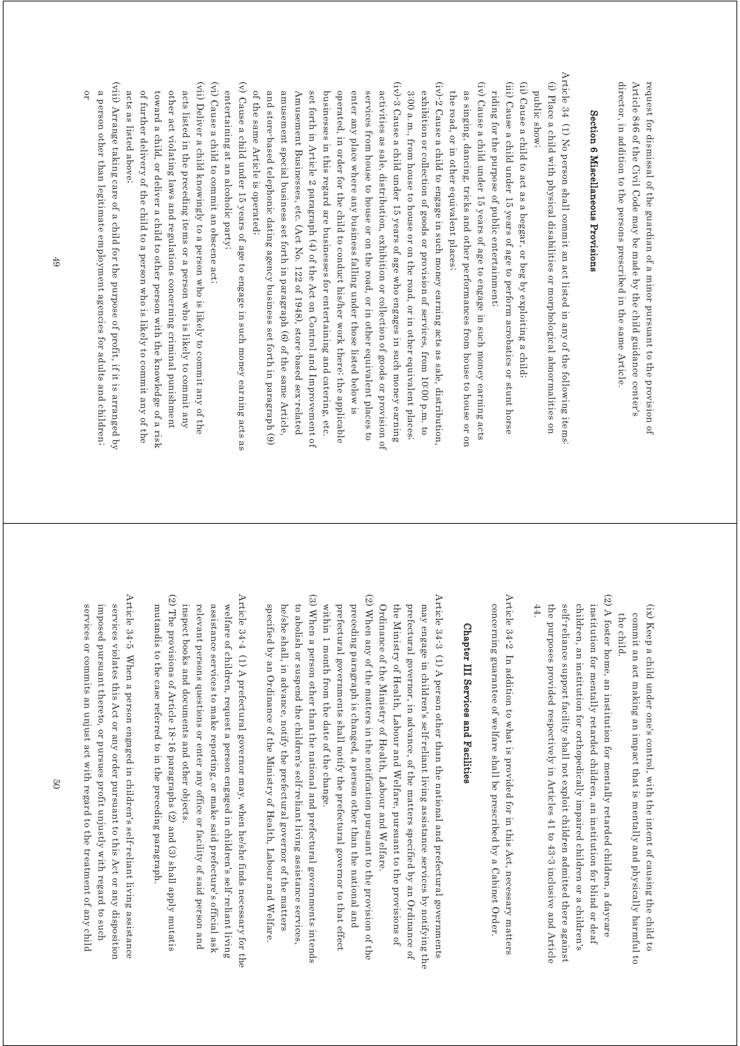request for dismissal of the guardian of a minor pursuant to the provision of Article 846 of the Civil Code may be made by the child guidance center's director, in addition to the persons prescribed in the same Article.

### Section 6 Miscellaneous Provisions

Article 34 (1) No person shall commit an act listed in any of the following items:

(i) Place a child with physical disabilities or morphological abnormalities on public show;

(ii) Cause a child to act as a beggar, or beg by exploiting a child;

(iii) Cause a child under 15 years of age to perform acrobatics or stunt horse riding for the purpose of public entertainment;

(iv) Cause a child under 15 years of age to engage in such money earning acts as singing, dancing, tricks and other performances from house to house or on the road, or in other equivalent places;

(iv)-2 Cause a child to engage in such money earning acts as sale, distribution, exhibition or collection of goods or provision of services, from 10:00 p.m. to 3:00 a.m., from house to house or on the road, or in other equivalent places;

(iv)-3 Cause a child under 15 years of age who engages in such money earning activities as sale, distribution, exhibition or collection of goods or provision of services from house to house or on the road, or in other equivalent places to enter any place where any business falling under those listed below is operated, in order for the child to conduct his/her work there; the applicable businesses in this regard are businesses for entertaining and catering, etc. set forth in Article 2 paragraph (4) of the Act on Control and Improvement of Amusement Businesses, etc. (Act No. 122 of 1948), store-based sex-related amusement special business set forth in paragraph (6) of the same Article, and store-based telephonic dating agency business set forth in paragraph (9) of the same Article is operated;

(v) Cause a child under 15 years of age to engage in such money earning acts as entertaining at an alcoholic party;

(vi) Cause a child to commit an obscene act;

(vii) Deliver a child knowingly to a person who is likely to commit any of the acts listed in the preceding items or a person who is likely to commit any other act violating laws and regulations concerning criminal punishment toward a child, or deliver a child to other person with the knowledge of a risk of further delivery of the child to a person who is likely to commit any of the acts as listed above;

(viii) Arrange taking care of a child for the purpose of profit, if it is arranged by a person other than legitimate employment agencies for adults and children; or

(ix) Keep a child under one's control, with the intent of causing the child to commit an act making an impact that is mentally and physically harmful to the child.

(2) A foster home, an institution for mentally retarded children, a daycare institution for mentally retarded children, an institution for blind or deaf children, an institution for orthopedically impaired children or a children's self-reliance support facility shall not exploit children admitted there against the purposes provided respectively in Articles 41 to 43-3 inclusive and Article 44.

Article 34-2 In addition to what is provided for in this Act, necessary matters concerning guarantee of welfare shall be prescribed by a Cabinet Order.

## Chapter III Services and Facilities

Article 34-3 (1) A person other than the national and prefectural governments may engage in children's self-reliant living assistance services by notifying the prefectural governor, in advance, of the matters specified by an Ordinance of the Ministry of Health, Labour and Welfare, pursuant to the provisions of Ordinance of the Ministry of Health, Labour and Welfare.

(2) When any of the matters in the notification pursuant to the provision of the preceding paragraph is changed, a person other than the national and prefectural governments shall notify the prefectural governor to that effect within 1 month from the date of the change.

(3) When a person other than the national and prefectural governments intends to abolish or suspend the children's self-reliant living assistance services, he/she shall, in advance, notify the prefectural governor of the matters specified by an Ordinance of the Ministry of Health, Labour and Welfare.

Article 34-4 (1) A prefectural governor may, when he/she finds necessary for the welfare of children, request a person engaged in children's self-reliant living assistance services to make reporting, or make said prefecture's official ask relevant persons questions or enter any office or facility of said person and inspect books and documents and other objects.

(2) The provisions of Article 18-16 paragraphs (2) and (3) shall apply mutatis mutandis to the case referred to in the preceding paragraph.

Article 34-5 When a person engaged in children's self-reliant living assistance services violates this Act or any order pursuant to this Act or any disposition imposed pursuant thereto, or pursues profit unjustly with regard to such services or commits an unjust act with regard to the treatment of any child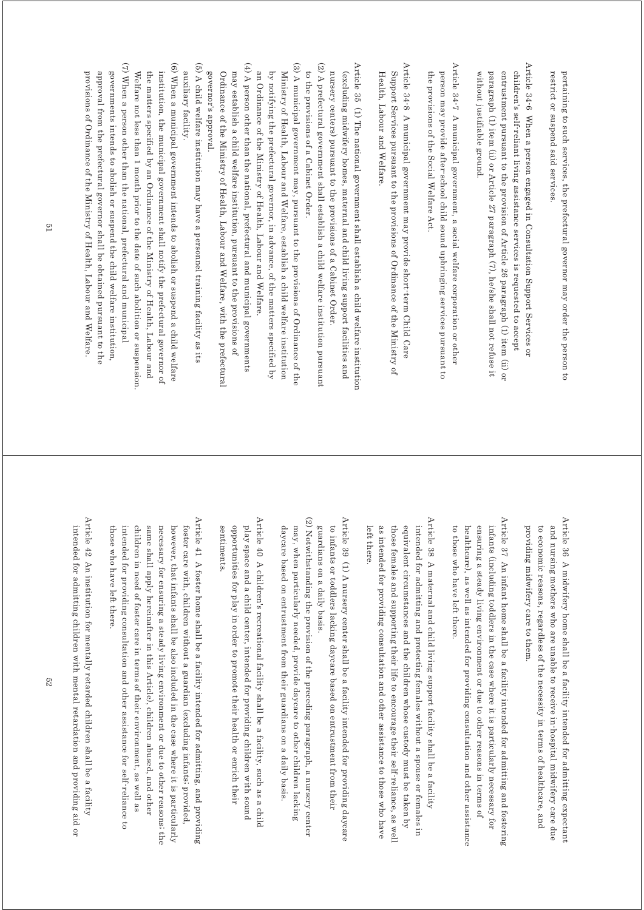pertaining to such services, the prefectural governor may order the person to restrict or suspend said services.

Article 34-6 When a person engaged in Consultation Support Services or children's self-reliant living assistance services is requested to accept entrustment pursuant to the provision of Article 26 paragraph (1) item (ii) or paragraph (1) item (ii) or Article 27 paragraph (7), he/she shall not refuse it without justifiable ground.

Article 34-7 A municipal government, a social welfare corporation or other person may provide after-school child sound upbringing services pursuant to the provisions of the Social Welfare Act.

Article 34-8 A municipal government may provide short-term Child Care Support Services pursuant to the provisions of Ordinance of the Ministry of Health, Labour and Welfare.

Article 35 (1) The national government shall establish a child welfare institution (excluding midwifery homes, maternal and child living support facilities and nursery centers) pursuant to the provisions of a Cabinet Order.

(2) A prefectural government shall establish a child welfare institution pursuant to the provisions of a Cabinet Order.

(3) A municipal government may, pursuant to the provisions of Ordinance of the Ministry of Health, Labour and Welfare, establish a child welfare institution by notifying the prefectural governor, in advance, of the matters specified by an Ordinance of the Ministry of Health, Labour and Welfare.

(4) A person other than the national, prefectural and municipal governments may establish a child welfare institution, pursuant to the provisions of Ordinance of the Ministry of Health, Labour and Welfare, with the prefectural governor's approval.

(5) A child welfare institution may have a personnel training facility as its auxiliary facility.

(6) When a municipal government intends to abolish or suspend a child welfare institution, the municipal government shall notify the prefectural governor of the matters specified by an Ordinance of the Ministry of Health, Labour and Welfare not less than 1 month prior to the date of such abolition or suspension.

(7) When a person other than the national, prefectural and municipal governments intends to abolish or suspend the child welfare institution, approval from the prefectural governor shall be obtained pursuant to the provisions of Ordinance of the Ministry of Health, Labour and Welfare.

Article 36 A midwifery home shall be a facility intended for admitting expectant and nursing mothers who are unable to receive in-hospital midwifery care due to economic reasons, regardless of the necessity in terms of healthcare, and providing midwifery care to them.

Article 37 An infant home shall be a facility intended for admitting and fostering infants (including toddlers in the case where it is particularly necessary for ensuring a steady living environment or due to other reasons in terms of healthcare), as well as intended for providing consultation and other assistance to those who have left there.

Article 38 A maternal and child living support facility shall be a facility intended for admitting and protecting females without a spouse or females in equivalent circumstances and the children whose custody must be taken by those females and supporting their life to encourage their self-reliance, as well as intended for providing consultation and other assistance to those who have left there.

Article 39 (1) A nursery center shall be a facility intended for providing daycare to infants or toddlers lacking daycare based on entrustment from their guardians on a daily basis.

(2) Notwithstanding the provision of the preceding paragraph, a nursery center may, when particularly needed, provide daycare to other children lacking daycare based on entrustment from their guardians on a daily basis.

Article 40 A children's recreational facility shall be a facility, such as a child play space and a child center, intended for providing children with sound opportunities for play in order to promote their health or enrich their sentiments.

Article 41 A foster home shall be a facility intended for admitting, and providing foster care with, children without a guardian (excluding infants; provided, however, that infants shall be also included in the case where it is particularly necessary for ensuring a steady living environment or due to other reasons; the same shall apply hereinafter in this Article), children abused, and other children in need of foster care in terms of their environment, as well as intended for providing consultation and other assistance for self-reliance to those who have left there.

Article 42 An institution for mentally retarded children shall be a facility intended for admitting children with mental retardation and providing aid or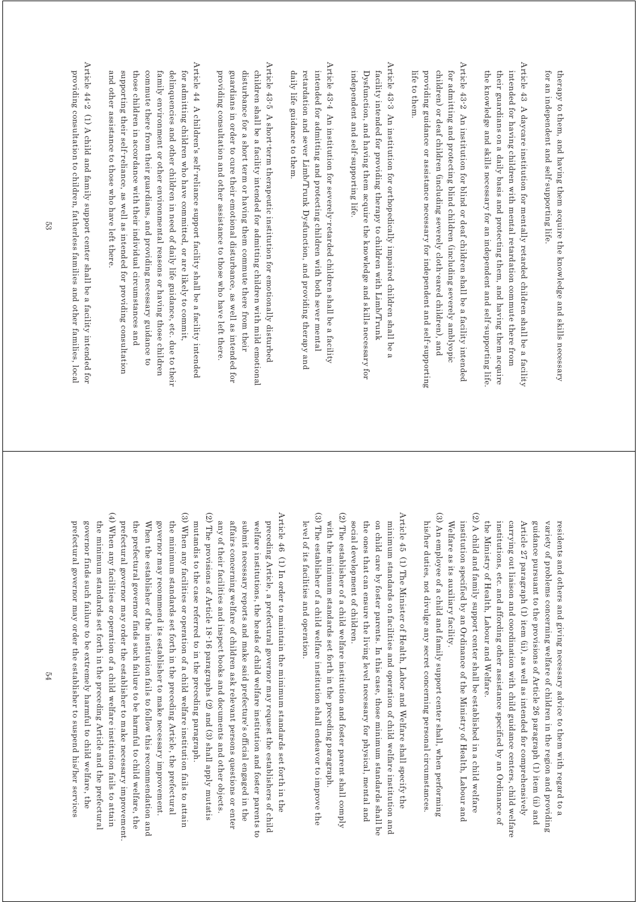therapy to them, and having them acquire the knowledge and skills necessary for an independent and self-supporting life.

Article 43 A daycare institution for mentally retarded children shall be a facility intended for having children with mental retardation commute there from their guardians on a daily basis and protecting them, and having them acquire the knowledge and skills necessary for an independent and self-supporting life.

Article 43-2 An institution for blind or deaf children shall be a facility intended for admitting and protecting blind children (including severely amblyopic children) or deaf children (including severely cloth-eared children), and providing guidance or assistance necessary for independent and self-supporting life to them.

Article 43-3 An institution for orthopedically impaired children shall be a facility intended for providing therapy to children with Limb/Trunk Dysfunction, and having them acquire the knowledge and skills necessary for independent and self-supporting life.

Article 43-4 An institution for severely-retarded children shall be a facility intended for admitting and protecting children with both sever mental retardation and sever Limb/Trunk Dysfunction, and providing therapy and daily life guidance to them.

Article 43-5 A short-term therapeutic institution for emotionally disturbed children shall be a facility intended for admitting children with mild emotional disturbance for a short term or having them commute there from their guardians in order to cure their emotional disturbance, as well as intended for providing consultation and other assistance to those who have left there.

Article 44 A children's self-reliance support facility shall be a facility intended for admitting children who have committed, or are likely to commit, delinquencies and other children in need of daily life guidance, etc. due to their family environment or other environmental reasons or having those children commute there from their guardians, and providing necessary guidance to those children in accordance with their individual circumstances and supporting their self-reliance, as well as intended for providing consultation and other assistance to those who have left there.

Article 44-2 (1) A child and family support center shall be a facility intended for providing consultation to children, fatherless families and other families, local residents and others and giving necessary advice to them with regard to a variety of problems concerning welfare of children in the region and providing guidance pursuant to the provisions of Article 26 paragraph (1) item (ii) and Article 27 paragraph (1) item (ii), as well as intended for comprehensively carrying out liaison and coordination with child guidance centers, child welfare institutions, etc. and affording other assistance specified by an Ordinance of the Ministry of Health, Labour and Welfare.

(2) A child and family support center shall be established in a child welfare institution specified by an Ordinance of the Ministry of Health, Labour and Welfare as its auxiliary facility.

(3) An employee of a child and family support center shall, when performing his/her duties, not divulge any secret concerning personal circumstances.

Article 45 (1) The Minister of Health, Labor and Welfare shall specify the minimum standards on facilities and operation of child welfare institution and on child care by foster parents. In this case, those minimum standards shall be the ones that can ensure the living level necessary for physical, mental and social development of children.

(2) The establisher of a child welfare institution and foster parent shall comply with the minimum standards set forth in the preceding paragraph.

(3) The establisher of a child welfare institution shall endeavor to improve the level of its facilities and operation.

Article 46 (1) In order to maintain the minimum standards set forth in the preceding Article, a prefectural governor may request the establishers of child welfare institutions, the heads of child welfare institution and foster parents to submit necessary reports and make said prefecture's official engaged in the affairs concerning welfare of children ask relevant persons questions or enter any of their facilities and inspect books and documents and other objects.

(2) The provisions of Article 18-16 paragraphs (2) and (3) shall apply mutatis mutandis to the case referred to in the preceding paragraph.

(3) When any facilities or operation of a child welfare institution fails to attain the minimum standards set forth in the preceding Article, the prefectural governor may recommend its establisher to make necessary improvement. When the establisher of the institution fails to follow this recommendation and the prefectural governor finds such failure to be harmful to child welfare, the prefectural governor may order the establisher to make necessary improvement.

(4) When any facilities or operation of a child welfare institution fails to attain the minimum standards set forth in the preceding Article and the prefectural governor finds such failure to be extremely harmful to child welfare, the prefectural governor may order the establisher to suspend his/her services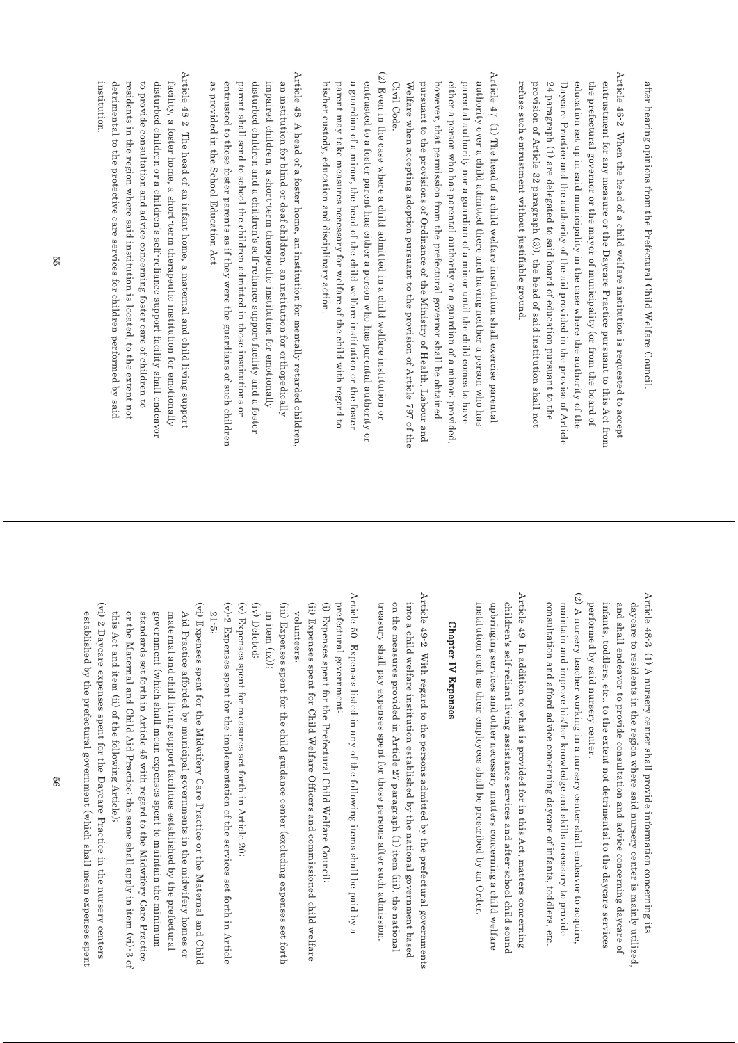after hearing opinions from the Prefectural Child Welfare Council.

Article 46-2 When the head of a child welfare institution is requested to accept entrustment for any measure or the Daycare Practice pursuant to this Act from the prefectural governor or the mayor of municipality (or from the board of education set up in said municipality in the case where the authority of the Daycare Practice and the authority of the aid provided in the proviso of Article 24 paragraph (1) are delegated to said board of education pursuant to the provision of Article 32 paragraph (3)), the head of said institution shall not refuse such entrustment without justifiable ground.

Article 47 (1) The head of a child welfare institution shall exercise parental authority over a child admitted there and having neither a person who has parental authority nor a guardian of a minor until the child comes to have either a person who has parental authority or a guardian of a minor; provided, however, that permission from the prefectural governor shall be obtained pursuant to the provisions of Ordinance of the Ministry of Health, Labour and Welfare when accepting adoption pursuant to the provision of Article 797 of the Civil Code.

(2) Even in the case where a child admitted in a child welfare institution or entrusted to a foster parent has either a person who has parental authority or a guardian of a minor, the head of the child welfare institution or the foster parent may take measures necessary for welfare of the child with regard to his/her custody, education and disciplinary action.

Article 48 A head of a foster home, an institution for mentally retarded children, an institution for blind or deaf children, an institution for orthopedically impaired children, a short-term therapeutic institution for emotionally disturbed children and a children's self-reliance support facility and a foster parent shall send to school the children admitted in those institutions or entrusted to those foster parents as if they were the guardians of such children as provided in the School Education Act.

Article 48-2 The head of an infant home, a maternal and child living support facility, a foster home, a short-term therapeutic institution for emotionally disturbed children or a children's self-reliance support facility shall endeavor to provide consultation and advice concerning foster care of children to residents in the region where said institution is located, to the extent not detrimental to the protective care services for children performed by said institution.

Article 48-3 (1) A nursery center shall provide information concerning its daycare to residents in the region where said nursery center is mainly utilized, and shall endeavor to provide consultation and advice concerning daycare of infants, toddlers, etc., to the extent not detrimental to the daycare services performed by said nursery center.

(2) A nursery teacher working in a nursery center shall endeavor to acquire, maintain and improve his/her knowledge and skills necessary to provide consultation and afford advice concerning daycare of infants, toddlers, etc.

Article 49 In addition to what is provided for in this Act, matters concerning children's self-reliant living assistance services and after-school child sound upbringing services and other necessary matters concerning a child welfare institution such as their employees shall be prescribed by an Order.

## Chapter IV Expenses

Article 49-2 With regard to the persons admitted by the prefectural governments into a child welfare institution established by the national government based on the measures provided in Article 27 paragraph (1) item (iii), the national treasury shall pay expenses spent for those persons after such admission.

Article 50 Expenses listed in any of the following items shall be paid by a prefectural government:

(i) Expenses spent for the Prefectural Child Welfare Council;

(ii) Expenses spent for Child Welfare Officers and commissioned child welfare volunteers;

(iii) Expenses spent for the child guidance center (excluding expenses set forth in item (ix));

(iv) Deleted;

(v) Expenses spent for measures set forth in Article 20;

(v)-2 Expenses spent for the implementation of the services set forth in Article 21-5;

(vi) Expenses spent for the Midwifery Care Practice or the Maternal and Child Aid Practice afforded by municipal governments in the midwifery homes or maternal and child living support facilities established by the prefectural government (which shall mean expenses spent to maintain the minimum standards set forth in Article 45 with regard to the Midwifery Care Practice or the Maternal and Child Aid Practice; the same shall apply in item (vi)-3 of this Act and item (ii) of the following Article);

(vi)-2 Daycare expenses spent for the Daycare Practice in the nursery centers established by the prefectural government (which shall mean expenses spent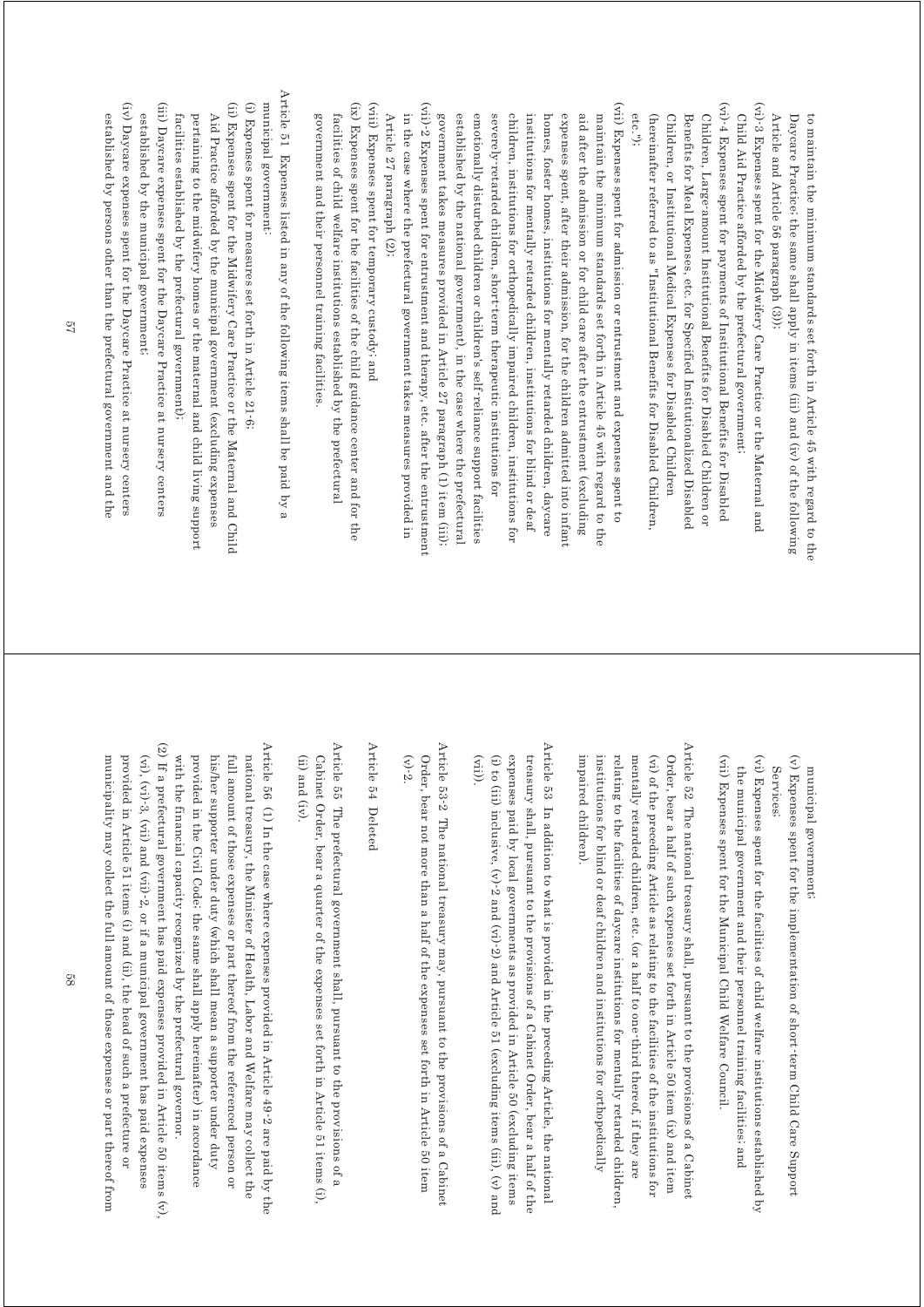to maintain the minimum standards set forth in Article 45 with regard to the Daycare Practice; the same shall apply in items (iii) and (iv) of the following Article and Article 56 paragraph (3));

(vi)-3 Expenses spent for the Midwifery Care Practice or the Maternal and Child Aid Practice afforded by the prefectural government;

(vi)-4 Expenses spent for payments of Institutional Benefits for Disabled Children, Large-amount Institutional Benefits for Disabled Children or Benefits for Meal Expenses, etc. for Specified Institutionalized Disabled Children, or Institutional Medical Expenses for Disabled Children (hereinafter referred to as "Institutional Benefits for Disabled Children, etc.");

(vii) Expenses spent for admission or entrustment and expenses spent to maintain the minimum standards set forth in Article 45 with regard to the aid after the admission or for child care after the entrustment (excluding expenses spent, after their admission, for the children admitted into infant homes, foster homes, institutions for mentally retarded children, daycare institutions for mentally retarded children, institutions for blind or deaf children, institutions for orthopedically impaired children, institutions for severely-retarded children, short-term therapeutic institutions for emotionally disturbed children or children's self-reliance support facilities established by the national government), in the case where the prefectural government takes measures provided in Article 27 paragraph (1) item (iii);

(vii)-2 Expenses spent for entrustment and therapy, etc. after the entrustment in the case where the prefectural government takes measures provided in Article 27 paragraph (2);

(viii) Expenses spent for temporary custody; and

(ix) Expenses spent for the facilities of the child guidance center and for the facilities of child welfare institutions established by the prefectural government and their personnel training facilities.

Article 51 Expenses listed in any of the following items shall be paid by a municipal government:

(i) Expenses spent for measures set forth in Article 21-6;

(ii) Expenses spent for the Midwifery Care Practice or the Maternal and Child Aid Practice afforded by the municipal government (excluding expenses pertaining to the midwifery homes or the maternal and child living support facilities established by the prefectural government);

(iii) Daycare expenses spent for the Daycare Practice at nursery centers established by the municipal government;

(iv) Daycare expenses spent for the Daycare Practice at nursery centers established by persons other than the prefectural government and the municipal government;

(v) Expenses spent for the implementation of short-term Child Care Support Services;

(vi) Expenses spent for the facilities of child welfare institutions established by the municipal government and their personnel training facilities; and

(vii) Expenses spent for the Municipal Child Welfare Council.

Article 52 The national treasury shall, pursuant to the provisions of a Cabinet Order, bear a half of such expenses set forth in Article 50 item (ix) and item (vi) of the preceding Article as relating to the facilities of the institutions for mentally retarded children, etc. (or a half to one-third thereof, if they are relating to the facilities of daycare institutions for mentally retarded children, institutions for blind or deaf children and institutions for orthopedically impaired children).

Article 53 In addition to what is provided in the preceding Article, the national treasury shall, pursuant to the provisions of a Cabinet Order, bear a half of the expenses paid by local governments as provided in Article 50 (excluding items (i) to (iii) inclusive, (v)-2 and (vi)-2) and Article 51 (excluding items (iii), (v) and (vii)).

Article 53-2 The national treasury may, pursuant to the provisions of a Cabinet Order, bear not more than a half of the expenses set forth in Article 50 item (v)-2.

Article 54 Deleted

Article 55 The prefectural government shall, pursuant to the provisions of a Cabinet Order, bear a quarter of the expenses set forth in Article 51 items (i), (ii) and (iv).

Article 56 (1) In the case where expenses provided in Article 49-2 are paid by the national treasury, the Minister of Health, Labor and Welfare may collect the full amount of those expenses or part thereof from the referenced person or his/her supporter under duty (which shall mean a supporter under duty provided in the Civil Code; the same shall apply hereinafter) in accordance with the financial capacity recognized by the prefectural governor.

(2) If a prefectural government has paid expenses provided in Article 50 items (v), (vi), (vi)-3, (vii) and (vii)-2, or if a municipal government has paid expenses provided in Article 51 items (i) and (ii), the head of such a prefecture or municipality may collect the full amount of those expenses or part thereof from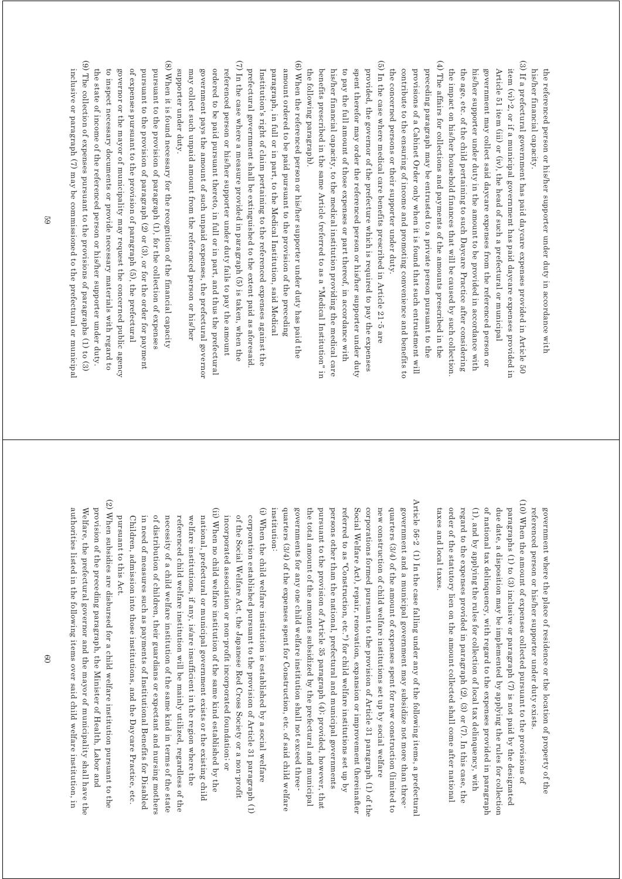the referenced person or his/her supporter under duty in accordance with his/her financial capacity.

(3) If a prefectural government has paid daycare expenses provided in Article 50 item (vi)-2, or if a municipal government has paid daycare expenses provided in Article 51 item (iii) or (iv), the head of such a prefectural or municipal government may collect said daycare expenses from the referenced person or his/her supporter under duty in the amount to be provided in accordance with the age, etc. of the child pertaining to such Daycare Practice after considering the impact on his/her household finances that will be caused by such collection.

(4) The affairs for collections and payments of the amounts prescribed in the preceding paragraph may be entrusted to a private person pursuant to the provisions of a Cabinet Order only when it is found that such entrustment will contribute to the ensuring of income and promoting convenience and benefits to the concerned persons or their supporter under duty.

(5) In the case where medical care benefits prescribed in Article 21-5 are provided, the governor of the prefecture which is required to pay the expenses spent therefor may order the referenced person or his/her supporter under duty to pay the full amount of those expenses or part thereof, in accordance with his/her financial capacity, to the medical institution providing the medical care benefits prescribed in the same Article (referred to as a "Medical Institution" in the following paragraph).

(6) When the referenced person or his/her supporter under duty has paid the amount ordered to be paid pursuant to the provision of the preceding paragraph, in full or in part, to the Medical Institution, said Medical Institution's right of claim pertaining to the referenced expenses against the prefectural government shall be extinguished to the extent paid as aforesaid.

(7) In the case where a measure provided in paragraph (5) is taken, when the referenced person or his/her supporter under duty fails to pay the amount ordered to be paid pursuant thereto, in full or in part, and thus the prefectural government pays the amount of such unpaid expenses, the prefectural governor may collect such unpaid amount from the referenced person or his/her supporter under duty.

(8) When it is found necessary for the recognition of the financial capacity pursuant to the provision of paragraph (1), for the collection of expenses pursuant to the provision of paragraph (2) or (3), or for the order for payment of expenses pursuant to the provision of paragraph (5), the prefectural governor or the mayor of municipality may request the concerned public agency to inspect necessary documents or provide necessary materials with regard to the state of income of the referenced person or his/her supporter under duty.

(9) The collection of expenses pursuant to the provisions of paragraphs (1) to (3) inclusive or paragraph (7) may be commissioned to the prefectural or municipal government where the place of residence or the location of property of the referenced person or his/her supporter under duty exists.

(10) When the amount of expenses collected pursuant to the provisions of paragraphs (1) to (3) inclusive or paragraph (7) is not paid by the designated due date, a disposition may be implemented by applying the rules for collection of national tax delinquency, with regard to the expenses provided in paragraph (1), and by applying the rules for collection of local tax delinquency, with regard to the expenses provided in paragraph (2), (3) or (7). In this case, the order of the statutory lien on the amount collected shall come after national taxes and local taxes.

Article 56-2 (1) In the case falling under any of the following items, a prefectural government and a municipal government may subsidize not more than three-quarters (3/4) of the amount of expenses spent for new construction (limited to new construction of child welfare institutions set up by social welfare corporations formed pursuant to the provision of Article 31 paragraph (1) of the Social Welfare Act), repair, renovation, expansion or improvement (hereinafter referred to as "Construction, etc.") for child welfare institutions set up by persons other than the national, prefectural and municipal governments pursuant to the provision of Article 35 paragraph (4); provided, however, that the total amount of the amounts subsidized by the prefectural and municipal governments for any one child welfare institution shall not exceed three-quarters (3/4) of the expenses spent for Construction, etc. of said child welfare institution:

(i) When the child welfare institution is established by a social welfare corporation established pursuant to the provision of Article 31 paragraph (1) of the Social Welfare Act, the Japanese Red Cross Society or a non-profit incorporated association or non-profit incorporated foundation; or

(ii) When no child welfare institution of the same kind established by the national, prefectural or municipal government exists or the existing child welfare institutions, if any, is/are insufficient in the region where the referenced child welfare institution will be mainly utilized, regardless of the necessity of a child welfare institution of the same kind in terms of the state of distribution of children, their guardians or expectant and nursing mothers in need of measures such as payments of Institutional Benefits for Disabled Children, admission into those institutions, and the Daycare Practice, etc. pursuant to this Act.

(2) When subsidies are disbursed for a child welfare institution pursuant to the provision of the preceding paragraph, the Minister of Health, Labor and Welfare, the prefectural governor and the mayor of municipality shall have the authorities listed in the following items over said child welfare institution, in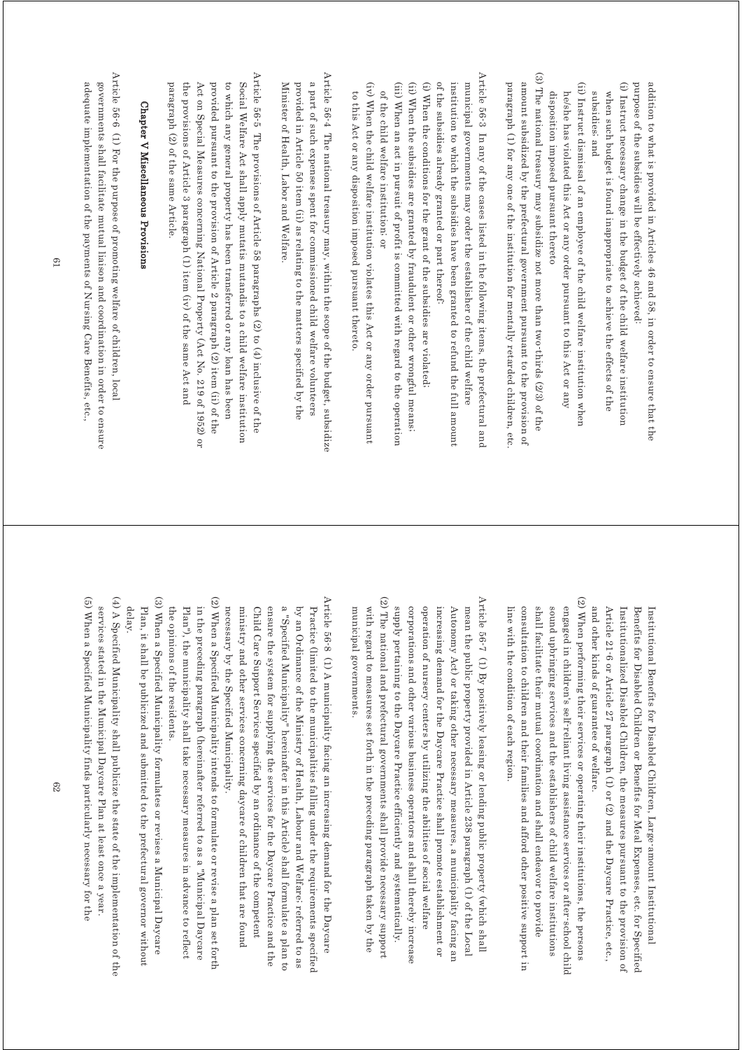addition to what is provided in Articles 46 and 58, in order to ensure that the purpose of the subsidies will be effectively achieved:

(i) Instruct necessary change in the budget of the child welfare institution when such budget is found inappropriate to achieve the effects of the subsidies; and

(ii) Instruct dismissal of an employee of the child welfare institution when he/she has violated this Act or any order pursuant to this Act or any disposition imposed pursuant thereto

(3) The national treasury may subsidize not more than two-thirds (2/3) of the amount subsidized by the prefectural government pursuant to the provision of paragraph (1) for any one of the institution for mentally retarded children, etc.

Article 56-3 In any of the cases listed in the following items, the prefectural and municipal governments may order the establisher of the child welfare institution to which the subsidies have been granted to refund the full amount of the subsidies already granted or part thereof:

(i) When the conditions for the grant of the subsidies are violated;

(ii) When the subsidies are granted by fraudulent or other wrongful means;

(iii) When an act in pursuit of profit is committed with regard to the operation of the child welfare institution; or

(iv) When the child welfare institution violates this Act or any order pursuant to this Act or any disposition imposed pursuant thereto.

Article 56-4 The national treasury may, within the scope of the budget, subsidize a part of such expenses spent for commissioned child welfare volunteers provided in Article 50 item (ii) as relating to the matters specified by the Minister of Health, Labor and Welfare.

Article 56-5 The provisions of Article 58 paragraphs (2) to (4) inclusive of the Social Welfare Act shall apply mutatis mutandis to a child welfare institution to which any general property has been transferred or any loan has been provided pursuant to the provision of Article 2 paragraph (2) item (ii) of the Act on Special Measures concerning National Property (Act No. 219 of 1952) or the provisions of Article 3 paragraph (1) item (iv) of the same Act and paragraph (2) of the same Article.

## Chapter V Miscellaneous Provisions

Article 56-6 (1) For the purpose of promoting welfare of children, local governments shall facilitate mutual liaison and coordination in order to ensure adequate implementation of the payments of Nursing Care Benefits, etc., Institutional Benefits for Disabled Children, Large-amount Institutional Benefits for Disabled Children or Benefits for Meal Expenses, etc. for Specified Institutionalized Disabled Children, the measures pursuant to the provision of Article 21-6 or Article 27 paragraph (1) or (2) and the Daycare Practice, etc., and other kinds of guarantee of welfare.

(2) When performing their services or operating their institutions, the persons engaged in children's self-reliant living assistance services or after-school child sound upbringing services and the establishers of child welfare institutions shall facilitate their mutual coordination and shall endeavor to provide consultation to children and their families and afford other positive support in line with the condition of each region.

Article 56-7 (1) By positively leasing or lending public property (which shall mean the public property provided in Article 238 paragraph (1) of the Local Autonomy Act) or taking other necessary measures, a municipality facing an increasing demand for the Daycare Practice shall promote establishment or operation of nursery centers by utilizing the abilities of social welfare corporations and other various business operators and shall thereby increase supply pertaining to the Daycare Practice efficiently and systematically.

(2) The national and prefectural governments shall provide necessary support with regard to measures set forth in the preceding paragraph taken by the municipal governments.

Article 56-8 (1) A municipality facing an increasing demand for the Daycare Practice (limited to the municipalities falling under the requirements specified by an Ordinance of the Ministry of Health, Labour and Welfare; referred to as a "Specified Municipality" hereinafter in this Article) shall formulate a plan to ensure the system for supplying the services for the Daycare Practice and the Child Care Support Services specified by an ordinance of the competent ministry and other services concerning daycare of children that are found necessary by the Specified Municipality.

(2) When a Specified Municipality intends to formulate or revise a plan set forth in the preceding paragraph (hereinafter referred to as a "Municipal Daycare Plan"), the municipality shall take necessary measures in advance to reflect the opinions of the residents.

(3) When a Specified Municipality formulates or revises a Municipal Daycare Plan, it shall be publicized and submitted to the prefectural governor without delay.

(4) A Specified Municipality shall publicize the state of the implementation of the services stated in the Municipal Daycare Plan at least once a year.

(5) When a Specified Municipality finds particularly necessary for the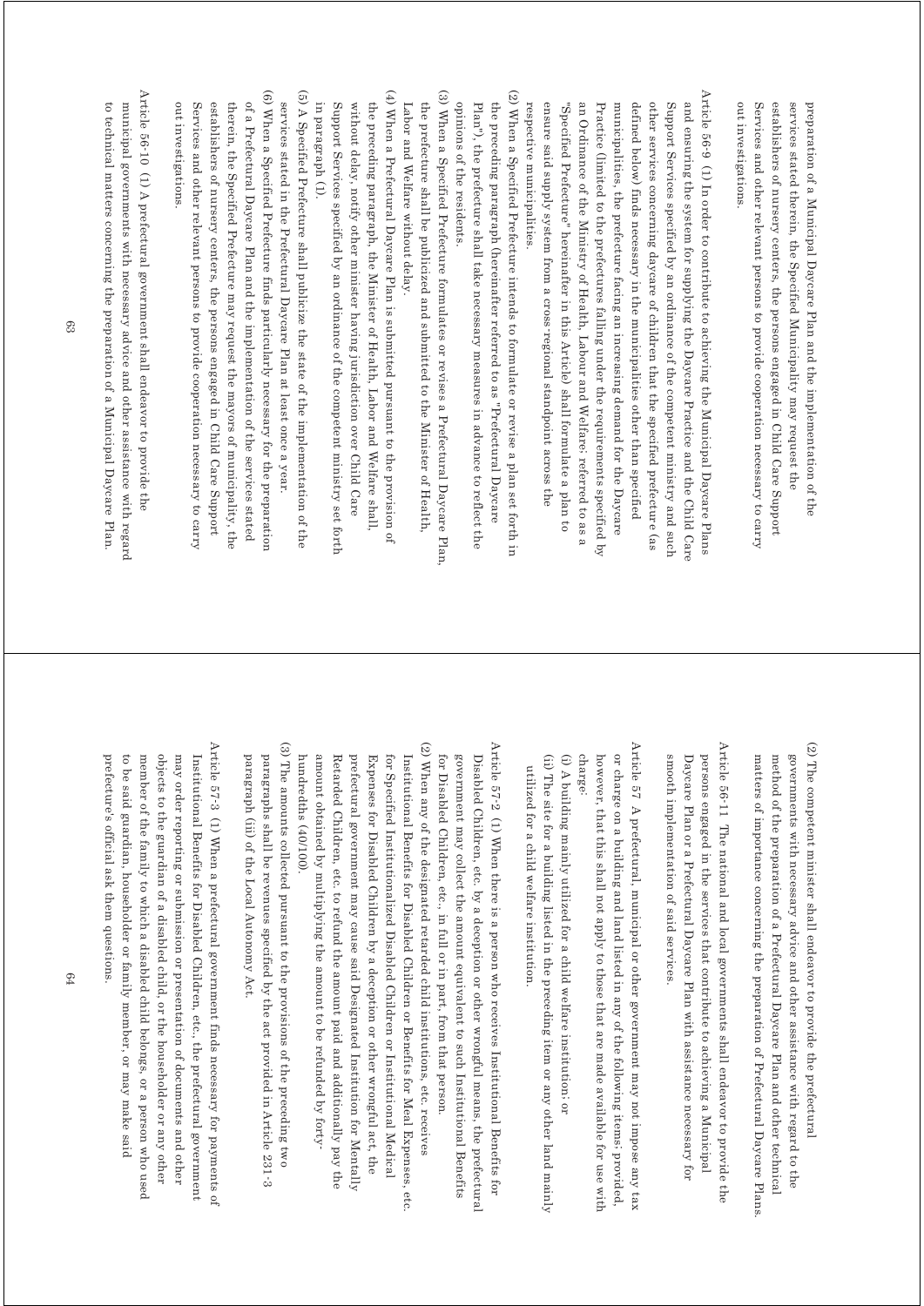preparation of a Municipal Daycare Plan and the implementation of the services stated therein, the Specified Municipality may request the establishers of nursery centers, the persons engaged in Child Care Support Services and other relevant persons to provide cooperation necessary to carry out investigations.

Article 56-9 (1) In order to contribute to achieving the Municipal Daycare Plans and ensuring the system for supplying the Daycare Practice and the Child Care Support Services specified by an ordinance of the competent ministry and such other services concerning daycare of children that the specified prefecture (as defined below) finds necessary in the municipalities other than specified municipalities, the prefecture facing an increasing demand for the Daycare Practice (limited to the prefectures falling under the requirements specified by an Ordinance of the Ministry of Health, Labour and Welfare; referred to as a "Specified Prefecture" hereinafter in this Article) shall formulate a plan to ensure said supply system from a cross-regional standpoint across the respective municipalities.

(2) When a Specified Prefecture intends to formulate or revise a plan set forth in the preceding paragraph (hereinafter referred to as "Prefectural Daycare Plan"), the prefecture shall take necessary measures in advance to reflect the opinions of the residents.

(3) When a Specified Prefecture formulates or revises a Prefectural Daycare Plan, the prefecture shall be publicized and submitted to the Minister of Health, Labor and Welfare without delay.

(4) When a Prefectural Daycare Plan is submitted pursuant to the provision of the preceding paragraph, the Minister of Health, Labor and Welfare shall, without delay, notify other minister having jurisdiction over Child Care Support Services specified by an ordinance of the competent ministry set forth in paragraph (1).

(5) A Specified Prefecture shall publicize the state of the implementation of the services stated in the Prefectural Daycare Plan at least once a year.

(6) When a Specified Prefecture finds particularly necessary for the preparation of a Prefectural Daycare Plan and the implementation of the services stated therein, the Specified Prefecture may request the mayors of municipality, the establishers of nursery centers, the persons engaged in Child Care Support Services and other relevant persons to provide cooperation necessary to carry out investigations.

Article 56-10 (1) A prefectural government shall endeavor to provide the municipal governments with necessary advice and other assistance with regard to technical matters concerning the preparation of a Municipal Daycare Plan.

(2) The competent minister shall endeavor to provide the prefectural governments with necessary advice and other assistance with regard to the method of the preparation of a Prefectural Daycare Plan and other technical matters of importance concerning the preparation of Prefectural Daycare Plans.

Article 56-11 The national and local governments shall endeavor to provide the persons engaged in the services that contribute to achieving a Municipal Daycare Plan or a Prefectural Daycare Plan with assistance necessary for smooth implementation of said services.

Article 57 A prefectural, municipal or other government may not impose any tax or charge on a building and land listed in any of the following items; provided, however, that this shall not apply to those that are made available for use with charge:

(i) A building mainly utilized for a child welfare institution; or

(ii) The site for a building listed in the preceding item or any other land mainly utilized for a child welfare institution.

Article 57-2 (1) When there is a person who receives Institutional Benefits for Disabled Children, etc. by a deception or other wrongful means, the prefectural government may collect the amount equivalent to such Institutional Benefits for Disabled Children, etc., in full or in part, from that person.

(2) When any of the designated retarded child institutions, etc. receives Institutional Benefits for Disabled Children or Benefits for Meal Expenses, etc. for Specified Institutionalized Disabled Children or Institutional Medical Expenses for Disabled Children by a deception or other wrongful act, the prefectural government may cause said Designated Institution for Mentally Retarded Children, etc. to refund the amount paid and additionally pay the amount obtained by multiplying the amount to be refunded by forty-hundredths (40/100).

(3) The amounts collected pursuant to the provisions of the preceding two paragraphs shall be revenues specified by the act provided in Article 231-3 paragraph (iii) of the Local Autonomy Act.

Article 57-3 (1) When a prefectural government finds necessary for payments of Institutional Benefits for Disabled Children, etc., the prefectural government may order reporting or submission or presentation of documents and other objects to the guardian of a disabled child, or the householder or any other member of the family to which a disabled child belongs, or a person who used to be said guardian, householder or family member, or may make said prefecture's official ask them questions.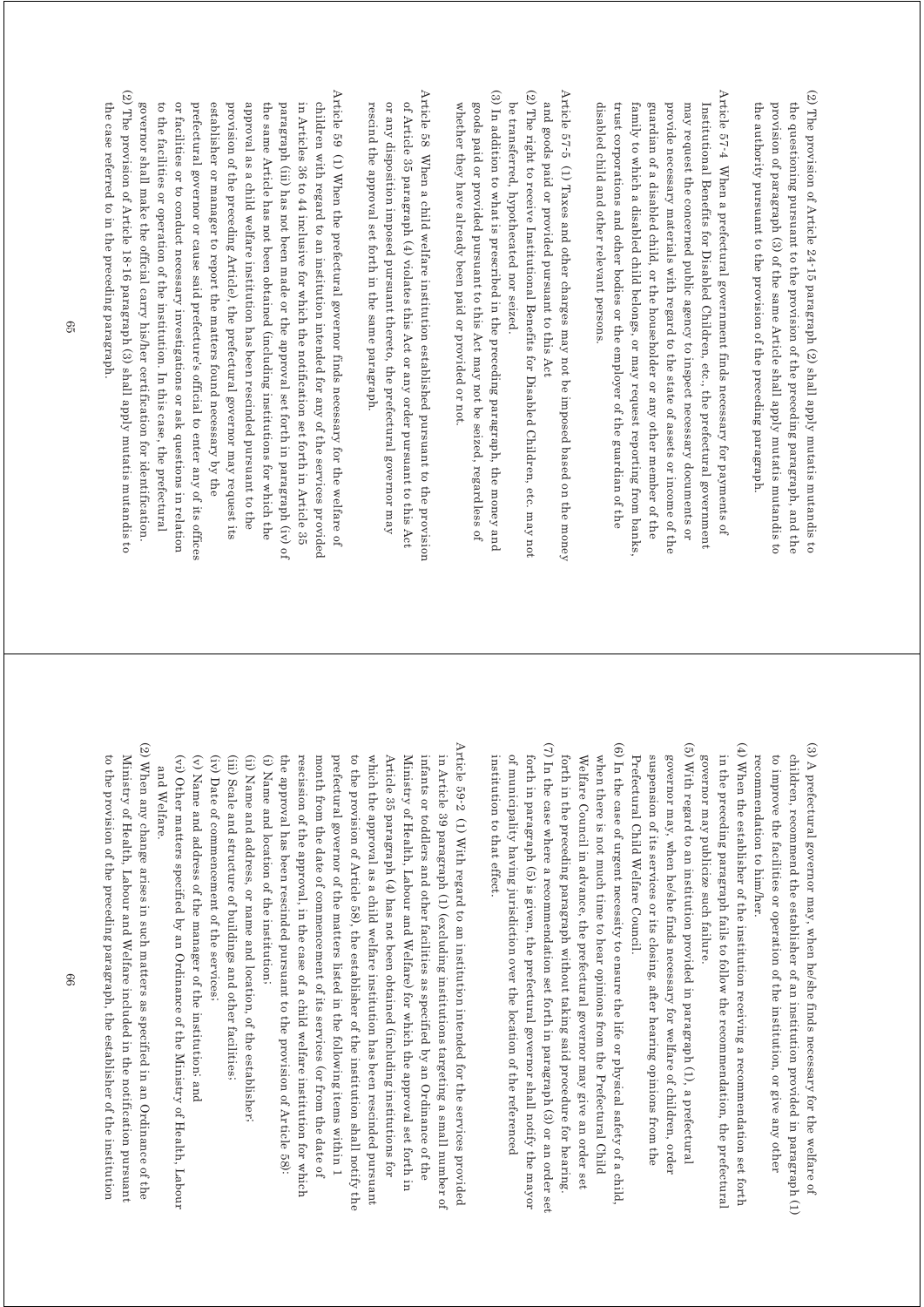(2) The provision of Article 24-15 paragraph (2) shall apply mutatis mutandis to the questioning pursuant to the provision of the preceding paragraph, and the provision of paragraph (3) of the same Article shall apply mutatis mutandis to the authority pursuant to the provision of the preceding paragraph.

Article 57-4 When a prefectural government finds necessary for payments of Institutional Benefits for Disabled Children, etc., the prefectural government may request the concerned public agency to inspect necessary documents or provide necessary materials with regard to the state of assets or income of the guardian of a disabled child, or the householder or any other member of the family to which a disabled child belongs, or may request reporting from banks, trust corporations and other bodies or the employer of the guardian of the disabled child and other relevant persons.

Article 57-5 (1) Taxes and other charges may not be imposed based on the money and goods paid or provided pursuant to this Act

(2) The right to receive Institutional Benefits for Disabled Children, etc. may not be transferred, hypothecated nor seized.

(3) In addition to what is prescribed in the preceding paragraph, the money and goods paid or provided pursuant to this Act may not be seized, regardless of whether they have already been paid or provided or not.

Article 58 When a child welfare institution established pursuant to the provision of Article 35 paragraph (4) violates this Act or any order pursuant to this Act or any disposition imposed pursuant thereto, the prefectural governor may rescind the approval set forth in the same paragraph.

Article 59 (1) When the prefectural governor finds necessary for the welfare of children with regard to an institution intended for any of the services provided in Articles 36 to 44 inclusive for which the notification set forth in Article 35 paragraph (iii) has not been made or the approval set forth in paragraph (iv) of the same Article has not been obtained (including institutions for which the approval as a child welfare institution has been rescinded pursuant to the provision of the preceding Article), the prefectural governor may request its establisher or manager to report the matters found necessary by the prefectural governor or cause said prefecture's official to enter any of its offices or facilities or to conduct necessary investigations or ask questions in relation to the facilities or operation of the institution. In this case, the prefectural governor shall make the official carry his/her certification for identification.

(2) The provision of Article 18-16 paragraph (3) shall apply mutatis mutandis to the case referred to in the preceding paragraph.

(3) A prefectural governor may, when he/she finds necessary for the welfare of children, recommend the establisher of an institution provided in paragraph (1) to improve the facilities or operation of the institution, or give any other recommendation to him/her.

(4) When the establisher of the institution receiving a recommendation set forth in the preceding paragraph fails to follow the recommendation, the prefectural governor may publicize such failure.

(5) With regard to an institution provided in paragraph (1), a prefectural governor may, when he/she finds necessary for welfare of children, order suspension of its services or its closing, after hearing opinions from the Prefectural Child Welfare Council.

(6) In the case of urgent necessity to ensure the life or physical safety of a child, when there is not much time to hear opinions from the Prefectural Child Welfare Council in advance, the prefectural governor may give an order set forth in the preceding paragraph without taking said procedure for hearing.

(7) In the case where a recommendation set forth in paragraph (3) or an order set forth in paragraph (5) is given, the prefectural governor shall notify the mayor of municipality having jurisdiction over the location of the referenced institution to that effect.

Article 59-2 (1) With regard to an institution intended for the services provided in Article 39 paragraph (1) (excluding institutions targeting a small number of infants or toddlers and other facilities as specified by an Ordinance of the Ministry of Health, Labour and Welfare) for which the approval set forth in Article 35 paragraph (4) has not been obtained (including institutions for which the approval as a child welfare institution has been rescinded pursuant to the provision of Article 58), the establisher of the institution shall notify the prefectural governor of the matters listed in the following items within 1 month from the date of commencement of its services (or from the date of rescission of the approval, in the case of a child welfare institution for which the approval has been rescinded pursuant to the provision of Article 58):

(i) Name and location of the institution;

(ii) Name and address, or name and location, of the establisher;

(iii) Scale and structure of buildings and other facilities;

(iv) Date of commencement of the services;

(v) Name and address of the manager of the institution; and

(vi) Other matters specified by an Ordinance of the Ministry of Health, Labour and Welfare.

(2) When any change arises in such matters as specified in an Ordinance of the Ministry of Health, Labour and Welfare included in the notification pursuant to the provision of the preceding paragraph, the establisher of the institution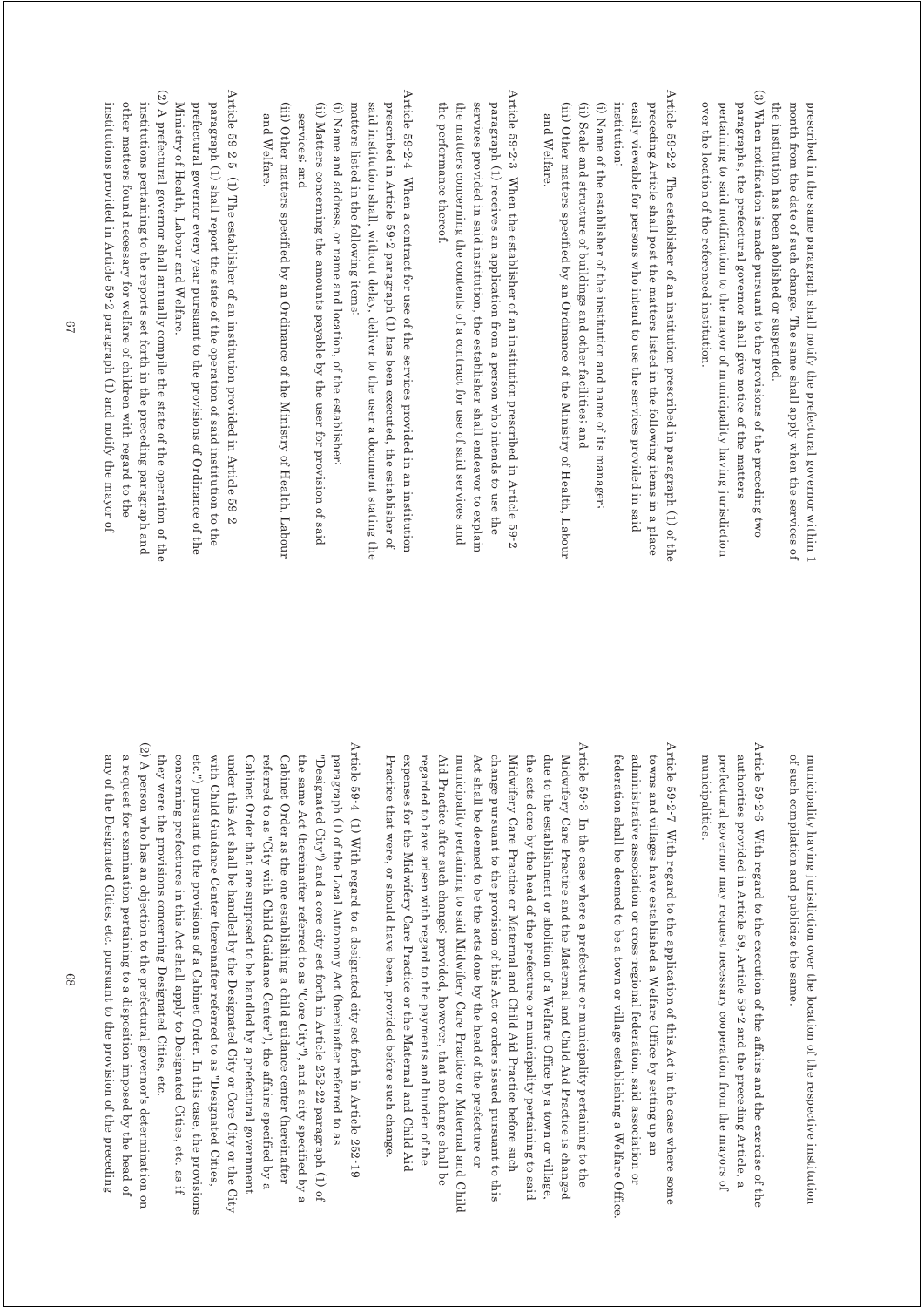prescribed in the same paragraph shall notify the prefectural governor within 1 month from the date of such change. The same shall apply when the services of the institution has been abolished or suspended.

(3) When notification is made pursuant to the provisions of the preceding two paragraphs, the prefectural governor shall give notice of the matters pertaining to said notification to the mayor of municipality having jurisdiction over the location of the referenced institution.

Article 59-2-2 The establisher of an institution prescribed in paragraph (1) of the preceding Article shall post the matters listed in the following items in a place easily viewable for persons who intend to use the services provided in said institution:

(i) Name of the establisher of the institution and name of its manager;

(ii) Scale and structure of buildings and other facilities; and

(iii) Other matters specified by an Ordinance of the Ministry of Health, Labour and Welfare.

Article 59-2-3 When the establisher of an institution prescribed in Article 59-2 paragraph (1) receives an application from a person who intends to use the services provided in said institution, the establisher shall endeavor to explain the matters concerning the contents of a contract for use of said services and the performance thereof.

Article 59-2-4 When a contract for use of the services provided in an institution prescribed in Article 59-2 paragraph (1) has been executed, the establisher of said institution shall, without delay, deliver to the user a document stating the matters listed in the following items:

(i) Name and address, or name and location, of the establisher;

(ii) Matters concerning the amounts payable by the user for provision of said services; and

(iii) Other matters specified by an Ordinance of the Ministry of Health, Labour and Welfare.

Article 59-2-5 (1) The establisher of an institution provided in Article 59-2 paragraph (1) shall report the state of the operation of said institution to the prefectural governor every year pursuant to the provisions of Ordinance of the Ministry of Health, Labour and Welfare.

(2) A prefectural governor shall annually compile the state of the operation of the institutions pertaining to the reports set forth in the preceding paragraph and other matters found necessary for welfare of children with regard to the institutions provided in Article 59-2 paragraph (1) and notify the mayor of municipality having jurisdiction over the location of the respective institution of such compilation and publicize the same.

Article 59-2-6 With regard to the execution of the affairs and the exercise of the authorities provided in Article 59, Article 59-2 and the preceding Article, a prefectural governor may request necessary cooperation from the mayors of municipalities.

Article 59-2-7 With regard to the application of this Act in the case where some towns and villages have established a Welfare Office by setting up an administrative association or cross-regional federation, said association or federation shall be deemed to be a town or village establishing a Welfare Office.

Article 59-3 In the case where a prefecture or municipality pertaining to the Midwifery Care Practice and the Maternal and Child Aid Practice is changed due to the establishment or abolition of a Welfare Office by a town or village, the acts done by the head of the prefecture or municipality pertaining to said Midwifery Care Practice or Maternal and Child Aid Practice before such change pursuant to the provision of this Act or orders issued pursuant to this Act shall be deemed to be the acts done by the head of the prefecture or municipality pertaining to said Midwifery Care Practice or Maternal and Child Aid Practice after such change; provided, however, that no change shall be regarded to have arisen with regard to the payments and burden of the expenses for the Midwifery Care Practice or the Maternal and Child Aid Practice that were, or should have been, provided before such change.

Article 59-4 (1) With regard to a designated city set forth in Article 252-19 paragraph (1) of the Local Autonomy Act (hereinafter referred to as "Designated City") and a core city set forth in Article 252-22 paragraph (1) of the same Act (hereinafter referred to as "Core City"), and a city specified by a Cabinet Order as the one establishing a child guidance center (hereinafter referred to as "City with Child Guidance Center"), the affairs specified by a Cabinet Order that are supposed to be handled by a prefectural government under this Act shall be handled by the Designated City or Core City or the City with Child Guidance Center (hereinafter referred to as "Designated Cities, etc.") pursuant to the provisions of a Cabinet Order. In this case, the provisions concerning prefectures in this Act shall apply to Designated Cities, etc. as if they were the provisions concerning Designated Cities, etc.

(2) A person who has an objection to the prefectural governor's determination on a request for examination pertaining to a disposition imposed by the head of any of the Designated Cities, etc. pursuant to the provision of the preceding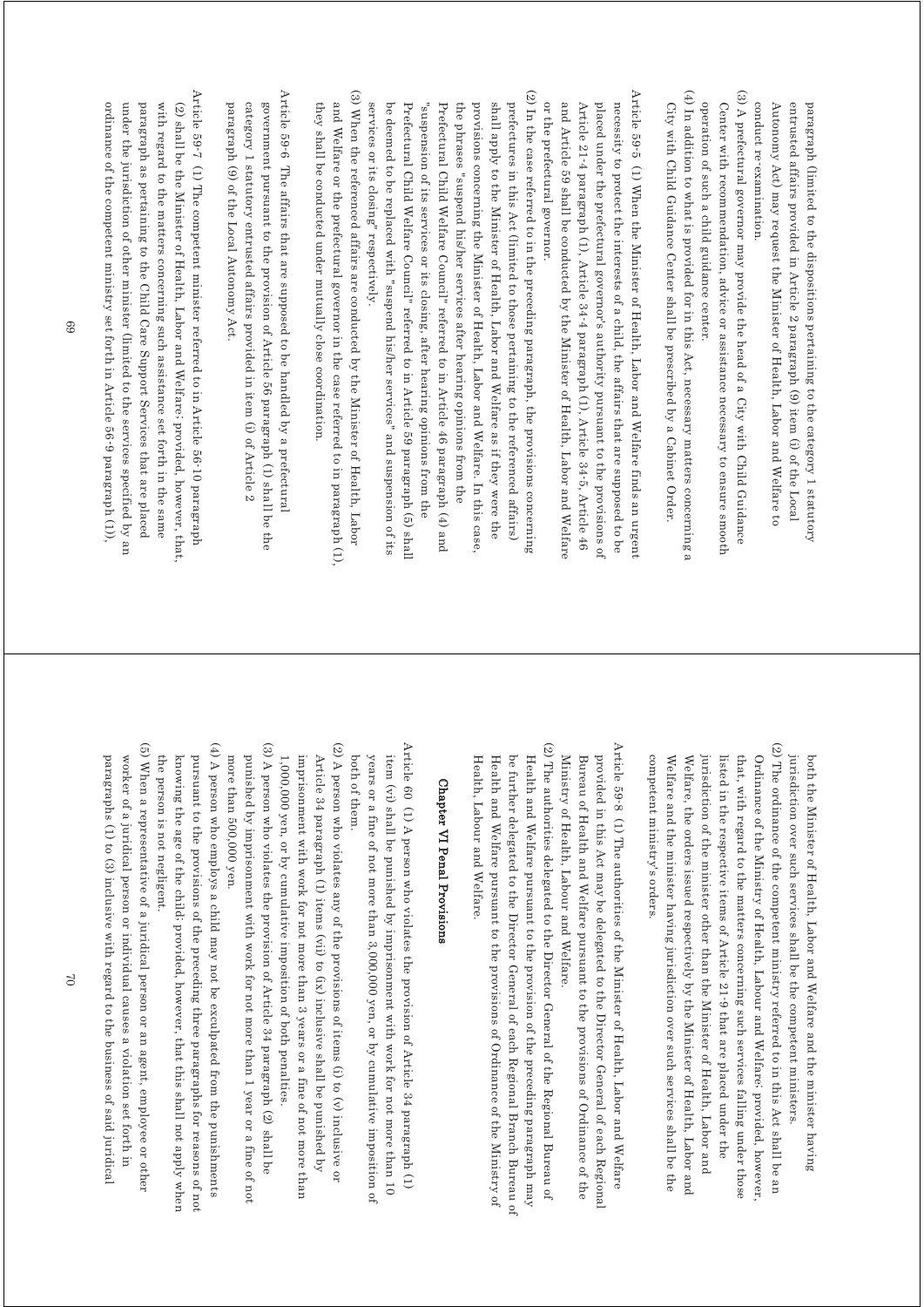paragraph (limited to the dispositions pertaining to the category 1 statutory entrusted affairs provided in Article 2 paragraph (9) item (i) of the Local Autonomy Act) may request the Minister of Health, Labor and Welfare to conduct re-examination.

(3) A prefectural governor may provide the head of a City with Child Guidance Center with recommendation, advice or assistance necessary to ensure smooth operation of such a child guidance center.

(4) In addition to what is provided for in this Act, necessary matters concerning a City with Child Guidance Center shall be prescribed by a Cabinet Order.

Article 59-5 (1) When the Minister of Health, Labor and Welfare finds an urgent necessity to protect the interests of a child, the affairs that are supposed to be placed under the prefectural governor's authority pursuant to the provisions of Article 21-4 paragraph (1), Article 34-4 paragraph (1), Article 34-5, Article 46 and Article 59 shall be conducted by the Minister of Health, Labor and Welfare or the prefectural governor.

(2) In the case referred to in the preceding paragraph, the provisions concerning prefectures in this Act (limited to those pertaining to the referenced affairs) shall apply to the Minister of Health, Labor and Welfare as if they were the provisions concerning the Minister of Health, Labor and Welfare. In this case, the phrases "suspend his/her services after hearing opinions from the Prefectural Child Welfare Council" referred to in Article 46 paragraph (4) and "suspension of its services or its closing, after hearing opinions from the Prefectural Child Welfare Council" referred to in Article 59 paragraph (5) shall be deemed to be replaced with "suspend his/her services" and suspension of its services or its closing" respectively.

(3) When the referenced affairs are conducted by the Minister of Health, Labor and Welfare or the prefectural governor in the case referred to in paragraph (1), they shall be conducted under mutually close coordination.

Article 59-6 The affairs that are supposed to be handled by a prefectural government pursuant to the provision of Article 56 paragraph (1) shall be the category 1 statutory entrusted affairs provided in item (i) of Article 2 paragraph (9) of the Local Autonomy Act.

Article 59-7 (1) The competent minister referred to in Article 56-10 paragraph (2) shall be the Minister of Health, Labor and Welfare; provided, however, that, with regard to the matters concerning such assistance set forth in the same paragraph as pertaining to the Child Care Support Services that are placed under the jurisdiction of other minister (limited to the services specified by an ordinance of the competent ministry set forth in Article 56-9 paragraph (1)), both the Minister of Health, Labor and Welfare and the minister having jurisdiction over such services shall be the competent ministers.

(2) The ordinance of the competent ministry referred to in this Act shall be an Ordinance of the Ministry of Health, Labour and Welfare; provided, however, that, with regard to the matters concerning such services falling under those listed in the respective items of Article 21-9 that are placed under the jurisdiction of the minister other than the Minister of Health, Labor and Welfare, the orders issued respectively by the Minister of Health, Labor and Welfare and the minister having jurisdiction over such services shall be the competent ministry's orders.

Article 59-8 (1) The authorities of the Minister of Health, Labor and Welfare provided in this Act may be delegated to the Director General of each Regional Bureau of Health and Welfare pursuant to the provisions of Ordinance of the Ministry of Health, Labour and Welfare.

(2) The authorities delegated to the Director General of the Regional Bureau of Health and Welfare pursuant to the provision of the preceding paragraph may be further delegated to the Director General of each Regional Branch Bureau of Health and Welfare pursuant to the provisions of Ordinance of the Ministry of Health, Labour and Welfare.

## Chapter VI Penal Provisions

Article 60 (1) A person who violates the provision of Article 34 paragraph (1) item (vi) shall be punished by imprisonment with work for not more than 10 years or a fine of not more than 3,000,000 yen, or by cumulative imposition of both of them.

(2) A person who violates any of the provisions of items (i) to (v) inclusive or Article 34 paragraph (1) items (vii) to (ix) inclusive shall be punished by imprisonment with work for not more than 3 years or a fine of not more than 1,000,000 yen, or by cumulative imposition of both penalties.

(3) A person who violates the provision of Article 34 paragraph (2) shall be punished by imprisonment with work for not more than 1 year or a fine of not more than 500,000 yen.

(4) A person who employs a child may not be exculpated from the punishments pursuant to the provisions of the preceding three paragraphs for reasons of not knowing the age of the child; provided, however, that this shall not apply when the person is not negligent.

(5) When a representative of a juridical person or an agent, employee or other worker of a juridical person or individual causes a violation set forth in paragraphs (1) to (3) inclusive with regard to the business of said juridical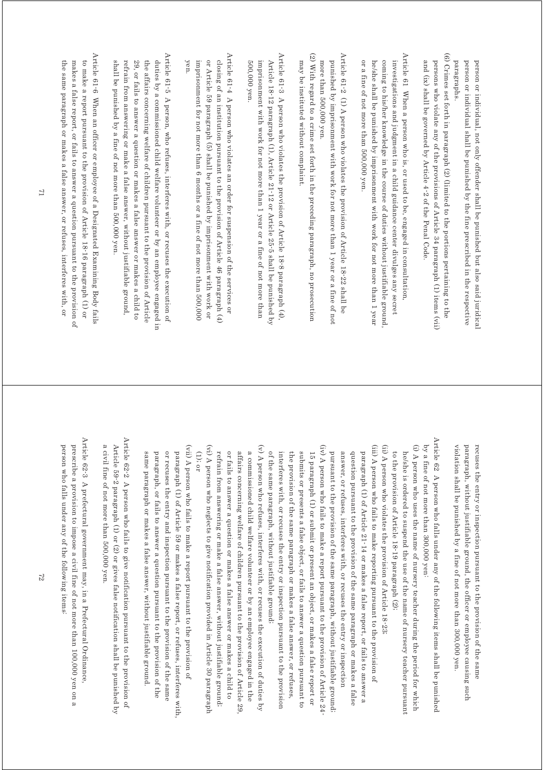person or individual, not only offender shall be punished but also said juridical person or individual shall be punished by the fine prescribed in the respective paragraphs.

(6) Crimes set forth in paragraph (2) (limited to the portions pertaining to the persons who violate any of the provisions of Article 34 paragraph (1) items (vii) and (ix)) shall be governed by Article 4-2 of the Penal Code.

Article 61 When a person who is, or used to be, engaged in consultation, investigations and judgment in a child guidance center divulges any secret coming to his/her knowledge in the course of duties without justifiable ground, he/she shall be punished by imprisonment with work for not more than 1 year or a fine of not more than 500,000 yen.

Article 61-2 (1) A person who violates the provision of Article 18-22 shall be punished by imprisonment with work for not more than 1 year or a fine of not more than 500,000 yen.

(2) With regard to a crime set forth in the preceding paragraph, no prosecution may be instituted without complaint.

Article 61-3 A person who violates the provision of Article 18-8 paragraph (4), Article 18-12 paragraph (1), Article 21-12 or Article 25-5 shall be punished by imprisonment with work for not more than 1 year or a fine of not more than 500,000 yen.

Article 61-4 A person who violates an order for suspension of the services or closing of an institution pursuant to the provision of Article 46 paragraph (4) or Article 59 paragraph (5) shall be punished by imprisonment with work or imprisonment for not more than 6 months or a fine of not more than 500,000 yen.

Article 61-5 A person, who refuses, interferes with, or recuses the execution of duties by a commissioned child welfare volunteer or by an employee engaged in the affairs concerning welfare of children pursuant to the provision of Article 29, or fails to answer a question or makes a false answer or makes a child to refrain from answering or make a false answer, without justifiable ground, shall be punished by a fine of not more than 500,000 yen.

Article 61-6 When an officer or employee of a Designated Examining Body fails to make a report pursuant to the provision of Article 18-16 paragraph (1) or makes a false report, or fails to answer a question pursuant to the provision of the same paragraph or makes a false answer, or refuses, interferes with, or recuses the entry or inspection pursuant to the provision of the same paragraph, without justifiable ground, the officer or employee causing such violation shall be punished by a fine of not more than 300,000 yen.

Article 62 A person who falls under any of the following items shall be punished by a fine of not more than 300,000 yen:

(i) A person who uses the name of nursery teacher during the period for which he/she is ordered to suspend the use of the name of nursery teacher pursuant to the provision of Article 18-19 paragraph (2);

(ii) A person who violates the provision of Article 18-23;

(iii) A person who fails to make reporting pursuant to the provision of paragraph (1) of Article 21-14 or makes a false report, or fails to answer a question pursuant to the provision of the same paragraph or makes a false answer, or refuses, interferes with, or recuses the entry or inspection pursuant to the provision of the same paragraph, without justifiable ground;

(iv) A person who fails to make a report pursuant to the provision of Article 24-15 paragraph (1) or submit or present an object, or makes a false report or submits or presents a false object, or fails to answer a question pursuant to the provision of the same paragraph or makes a false answer, or refuses, interferes with, or recuses the entry or inspection pursuant to the provision of the same paragraph, without justifiable ground;

(v) A person who refuses, interferes with, or recuses the execution of duties by a commissioned child welfare volunteer or by an employee engaged in the affairs concerning welfare of children pursuant to the provision of Article 29, or fails to answer a question or makes a false answer or makes a child to refrain from answering or make a false answer, without justifiable ground;

(vi) A person who neglects to give notification provided in Article 30 paragraph (1); or

(vii) A person who fails to make a report pursuant to the provision of paragraph (1) of Article 59 or makes a false report, or refuses, interferes with, or recuses the entry and inspection pursuant to the provision of the same paragraph, or fails to answer a question pursuant to the provision of the same paragraph or makes a false answer, without justifiable ground.

Article 62-2 A person who fails to give notification pursuant to the provision of Article 59-2 paragraph (1) or (2) or gives false notification shall be punished by a civil fine of not more than 500,000 yen.

Article 62-3 A prefectural government may, in a Prefectural Ordinance, prescribe a provision to impose a civil fine of not more than 100,000 yen on a person who falls under any of the following items: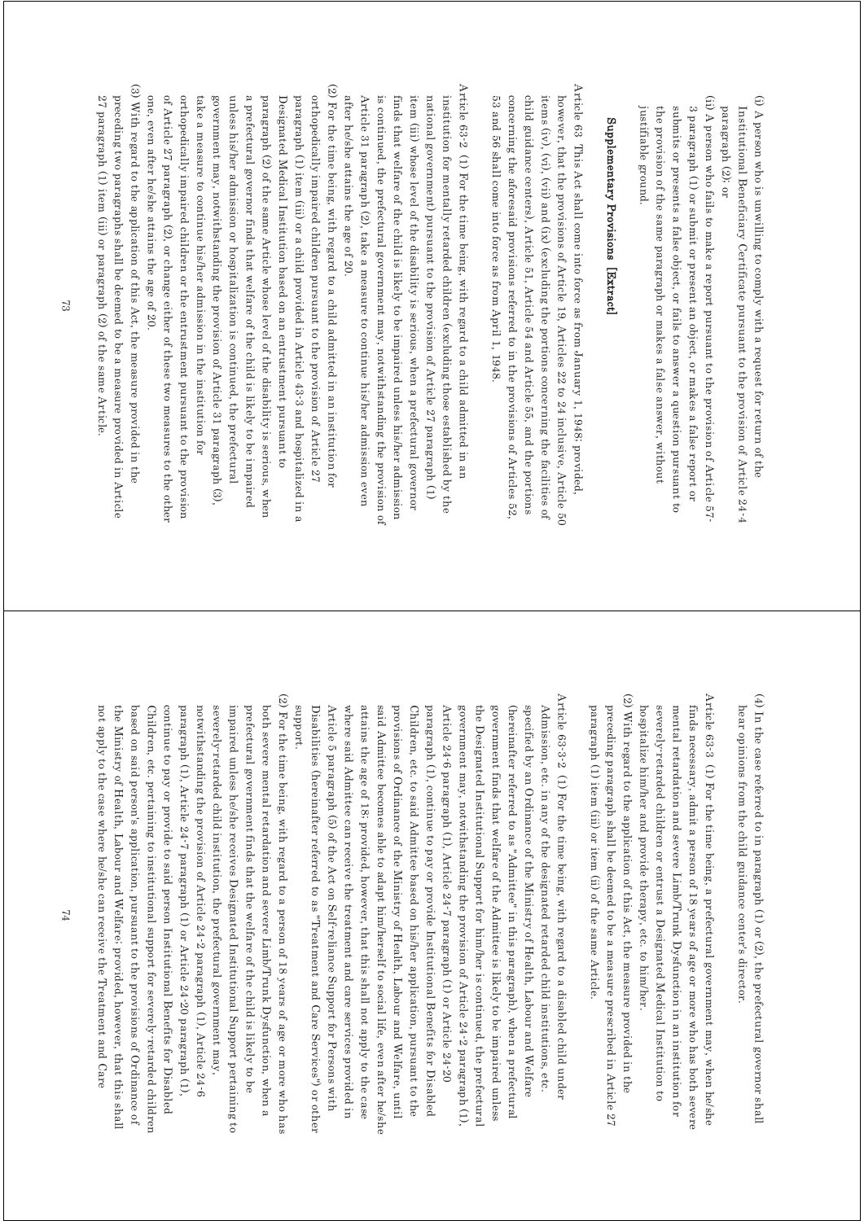(i) A person who is unwilling to comply with a request for return of the Institutional Beneficiary Certificate pursuant to the provision of Article 24-4 paragraph (2); or

(ii) A person who fails to make a report pursuant to the provision of Article 57-3 paragraph (1) or submit or present an object, or makes a false report or submits or presents a false object, or fails to answer a question pursuant to the provision of the same paragraph or makes a false answer, without justifiable ground.

## Supplementary Provisions [Extract]

Article 63 This Act shall come into force as from January 1, 1948; provided, however, that the provisions of Article 19, Articles 22 to 24 inclusive, Article 50 items (iv), (vi), (vii) and (ix) (excluding the portions concerning the facilities of child guidance centers), Article 51, Article 54 and Article 55, and the portions concerning the aforesaid provisions referred to in the provisions of Articles 52, 53 and 56 shall come into force as from April 1, 1948.

Article 63-2 (1) For the time being, with regard to a child admitted in an institution for mentally retarded children (excluding those established by the national government) pursuant to the provision of Article 27 paragraph (1) item (iii) whose level of the disability is serious, when a prefectural governor finds that welfare of the child is likely to be impaired unless his/her admission is continued, the prefectural government may, notwithstanding the provision of Article 31 paragraph (2), take a measure to continue his/her admission even after he/she attains the age of 20.

(2) For the time being, with regard to a child admitted in an institution for orthopedically impaired children pursuant to the provision of Article 27 paragraph (1) item (iii) or a child provided in Article 43-3 and hospitalized in a Designated Medical Institution based on an entrustment pursuant to paragraph (2) of the same Article whose level of the disability is serious, when a prefectural governor finds that welfare of the child is likely to be impaired unless his/her admission or hospitalization is continued, the prefectural government may, notwithstanding the provision of Article 31 paragraph (3), take a measure to continue his/her admission in the institution for orthopedically impaired children or the entrustment pursuant to the provision of Article 27 paragraph (2), or change either of these two measures to the other one, even after he/she attains the age of 20.

(3) With regard to the application of this Act, the measure provided in the preceding two paragraphs shall be deemed to be a measure provided in Article 27 paragraph (1) item (iii) or paragraph (2) of the same Article.

(4) In the case referred to in paragraph (1) or (2), the prefectural governor shall hear opinions from the child guidance center's director.

Article 63-3 (1) For the time being, a prefectural government may, when he/she finds necessary, admit a person of 18 years of age or more who has both severe mental retardation and severe Limb/Trunk Dysfunction in an institution for severely-retarded children or entrust a Designated Medical Institution to hospitalize him/her and provide therapy, etc. to him/her.

(2) With regard to the application of this Act, the measure provided in the preceding paragraph shall be deemed to be a measure prescribed in Article 27 paragraph (1) item (iii) or item (ii) of the same Article.

Article 63-3-2 (1) For the time being, with regard to a disabled child under Admission, etc. in any of the designated retarded child institutions, etc. specified by an Ordinance of the Ministry of Health, Labour and Welfare (hereinafter referred to as "Admittee" in this paragraph), when a prefectural government finds that welfare of the Admittee is likely to be impaired unless the Designated Institutional Support for him/her is continued, the prefectural government may, notwithstanding the provision of Article 24-2 paragraph (1), Article 24-6 paragraph (1), Article 24-7 paragraph (1) or Article 24-20 paragraph (1), continue to pay or provide Institutional Benefits for Disabled Children, etc. to said Admittee based on his/her application, pursuant to the provisions of Ordinance of the Ministry of Health, Labour and Welfare, until said Admittee becomes able to adapt him/herself to social life, even after he/she attains the age of 18; provided, however, that this shall not apply to the case where said Admittee can receive the treatment and care services provided in Article 5 paragraph (5) of the Act on Self-reliance Support for Persons with Disabilities (hereinafter referred to as "Treatment and Care Services") or other support.

(2) For the time being, with regard to a person of 18 years of age or more who has both severe mental retardation and severe Limb/Trunk Dysfunction, when a prefectural government finds that the welfare of the child is likely to be impaired unless he/she receives Designated Institutional Support pertaining to severely-retarded child institution, the prefectural government may, notwithstanding the provision of Article 24-2 paragraph (1), Article 24-6 paragraph (1), Article 24-7 paragraph (1) or Article 24-20 paragraph (1), continue to pay or provide to said person Institutional Benefits for Disabled Children, etc. pertaining to institutional support for severely-retarded children based on said person's application, pursuant to the provisions of Ordinance of the Ministry of Health, Labour and Welfare; provided, however, that this shall not apply to the case where he/she can receive the Treatment and Care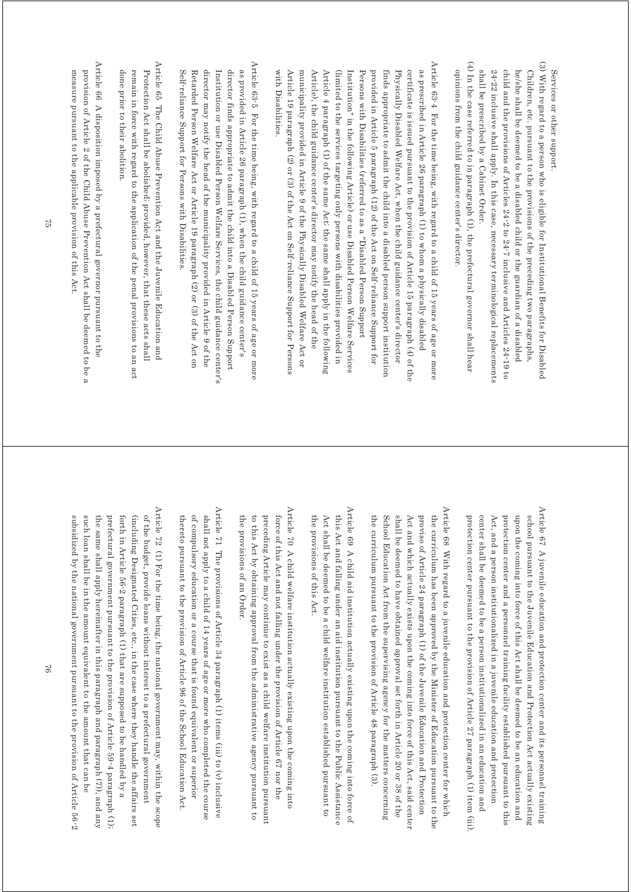Services or other support.

(3) With regard to a person who is eligible for Institutional Benefits for Disabled Children, etc. pursuant to the provisions of the preceding two paragraphs, he/she shall be deemed to be a disabled child or the guardian of a disabled child and the provisions of Articles 24-2 to 24-7 inclusive and Articles 24-19 to 24-22 inclusive shall apply. In this case, necessary terminological replacements shall be prescribed by a Cabinet Order.

(4) In the case referred to in paragraph (1), the prefectural governor shall hear opinions from the child guidance center's director.

Article 63-4 For the time being, with regard to a child of 15 years of age or more as prescribed in Article 26 paragraph (1) to whom a physically disabled certificate is issued pursuant to the provision of Article 15 paragraph (4) of the Physically Disabled Welfare Act, when the child guidance center's director finds appropriate to admit the child into a disabled person support institution provided in Article 5 paragraph (12) of the Act on Self-reliance Support for Persons with Disabilities (referred to as a "Disabled Person Support Institution" in the following Article) or use Disabled Person Welfare Services (limited to the services targeting only persons with disabilities provided in Article 4 paragraph (1) of the same Act; the same shall apply in the following Article), the child guidance center's director may notify the head of the municipality provided in Article 9 of the Physically Disabled Welfare Act or Article 19 paragraph (2) or (3) of the Act on Self-reliance Support for Persons with Disabilities.

Article 63-5 For the time being, with regard to a child of 15 years of age or more as provided in Article 26 paragraph (1), when the child guidance center's director finds appropriate to admit the child into a Disabled Person Support Institution or use Disabled Person Welfare Services, the child guidance center's director may notify the head of the municipality provided in Article 9 of the Retarded Person Welfare Act or Article 19 paragraph (2) or (3) of the Act on Self-reliance Support for Persons with Disabilities.

Article 65 The Child Abuse Prevention Act and the Juvenile Education and Protection Act shall be abolished; provided, however, that these acts shall remain in force with regard to the application of the penal provisions to an act done prior to their abolition.

Article 66 A disposition imposed by a prefectural governor pursuant to the provision of Article 2 of the Child Abuse Prevention Act shall be deemed to be a measure pursuant to the applicable provision of this Act.

Article 67 A juvenile education and protection center and its personnel training school pursuant to the Juvenile Education and Protection Act actually existing upon the coming into force of this Act shall be deemed to be an education and protection center and a personnel training facility established pursuant to this Act, and a person institutionalized in a juvenile education and protection center shall be deemed to be a person institutionalized in an education and protection center pursuant to the provision of Article 27 paragraph (1) item (iii).

Article 68 With regard to a juvenile education and protection center for which the curriculum has been approved by the Minister of Education pursuant to the proviso of Article 24 paragraph (1) of the Juvenile Education and Protection Act and which actually exists upon the coming into force of this Act, said center shall be deemed to have obtained approval set forth in Article 20 or 38 of the School Education Act from the supervising agency for the matters concerning the curriculum pursuant to the provision of Article 48 paragraph (3).

Article 69 A child aid institution actually existing upon the coming into force of this Act and falling under an aid institution pursuant to the Public Assistance Act shall be deemed to be a child welfare institution established pursuant to the provisions of this Act.

Article 70 A child welfare institution actually existing upon the coming into force of this Act and not falling under the provision of Article 67 nor the preceding Article may continue to exist as a child welfare institution pursuant to this Act by obtaining approval from the administrative agency pursuant to the provisions of an Order.

Article 71 The provisions of Article 34 paragraph (1) items (iii) to (v) inclusive shall not apply to a child of 14 years of age or more who completed the course of compulsory education or a course that is found equivalent or superior thereto pursuant to the provision of Article 96 of the School Education Act.

Article 72 (1) For the time being, the national government may, within the scope of the budget, provide loans without interest to a prefectural government (including Designated Cities, etc., in the case where they handle the affairs set forth in Article 56-2 paragraph (1) that are supposed to be handled by a prefectural government pursuant to the provision of Article 59-4 paragraph (1); the same shall apply hereinafter in this paragraph and paragraph (7)), and any such loan shall be in the amount equivalent to the amount that can be subsidized by the national government pursuant to the provision of Article 56-2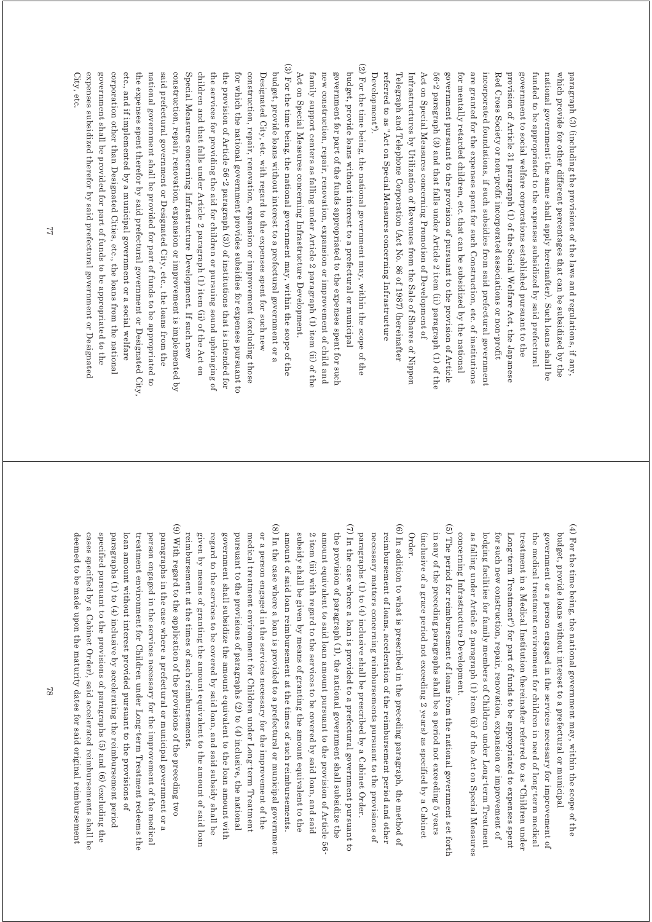paragraph (3) (including the provisions of the laws and regulations, if any, which provide for other different percentages that can be subsidized by the national government; the same shall apply hereinafter). Such loans shall be funded to be appropriated to the expenses subsidized by said prefectural government to social welfare corporations established pursuant to the provision of Article 31 paragraph (1) of the Social Welfare Act, the Japanese Red Cross Society or non-profit incorporated associations or non-profit incorporated foundations, if such subsidies from said prefectural government are granted for the expenses spent for such Construction, etc. of institutions for mentally retarded children, etc. that can be subsidized by the national government pursuant to the provision of pursuant to the provision of Article 56-2 paragraph (3) and that falls under Article 2 item (ii) paragraph (1) of the Act on Special Measures concerning Promotion of Development of Infrastructures by Utilization of Revenues from the Sale of Shares of Nippon Telegraph and Telephone Corporation (Act No. 86 of 1987) (hereinafter referred to as "Act on Special Measures concerning Infrastructure Development").

(2) For the time being, the national government may, within the scope of the budget, provide loans without interest to a prefectural or municipal government for part of the funds appropriated to the expenses spent for such new construction, repair, renovation, expansion or improvement of child and family support centers as falling under Article 2 paragraph (1) item (ii) of the Act on Special Measures concerning Infrastructure Development.

(3) For the time being, the national government may, within the scope of the budget, provide loans without interest to a prefectural government or a Designated City, etc. with regard to the expenses spent for such new construction, repair, renovation, expansion or improvement (excluding those for which the national government provides subsidies for expenses pursuant to the provision of Article 56-2 paragraph (3)) of institutions that is intended for the services for providing the aid for children or pursuing sound upbringing of children and that falls under Article 2 paragraph (1) item (ii) of the Act on Special Measures concerning Infrastructure Development. If such new construction, repair, renovation, expansion or improvement is implemented by said prefectural government or Designated City, etc., the loans from the national government shall be provided for part of funds to be appropriated to the expenses spent therefor by said prefectural government or Designated City, etc., and if implemented by a municipal government or a social welfare corporation other than Designated Cities, etc., the loans from the national government shall be provided for part of funds to be appropriated to the expenses subsidized therefor by said prefectural government or Designated City, etc.

(4) For the time being, the national government may, within the scope of the budget, provide loans without interest to a prefectural or municipal government or a person engaged in the services necessary for improvement of the medical treatment environment for children in need of long-term medical treatment in a Medical Institution (hereinafter referred to as "Children under Long-term Treatment") for part of funds to be appropriated to expenses spent for such new construction, repair, renovation, expansion or improvement of lodging facilities for family members of Children under Long-term Treatment as falling under Article 2 paragraph (1) item (ii) of the Act on Special Measures concerning Infrastructure Development.

(5) The period for reimbursement of loans from the national government set forth in any of the preceding paragraphs shall be a period not exceeding 5 years (inclusive of a grace period not exceeding 2 years) as specified by a Cabinet Order.

(6) In addition to what is prescribed in the preceding paragraph, the method of reimbursement of loans, acceleration of the reimbursement period and other necessary matters concerning reimbursements pursuant to the provisions of paragraphs (1) to (4) inclusive shall be prescribed by a Cabinet Order.

(7) In the case where a loan is provided to a prefectural government pursuant to the provision of paragraph (1), the national government shall subsidize the amount equivalent to said loan amount pursuant to the provision of Article 56-2 item (ii) with regard to the services to be covered by said loan, and said subsidy shall be given by means of granting the amount equivalent to the amount of said loan reimbursement at the times of such reimbursements.

(8) In the case where a loan is provided to a prefectural or municipal government or a person engaged in the services necessary for the improvement of the medical treatment environment for Children under Long-term Treatment pursuant to the provisions of paragraphs (2) to (4) inclusive, the national government shall subsidize the amount equivalent to the loan amount with regard to the services to be covered by said loan, and said subsidy shall be given by means of granting the amount equivalent to the amount of said loan reimbursement at the times of such reimbursements.

(9) With regard to the application of the provisions of the preceding two paragraphs in the case where a prefectural or municipal government or a person engaged in the services necessary for the improvement of the medical treatment environment for Children under Long-term Treatment redeems the loan amount without interest provided pursuant to the provisions of paragraphs (1) to (4) inclusive by accelerating the reimbursement period specified pursuant to the provisions of paragraphs (5) and (6) (excluding the cases specified by a Cabinet Order), said accelerated reimbursements shall be deemed to be made upon the maturity dates for said original reimbursement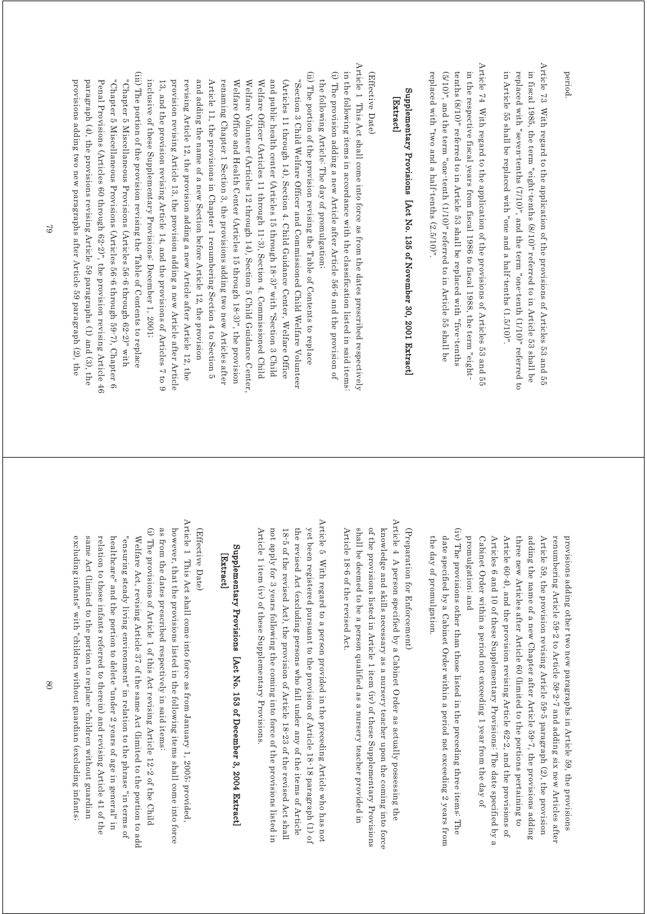period.

Article 73 With regard to the application of the provisions of Articles 53 and 55 in fiscal 1985, the term "eight-tenths (8/10)" referred to in Article 53 shall be replaced with "seven-tenths (7/10)", and the term "one-tenth (1/10)" referred to in Article 55 shall be replaced with "one and a half-tenths (1.5/10)".

Article 74 With regard to the application of the provisions of Articles 53 and 55 in the respective fiscal years from fiscal 1986 to fiscal 1988, the term "eight-tenths (8/10)" referred to in Article 53 shall be replaced with "five-tenths (5/10)", and the term "one-tenth (1/10)" referred to in Article 55 shall be replaced with "two and a half-tenths (2.5/10)".

## Supplementary Provisions [Act No. 135 of November 30, 2001 Extract] [Extract]

(Effective Date)

Article 1 This Act shall come into force as from the dates prescribed respectively in the following items in accordance with the classification listed in said items:

(i) The provision adding a new Article after Article 56-6 and the provision of the following Article: The day of promulgation;

(ii) The portion of the provision revising the Table of Contents to replace "Section 3 Child Welfare Officer and Commissioned Child Welfare Volunteer (Articles 11 through 14), Section 4. Child Guidance Center, Welfare Office and public health center (Articles 15 through 18-3)" with "Section 3 Child Welfare Officer (Articles 11 through 11-3), Section 4. Commissioned Child Welfare Volunteer (Articles 12 through 14), Section 5 Child Guidance Center, Welfare Office and Health Center (Articles 15 through 18-3)", the provision renaming Chapter 1 Section 3, the provisions adding two new Articles after Article 11, the provisions in Chapter 1 renumbering Section 4 to Section 5 and adding the name of a new Section before Article 12, the provision revising Article 12, the provision adding a new Article after Article 12, the provision revising Article 13, the provision adding a new Article after Article 13, and the provision revising Article 14, and the provisions of Articles 7 to 9 inclusive of these Supplementary Provisions: December 1, 2001;

(iii) The portion of the provision revising the Table of Contents to replace "Chapter 5 Miscellaneous Provisions (Articles 56-6 through 62-2)" with "Chapter 5 Miscellaneous Provisions (Articles 56-6 through 59-7), Chapter 6 Penal Provisions (Articles 60 through 62-2)", the provision revising Article 46 paragraph (4), the provisions revising Article 59 paragraphs (1) and (3), the provisions adding two new paragraphs after Article 59 paragraph (2), the provisions adding other two new paragraphs in Article 59, the provisions renumbering Article 59-2 to Article 59-2-7 and adding six new Articles after Article 59, the provision revising Article 59-5 paragraph (2), the provision adding the name of a new Chapter after Article 59-7, the provisions adding three new Articles after Article 60 (limited to the portions pertaining to Article 60-4), and the provision revising Article 62-2, and the provisions of Articles 6 and 10 of these Supplementary Provisions: The date specified by a Cabinet Order within a period not exceeding 1 year from the day of promulgation; and

(iv) The provisions other than those listed in the preceding three items: The date specified by a Cabinet Order within a period not exceeding 2 years from the day of promulgation.

(Preparation for Enforcement)

Article 4 A person specified by a Cabinet Order as actually possessing the knowledge and skills necessary as a nursery teacher upon the coming into force of the provisions listed in Article 1 item (iv) of these Supplementary Provisions shall be deemed to be a person qualified as a nursery teacher provided in Article 18-6 of the revised Act.

Article 5 With regard to a person provided in the preceding Article who has not yet been registered pursuant to the provision of Article 18-18 paragraph (1) of the revised Act (excluding persons who fall under any of the items of Article 18-5 of the revised Act), the provision of Article 18-23 of the revised Act shall not apply for 3 years following the coming into force of the provisions listed in Article 1 item (iv) of these Supplementary Provisions.

## Supplementary Provisions [Act No. 153 of December 3, 2004 Extract] [Extract]

(Effective Date)

Article 1 This Act shall come into force as from January 1, 2005; provided, however, that the provisions listed in the following items shall come into force as from the dates prescribed respectively in said items:

(i) The provisions of Article 1 of this Act revising Article 12-2 of the Child Welfare Act, revising Article 37 of the same Act (limited to the portion to add "ensuring steady living environment" in relation to the phrase "in terms of healthcare" and the portion to delete "under 2 years of age in general" in relation to those infants referred to therein) and revising Article 41 of the same Act (limited to the portion to replace "children without guardian excluding infants" with "children without guardian (excluding infants;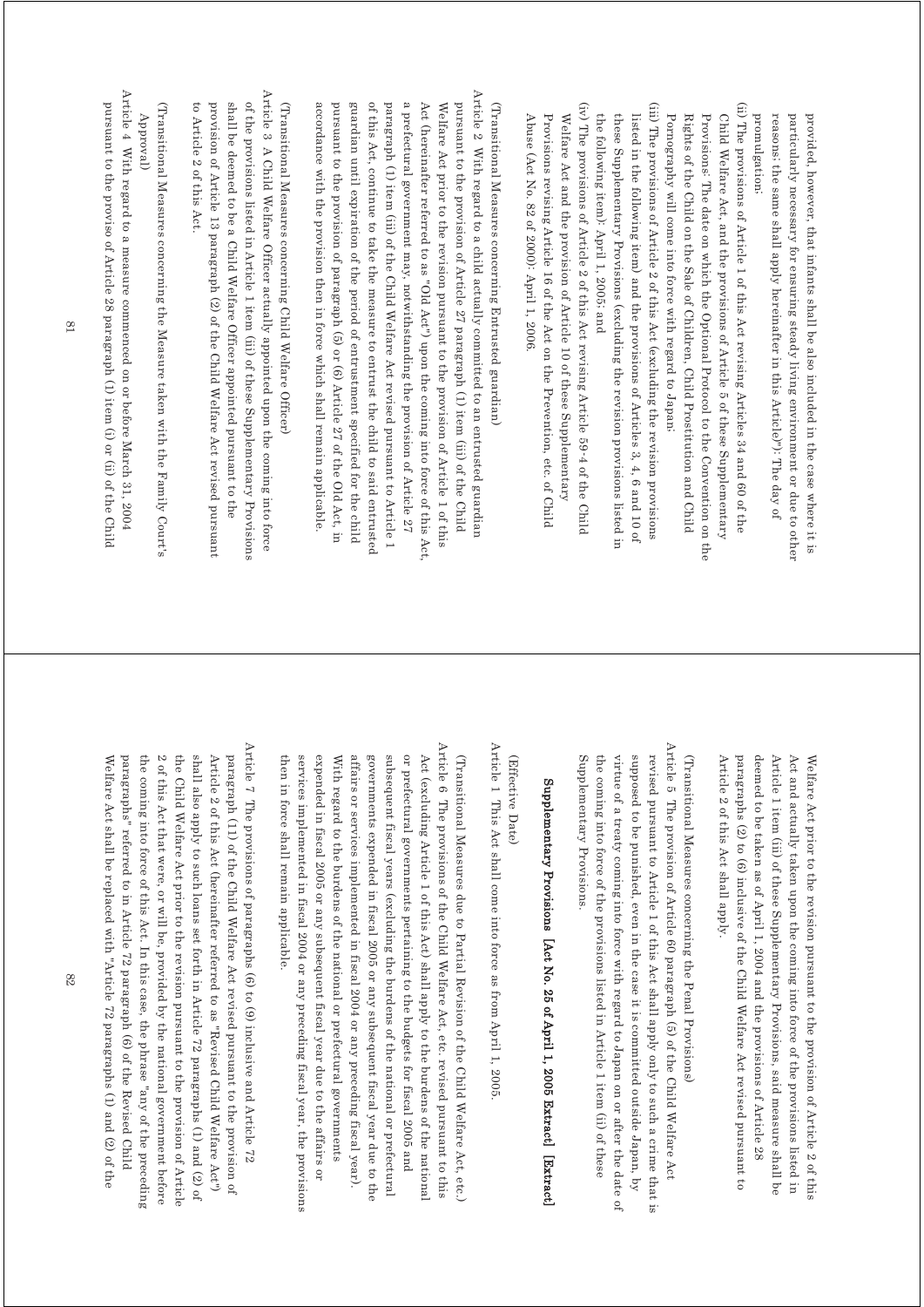provided, however, that infants shall be also included in the case where it is particularly necessary for ensuring steady living environment or due to other reasons; the same shall apply hereinafter in this Article)"; The day of promulgation:

(ii) The provisions of Article 1 of this Act revising Articles 34 and 60 of the Child Welfare Act, and the provisions of Article 5 of these Supplementary Provisions: The date on which the Optional Protocol to the Convention on the Rights of the Child on the Sale of Children, Child Prostitution and Child Pornography will come into force with regard to Japan;

(iii) The provisions of Article 2 of this Act (excluding the revision provisions listed in the following item) and the provisions of Articles 3, 4, 6 and 10 of these Supplementary Provisions (excluding the revision provisions listed in the following item): April 1, 2005; and

(iv) The provisions of Article 2 of this Act revising Article 59-4 of the Child Welfare Act and the provision of Article 10 of these Supplementary Provisions revising Article 16 of the Act on the Prevention, etc. of Child Abuse (Act No. 82 of 2000): April 1, 2006.

(Transitional Measures concerning Entrusted guardian)

Article 2 With regard to a child actually committed to an entrusted guardian pursuant to the provision of Article 27 paragraph (1) item (iii) of the Child Welfare Act prior to the revision pursuant to the provision of Article 1 of this Act (hereinafter referred to as "Old Act") upon the coming into force of this Act, a prefectural government may, notwithstanding the provision of Article 27 paragraph (1) item (iii) of the Child Welfare Act revised pursuant to Article 1 of this Act, continue to take the measure to entrust the child to said entrusted guardian until expiration of the period of entrustment specified for the child pursuant to the provision of paragraph (5) or (6) Article 27 of the Old Act, in accordance with the provision then in force which shall remain applicable.

(Transitional Measures concerning Child Welfare Officer)

Article 3 A Child Welfare Officer actually appointed upon the coming into force of the provisions listed in Article 1 item (iii) of these Supplementary Provisions shall be deemed to be a Child Welfare Officer appointed pursuant to the provision of Article 13 paragraph (2) of the Child Welfare Act revised pursuant to Article 2 of this Act.

(Transitional Measures concerning the Measure taken with the Family Court's Approval)

Article 4 With regard to a measure commenced on or before March 31, 2004 pursuant to the proviso of Article 28 paragraph (1) item (i) or (ii) of the Child Welfare Act prior to the revision pursuant to the provision of Article 2 of this Act and actually taken upon the coming into force of the provisions listed in Article 1 item (iii) of these Supplementary Provisions, said measure shall be deemed to be taken as of April 1, 2004 and the provisions of Article 28 paragraphs (2) to (6) inclusive of the Child Welfare Act revised pursuant to Article 2 of this Act shall apply.

(Transitional Measures concerning the Penal Provisions)

Article 5 The provision of Article 60 paragraph (5) of the Child Welfare Act revised pursuant to Article 1 of this Act shall apply only to such a crime that is supposed to be punished, even in the case it is committed outside Japan, by virtue of a treaty coming into force with regard to Japan on or after the date of the coming into force of the provisions listed in Article 1 item (ii) of these Supplementary Provisions.

## Supplementary Provisions [Act No. 25 of April 1, 2005 Extract] [Extract]

(Effective Date)

Article 1 This Act shall come into force as from April 1, 2005.

(Transitional Measures due to Partial Revision of the Child Welfare Act, etc.)

Article 6 The provisions of the Child Welfare Act, etc. revised pursuant to this Act (excluding Article 1 of this Act) shall apply to the burdens of the national or prefectural governments pertaining to the budgets for fiscal 2005 and subsequent fiscal years (excluding the burdens of the national or prefectural governments expended in fiscal 2005 or any subsequent fiscal year due to the affairs or services implemented in fiscal 2004 or any preceding fiscal year). With regard to the burdens of the national or prefectural governments expended in fiscal 2005 or any subsequent fiscal year due to the affairs or services implemented in fiscal 2004 or any preceding fiscal year, the provisions then in force shall remain applicable.

Article 7 The provisions of paragraphs (6) to (9) inclusive and Article 72 paragraph (11) of the Child Welfare Act revised pursuant to the provision of Article 2 of this Act (hereinafter referred to as "Revised Child Welfare Act") shall also apply to such loans set forth in Article 72 paragraphs (1) and (2) of the Child Welfare Act prior to the revision pursuant to the provision of Article 2 of this Act that were, or will be, provided by the national government before the coming into force of this Act. In this case, the phrase "any of the preceding paragraphs" referred to in Article 72 paragraph (6) of the Revised Child Welfare Act shall be replaced with "Article 72 paragraphs (1) and (2) of the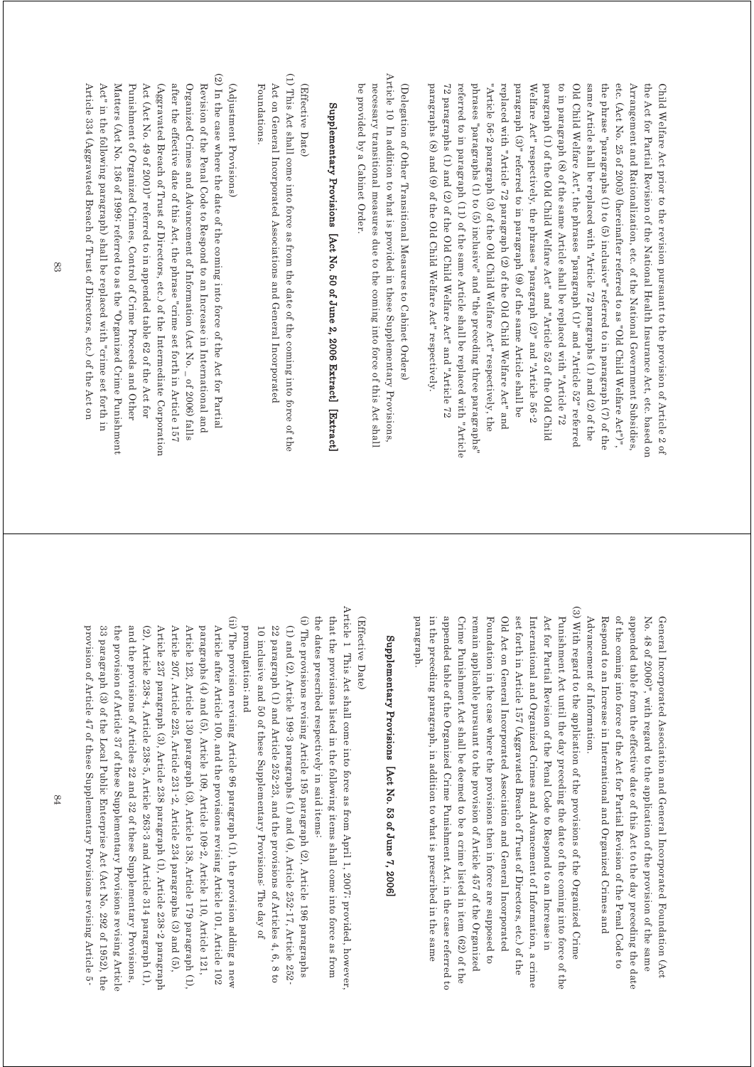Child Welfare Act prior to the revision pursuant to the provision of Article 2 of the Act for Partial Revision of the National Health Insurance Act, etc. based on Arrangement and Rationalization, etc. of the National Government Subsidies, etc. (Act No. 25 of 2005) (hereinafter referred to as "Old Child Welfare Act")", the phrase "paragraphs (1) to (5) inclusive" referred to in paragraph (7) of the same Article shall be replaced with "Article 72 paragraphs (1) and (2) of the Old Child Welfare Act", the phrases "paragraph (1)" and "Article 52" referred to in paragraph (8) of the same Article shall be replaced with "Article 72 paragraph (1) of the Old Child Welfare Act" and "Article 52 of the Old Child Welfare Act" respectively, the phrases "paragraph (2)" and "Article 56-2 paragraph (3)" referred to in paragraph (9) of the same Article shall be replaced with "Article 72 paragraph (2) of the Old Child Welfare Act" and "Article 56-2 paragraph (3) of the Old Child Welfare Act" respectively, the phrases "paragraphs (1) to (5) inclusive" and "the preceding three paragraphs" referred to in paragraph (11) of the same Article shall be replaced with "Article 72 paragraphs (1) and (2) of the Old Child Welfare Act" and "Article 72 paragraphs (8) and (9) of the Old Child Welfare Act" respectively.

(Delegation of Other Transitional Measures to Cabinet Orders)

Article 10 In addition to what is provided in these Supplementary Provisions, necessary transitional measures due to the coming into force of this Act shall be provided by a Cabinet Order.

## Supplementary Provisions [Act No. 50 of June 2, 2006 Extract] [Extract]

(Effective Date)

(1) This Act shall come into force as from the date of the coming into force of the Act on General Incorporated Associations and General Incorporated Foundations.

(Adjustment Provisions)

(2) In the case where the date of the coming into force of the Act for Partial Revision of the Penal Code to Respond to an Increase in International and Organized Crimes and Advancement of Information (Act No. _ of 2006) falls after the effective date of this Act, the phrase "crime set forth in Article 157 (Aggravated Breach of Trust of Directors, etc.) of the Intermediate Corporation Act (Act No. 49 of 2001)" referred to in appended table 62 of the Act for Punishment of Organized Crimes, Control of Crime Proceeds and Other Matters (Act No. 136 of 1999; referred to as the "Organized Crime Punishment Act" in the following paragraph) shall be replaced with "crime set forth in Article 334 (Aggravated Breach of Trust of Directors, etc.) of the Act on General Incorporated Association and General Incorporated Foundation (Act No. 48 of 2006)", with regard to the application of the provision of the same appended table from the effective date of this Act to the day preceding the date of the coming into force of the Act for Partial Revision of the Penal Code to Respond to an Increase in International and Organized Crimes and Advancement of Information.

(3) With regard to the application of the provisions of the Organized Crime Punishment Act until the day preceding the date of the coming into force of the Act for Partial Revision of the Penal Code to Respond to an Increase in International and Organized Crimes and Advancement of Information, a crime set forth in Article 157 (Aggravated Breach of Trust of Directors, etc.) of the Old Act on General Incorporated Association and General Incorporated Foundation in the case where the provisions then in force are supposed to remain applicable pursuant to the provision of Article 457 of the Organized Crime Punishment Act shall be deemed to be a crime listed in item (62) of the appended table of the Organized Crime Punishment Act, in the case referred to in the preceding paragraph, in addition to what is prescribed in the same paragraph.

## Supplementary Provisions [Act No. 53 of June 7, 2006]

(Effective Date)

Article 1 This Act shall come into force as from April 1, 2007; provided, however, that the provisions listed in the following items shall come into force as from the dates prescribed respectively in said items:

(i) The provisions revising Article 195 paragraph (2), Article 196 paragraphs (1) and (2), Article 199-3 paragraphs (1) and (4), Article 252-17, Article 252-22 paragraph (1) and Article 252-23, and the provisions of Articles 4, 6, 8 to 10 inclusive and 50 of these Supplementary Provisions: The day of promulgation; and

(ii) The provision revising Article 96 paragraph (1), the provision adding a new Article after Article 100, and the provisions revising Article 101, Article 102 paragraphs (4) and (5), Article 109, Article 109-2, Article 110, Article 121, Article 123, Article 130 paragraph (3), Article 138, Article 179 paragraph (1), Article 207, Article 225, Article 231-2, Article 234 paragraphs (3) and (5), Article 237 paragraph (3), Article 238 paragraph (1), Article 238-2 paragraph (2), Article 238-4, Article 238-5, Article 263-3 and Article 314 paragraph (1), and the provisions of Articles 22 and 32 of these Supplementary Provisions, the provision of Article 37 of these Supplementary Provisions revising Article 33 paragraph (3) of the Local Public Enterprise Act (Act No. 292 of 1952), the provision of Article 47 of these Supplementary Provisions revising Article 5-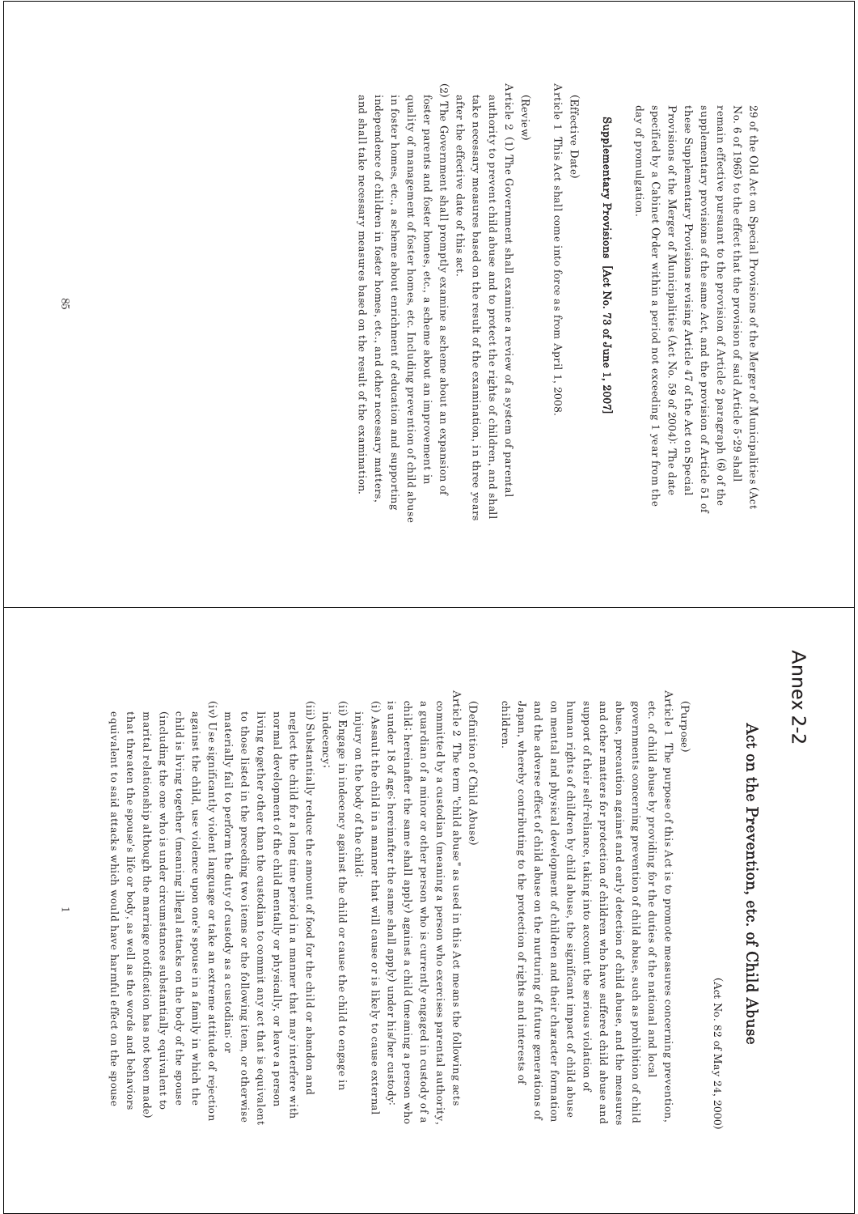29 of the Old Act on Special Provisions of the Merger of Municipalities (Act No. 6 of 1965) to the effect that the provision of said Article 5-29 shall remain effective pursuant to the provision of Article 2 paragraph (6) of the supplementary provision of the same Act, and the provision of Article 51 of these Supplementary Provisions revising Article 47 of the Act on Special Provisions of the Merger of Municipalities (Act No. 59 of 2004): The date specified by a Cabinet Order within a period not exceeding 1 year from the day of promulgation.

**Supplementary Provisions [Act No. 73 of June 1, 2007]**

(Effective Date)

Article 1 This Act shall come into force as from April 1, 2008.

(Review)

Article 2 (1) The Government shall examine a review of a system of parental authority to prevent child abuse and to protect the rights of children, and shall take necessary measures based on the result of the examination, in three years after the effective date of this act.

(2) The Government shall promptly examine a scheme about an expansion of foster parents and foster homes, etc., a scheme about an improvement in quality of management of foster homes, etc. Including prevention of child abuse in foster homes, etc., a scheme about enrichment of education and supporting independence of children in foster homes, etc., and other necessary matters, and shall take necessary measures based on the result of the examination.

# Annex 2-2

## Act on the Prevention, etc. of Child Abuse

(Act No. 82 of May 24, 2000)

(Purpose)

Article 1 The purpose of this Act is to promote measures concerning prevention, etc. of child abuse by providing for the duties of the national and local governments concerning prevention of child abuse, such as prohibition of child abuse, precaution against and early detection of child abuse, and the measures and other matters for protection of children who have suffered child abuse and support of their self-reliance, taking into account the serious violation of human rights of children by child abuse, the significant impact of child abuse on mental and physical development of children and their character formation and the adverse effect of child abuse on the nurturing of future generations of Japan, whereby contributing to the protection of rights and interests of children.

(Definition of Child Abuse)

Article 2 The term "child abuse" as used in this Act means the following acts committed by a custodian (meaning a person who exercises parental authority, a guardian of a minor or other person who is currently engaged in custody of a child; hereinafter the same shall apply) against a child (meaning a person who is under 18 of age; hereinafter the same shall apply) under his/her custody:

(i) Assault the child in a manner that will cause or is likely to cause external injury on the body of the child;

(ii) Engage in indecency against the child or cause the child to engage in indecency;

(iii) Substantially reduce the amount of food for the child or abandon and neglect the child for a long time period in a manner that may interfere with normal development of the child mentally or physically, or leave a person living together other than the custodian to commit any act that is equivalent to those listed in the preceding two items or the following item, or otherwise materially fail to perform the duty of custody as a custodian; or

(iv) Use significantly violent language or take an extreme attitude of rejection against the child, use violence upon one's spouse in a family in which the child is living together (meaning illegal attacks on the body of the spouse (including the one who is under circumstances substantially equivalent to marital relationship although the marriage notification has not been made) that threaten the spouse's life or body, as well as the words and behaviors equivalent to said attacks which would have harmful effect on the spouse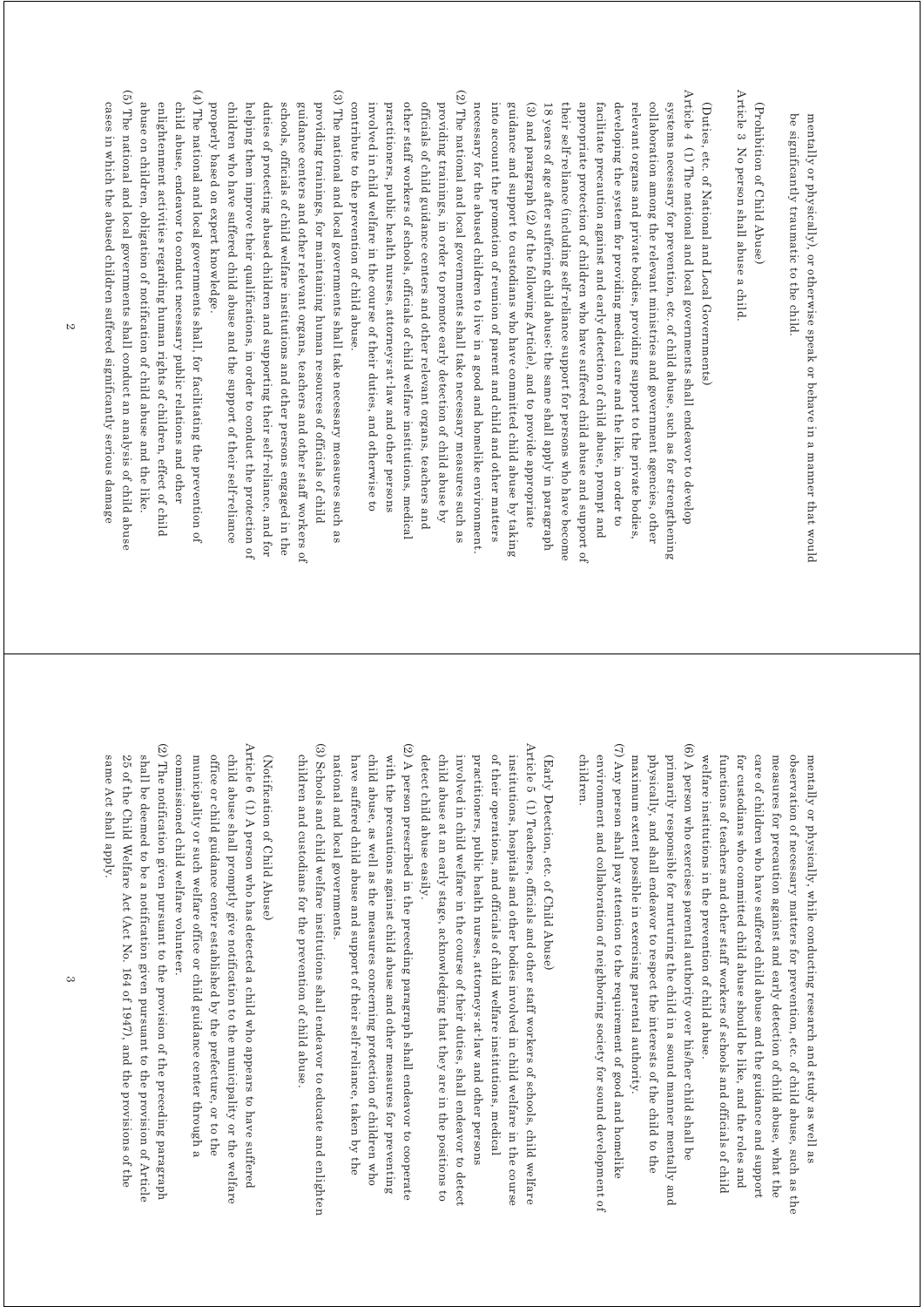mentally or physically), or otherwise speak or behave in a manner that would be significantly traumatic to the child.

(Prohibition of Child Abuse)

Article 3 No person shall abuse a child.

(Duties, etc. of National and Local Governments)

Article 4 (1) The national and local governments shall endeavor to develop systems necessary for prevention, etc. of child abuse, such as for strengthening collaboration among the relevant ministries and government agencies, other relevant organs and private bodies, providing support to the private bodies, developing the system for providing medical care and the like, in order to facilitate precaution against and early detection of child abuse, prompt and appropriate protection of children who have suffered child abuse and support of their self-reliance (including self-reliance support for persons who have become 18 years of age after suffering child abuse; the same shall apply in paragraph (3) and paragraph (2) of the following Article), and to provide appropriate guidance and support to custodians who have committed child abuse by taking into account the promotion of reunion of parent and child and other matters necessary for the abused children to live in a good and homelike environment.

(2) The national and local governments shall take necessary measures such as providing trainings, in order to promote early detection of child abuse by officials of child guidance centers and other relevant organs, teachers and other staff workers of schools, officials of child welfare institutions, medical practitioners, public health nurses, attorneys-at-law and other persons involved in child welfare in the course of their duties, and otherwise to contribute to the prevention of child abuse.

(3) The national and local governments shall take necessary measures such as providing trainings, for maintaining human resources of officials of child guidance centers and other relevant organs, teachers and other staff workers of schools, officials of child welfare institutions and other persons engaged in the duties of protecting abused children and supporting their self-reliance, and for helping them improve their qualifications, in order to conduct the protection of children who have suffered child abuse and the support of their self-reliance properly based on expert knowledge.

(4) The national and local governments shall, for facilitating the prevention of child abuse, endeavor to conduct necessary public relations and other enlightenment activities regarding human rights of children, effect of child abuse on children, obligation of notification of child abuse and the like.

(5) The national and local governments shall conduct an analysis of child abuse cases in which the abused children suffered significantly serious damage mentally or physically, while conducting research and study as well as observation of necessary matters for prevention, etc. of child abuse, such as the measures for precaution against and early detection of child abuse, what the care of children who have suffered child abuse and the guidance and support for custodians who committed child abuse should be like, and the roles and functions of teachers and other staff workers of schools and officials of child welfare institutions in the prevention of child abuse.

(6) A person who exercises parental authority over his/her child shall be primarily responsible for nurturing the child in a sound manner mentally and physically, and shall endeavor to respect the interests of the child to the maximum extent possible in exercising parental authority.

(7) Any person shall pay attention to the requirement of good and homelike environment and collaboration of neighboring society for sound development of children.

(Early Detection, etc. of Child Abuse)

Article 5 (1) Teachers, officials and other staff workers of schools, child welfare institutions, hospitals and other bodies involved in child welfare in the course of their operations, and officials of child welfare institutions, medical practitioners, public health nurses, attorneys-at-law and other persons involved in child welfare in the course of their duties, shall endeavor to detect child abuse at an early stage, acknowledging that they are in the positions to detect child abuse easily.

(2) A person prescribed in the preceding paragraph shall endeavor to cooperate with the precautions against child abuse and other measures for preventing child abuse, as well as the measures concerning protection of children who have suffered child abuse and support of their self-reliance, taken by the national and local governments.

(3) Schools and child welfare institutions shall endeavor to educate and enlighten children and custodians for the prevention of child abuse.

(Notification of Child Abuse)

Article 6 (1) A person who has detected a child who appears to have suffered child abuse shall promptly give notification to the municipality or the welfare office or child guidance center established by the prefecture, or to the municipality or such welfare office or child guidance center through a commissioned child welfare volunteer.

(2) The notification given pursuant to the provision of the preceding paragraph shall be deemed to be a notification given pursuant to the provision of Article 25 of the Child Welfare Act (Act No. 164 of 1947), and the provisions of the same Act shall apply.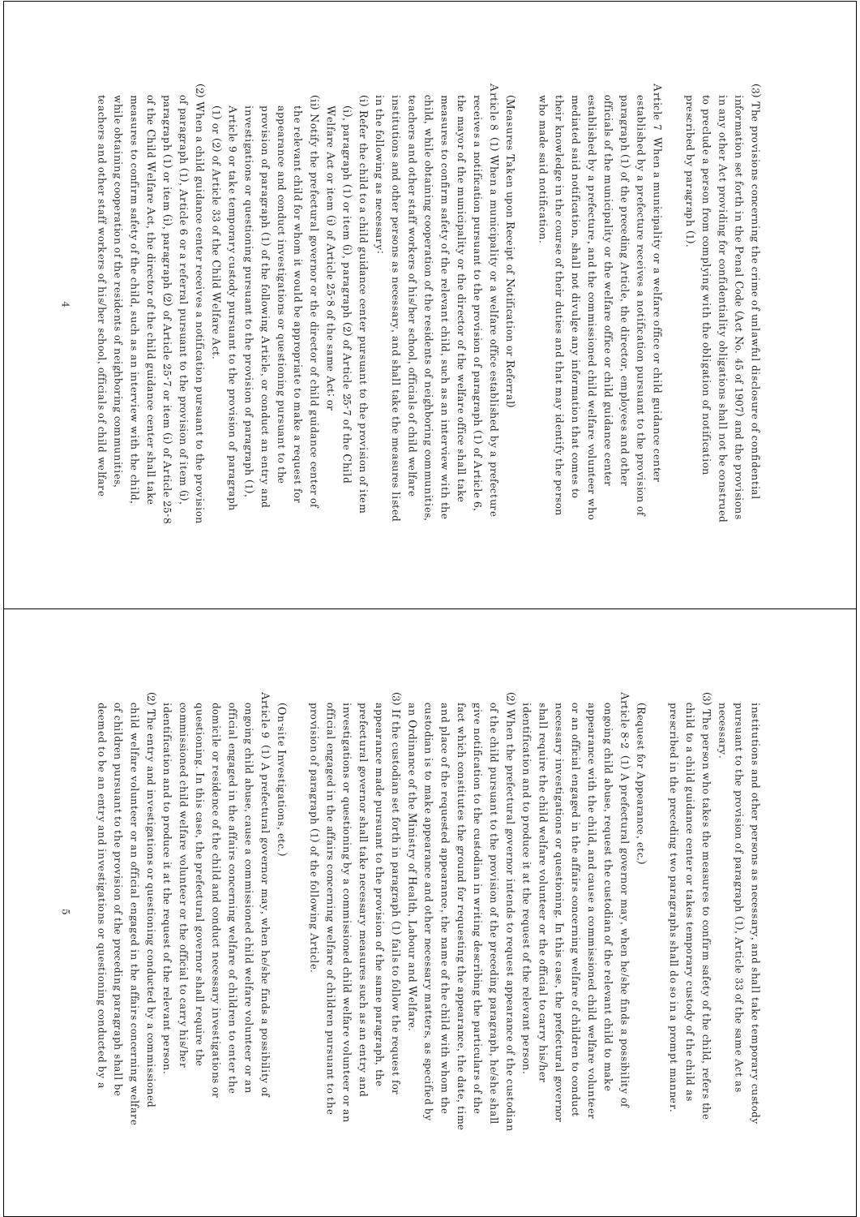(3) The provisions concerning the crime of unlawful disclosure of confidential information set forth in the Penal Code (Act No. 45 of 1907) and the provisions in any other Act providing for confidentiality obligations shall not be construed to preclude a person from complying with the obligation of notification prescribed by paragraph (1).

Article 7 When a municipality or a welfare office or child guidance center established by a prefecture receives a notification pursuant to the provision of paragraph (1) of the preceding Article, the director, employees and other officials of the municipality or the welfare office or child guidance center established by a prefecture, and the commissioned child welfare volunteer who mediated said notification, shall not divulge any information that comes to their knowledge in the course of their duties and that may identify the person who made said notification.

(Measures Taken upon Receipt of Notification or Referral)

Article 8 (1) When a municipality or a welfare office established by a prefecture receives a notification pursuant to the provision of paragraph (1) of Article 6, the mayor of the municipality or the director of the welfare office shall take measures to confirm safety of the relevant child, such as an interview with the child, while obtaining cooperation of the residents of neighboring communities, teachers and other staff workers of his/her school, officials of child welfare institutions and other persons as necessary, and shall take the measures listed in the following as necessary:

(i) Refer the child to a child guidance center pursuant to the provision of item (i), paragraph (1) or item (i), paragraph (2) of Article 25-7 of the Child Welfare Act or item (i) of Article 25-8 of the same Act; or

(ii) Notify the prefectural governor or the director of child guidance center of the relevant child for whom it would be appropriate to make a request for appearance and conduct investigations or questioning pursuant to the provision of paragraph (1) of the following Article, or conduct an entry and investigations or questioning pursuant to the provision of paragraph (1), Article 9 or take temporary custody pursuant to the provision of paragraph (1) or (2) of Article 33 of the Child Welfare Act.

(2) When a child guidance center receives a notification pursuant to the provision of paragraph (1), Article 6 or a referral pursuant to the provision of item (i), paragraph (1) or item (i), paragraph (2) of Article 25-7 or item (i) of Article 25-8 of the Child Welfare Act, the director of the child guidance center shall take measures to confirm safety of the child, such as an interview with the child, while obtaining cooperation of the residents of neighboring communities, teachers and other staff workers of his/her school, officials of child welfare institutions and other persons as necessary, and shall take temporary custody pursuant to the provision of paragraph (1), Article 33 of the same Act as necessary.

(3) The person who takes the measures to confirm safety of the child, refers the child to a child guidance center or takes temporary custody of the child as prescribed in the preceding two paragraphs shall do so in a prompt manner.

(Request for Appearance, etc.)

Article 8-2 (1) A prefectural governor may, when he/she finds a possibility of ongoing child abuse, request the custodian of the relevant child to make appearance with the child, and cause a commissioned child welfare volunteer or an official engaged in the affairs concerning welfare of children to conduct necessary investigations or questioning. In this case, the prefectural governor shall require the child welfare volunteer or the official to carry his/her identification and to produce it at the request of the relevant person.

(2) When the prefectural governor intends to request appearance of the custodian of the child pursuant to the provision of the preceding paragraph, he/she shall give notification to the custodian in writing describing the particulars of the fact which constitutes the ground for requesting the appearance, the date, time and place of the requested appearance, the name of the child with whom the custodian is to make appearance and other necessary matters, as specified by an Ordinance of the Ministry of Health, Labour and Welfare.

(3) If the custodian set forth in paragraph (1) fails to follow the request for appearance made pursuant to the provision of the same paragraph, the prefectural governor shall take necessary measures such as an entry and investigations or questioning by a commissioned child welfare volunteer or an official engaged in the affairs concerning welfare of children pursuant to the provision of paragraph (1) of the following Article.

(On-site Investigations, etc.)

Article 9 (1) A prefectural governor may, when he/she finds a possibility of ongoing child abuse, cause a commissioned child welfare volunteer or an official engaged in the affairs concerning welfare of children to enter the domicile or residence of the child and conduct necessary investigations or questioning. In this case, the prefectural governor shall require the commissioned child welfare volunteer or the official to carry his/her identification and to produce it at the request of the relevant person.

(2) The entry and investigations or questioning conducted by a commissioned child welfare volunteer or an official engaged in the affairs concerning welfare of children pursuant to the provision of the preceding paragraph shall be deemed to be an entry and investigations or questioning conducted by a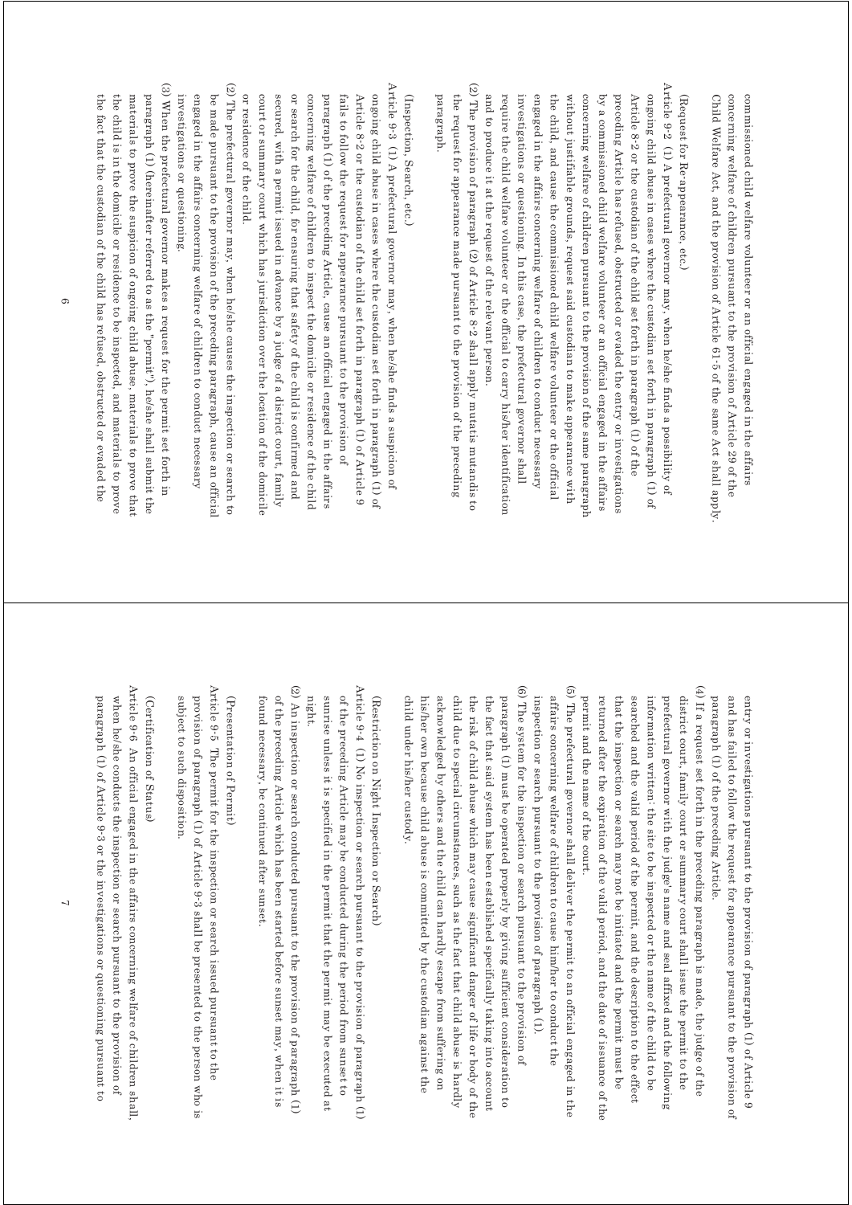commissioned child welfare volunteer or an official engaged in the affairs concerning welfare of children pursuant to the provision of Article 29 of the Child Welfare Act, and the provision of Article 61-5 of the same Act shall apply.

(Request for Re-appearance, etc.)

Article 9-2 (1) A prefectural governor may, when he/she finds a possibility of ongoing child abuse in cases where the custodian set forth in paragraph (1) of Article 8-2 or the custodian of the child set forth in paragraph (1) of the preceding Article has refused, obstructed or evaded the entry or investigations by a commissioned child welfare volunteer or an official engaged in the affairs concerning welfare of children pursuant to the provision of the same paragraph without justifiable grounds, request said custodian to make appearance with the child, and cause the commissioned child welfare volunteer or the official engaged in the affairs concerning welfare of children to conduct necessary investigations or questioning. In this case, the prefectural governor shall require the child welfare volunteer or the official to carry his/her identification and to produce it at the request of the relevant person.

(2) The provision of paragraph (2) of Article 8-2 shall apply mutatis mutandis to the request for appearance made pursuant to the provision of the preceding paragraph.

(Inspection, Search, etc.)

Article 9-3 (1) A prefectural governor may, when he/she finds a suspicion of ongoing child abuse in cases where the custodian set forth in paragraph (1) of Article 8-2 or the custodian of the child set forth in paragraph (1) of Article 9 fails to follow the request for appearance pursuant to the provision of paragraph (1) of the preceding Article, cause an official engaged in the affairs concerning welfare of children to inspect the domicile or residence of the child or search for the child, for ensuring that safety of the child is confirmed and secured, with a permit issued in advance by a judge of a district court, family court or summary court which has jurisdiction over the location of the domicile or residence of the child.

(2) The prefectural governor may, when he/she causes the inspection or search to be made pursuant to the provision of the preceding paragraph, cause an official engaged in the affairs concerning welfare of children to conduct necessary investigations or questioning.

(3) When the prefectural governor makes a request for the permit set forth in paragraph (1) (hereinafter referred to as the "permit"), he/she shall submit the materials to prove the suspicion of ongoing child abuse, materials to prove that the child is in the domicile or residence to be inspected, and materials to prove the fact that the custodian of the child has refused, obstructed or evaded the entry or investigations pursuant to the provision of paragraph (1) of Article 9 and has failed to follow the request for appearance pursuant to the provision of paragraph (1) of the preceding Article.

(4) If a request set forth in the preceding paragraph is made, the judge of the district court, family court or summary court shall issue the permit to the prefectural governor with the judge's name and seal affixed and the following information written: the site to be inspected or the name of the child to be searched and the valid period of the permit, and the description to the effect that the inspection or search may not be initiated and the permit must be returned after the expiration of the valid period, and the date of issuance of the permit and the name of the court.

(5) The prefectural governor shall deliver the permit to an official engaged in the affairs concerning welfare of children to cause him/her to conduct the inspection or search pursuant to the provision of paragraph (1).

(6) The system for the inspection or search pursuant to the provision of paragraph (1) must be operated properly by giving sufficient consideration to the fact that said system has been established specifically taking into account the risk of child abuse which may cause significant danger of life or body of the child due to special circumstances, such as the fact that child abuse is hardly acknowledged by others and the child can hardly escape from suffering on his/her own because child abuse is committed by the custodian against the child under his/her custody.

(Restriction on Night Inspection or Search)

Article 9-4 (1) No inspection or search pursuant to the provision of paragraph (1) of the preceding Article may be conducted during the period from sunset to sunrise unless it is specified in the permit that the permit may be executed at night.

(2) An inspection or search conducted pursuant to the provision of paragraph (1) of the preceding Article which has been started before sunset may, when it is found necessary, be continued after sunset.

(Presentation of Permit)

Article 9-5 The permit for the inspection or search issued pursuant to the provision of paragraph (1) of Article 9-3 shall be presented to the person who is subject to such disposition.

(Certification of Status)

Article 9-6 An official engaged in the affairs concerning welfare of children shall, when he/she conducts the inspection or search pursuant to the provision of paragraph (1) of Article 9-3 or the investigations or questioning pursuant to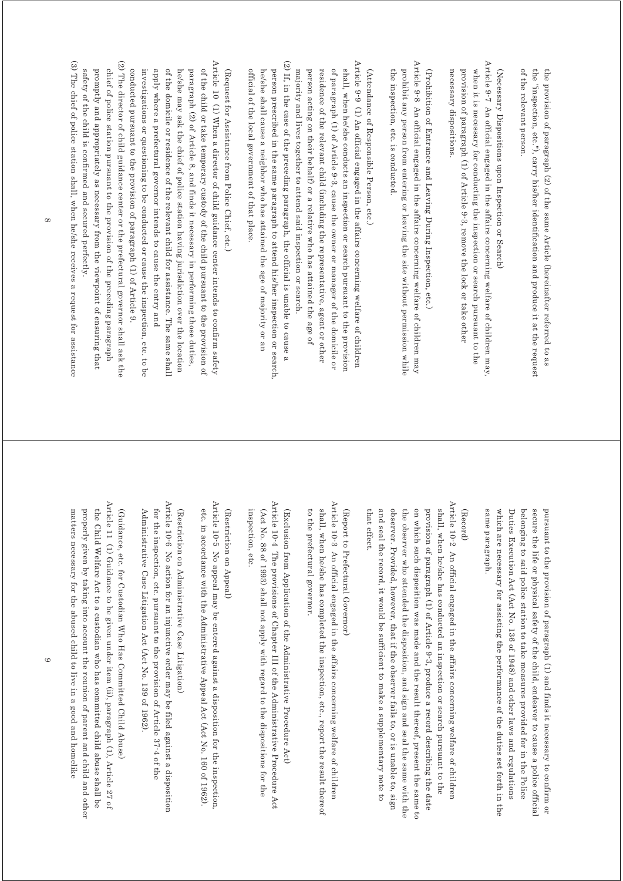the provision of paragraph (2) of the same Article (hereinafter referred to as the "inspection, etc."), carry his/her identification and produce it at the request of the relevant person.

(Necessary Dispositions upon Inspection or Search)

Article 9-7 An official engaged in the affairs concerning welfare of children may, when it is necessary for conducting the inspection or search pursuant to the provision of paragraph (1) of Article 9-3, remove the lock or take other necessary dispositions.

(Prohibition of Entrance and Leaving During Inspection, etc.)

Article 9-8 An official engaged in the affairs concerning welfare of children may prohibit any person from entering or leaving the site without permission while the inspection, etc. is conducted.

(Attendance of Responsible Person, etc.)

Article 9-9 (1) An official engaged in the affairs concerning welfare of children shall, when he/she conducts an inspection or search pursuant to the provision of paragraph (1) of Article 9-3, cause the owner or manager of the domicile or residence of the relevant child (including the representative, agent or other person acting on their behalf) or a relative who has attained the age of majority and lives together to attend said inspection or search.

(2) If, in the case of the preceding paragraph, the official is unable to cause a person prescribed in the same paragraph to attend his/her inspection or search, he/she shall cause a neighbor who has attained the age of majority or an official of the local government of that place.

(Request for Assistance from Police Chief, etc.)

Article 10 (1) When a director of child guidance center intends to confirm safety of the child or take temporary custody of the child pursuant to the provision of paragraph (2) of Article 8, and finds it necessary in performing those duties, he/she may ask the chief of police station having jurisdiction over the location of the domicile or residence of the relevant child for assistance. The same shall apply where a prefectural governor intends to cause the entry and investigations or questioning to be conducted or cause the inspection, etc. to be conducted pursuant to the provision of paragraph (1) of Article 9.

(2) The director of child guidance center or the prefectural governor shall ask the chief of police station pursuant to the provision of the preceding paragraph promptly and appropriately as necessary from the viewpoint of ensuring that safety of the child is confirmed and secured perfectly.

(3) The chief of police station shall, when he/she receives a request for assistance pursuant to the provision of paragraph (1) and finds it necessary to confirm or secure the life or physical safety of the child, endeavor to cause a police official belonging to said police station to take measures provided for in the Police Duties Execution Act (Act No. 136 of 1948) and other laws and regulations which are necessary for assisting the performance of the duties set forth in the same paragraph.

(Record)

Article 10-2 An official engaged in the affairs concerning welfare of children shall, when he/she has conducted an inspection or search pursuant to the provision of paragraph (1) of Article 9-3, produce a record describing the date on which such disposition was made and the result thereof, present the same to the observer who attended the disposition, and sign and seal the same with the observer. Provided, however, that if the observer fails to, or is unable to, sign and seal the record, it would be sufficient to make a supplementary note to that effect.

(Report to Prefectural Governor)

Article 10-3 An official engaged in the affairs concerning welfare of children shall, when he/she has completed the inspection, etc., report the result thereof to the prefectural governor.

(Exclusion from Application of the Administrative Procedure Act)

Article 10-4 The provisions of Chapter III of the Administrative Procedure Act (Act No. 88 of 1993) shall not apply with regard to the dispositions for the inspection, etc.

(Restriction on Appeal)

Article 10-5 No appeal may be entered against a disposition for the inspection, etc. in accordance with the Administrative Appeal Act (Act No. 160 of 1962).

(Restriction on Administrative Case Litigation)

Article 10-6 No action for an injunctive order may be filed against a disposition for the inspection, etc. pursuant to the provision of Article 37-4 of the Administrative Case Litigation Act (Act No. 139 of 1962).

(Guidance, etc. for Custodian Who Has Committed Child Abuse)

Article 11 (1) Guidance to be given under item (ii), paragraph (1), Article 27 of the Child Welfare Act to a custodian who has committed child abuse shall be properly given by taking into account the reunion of parent and child and other matters necessary for the abused child to live in a good and homelike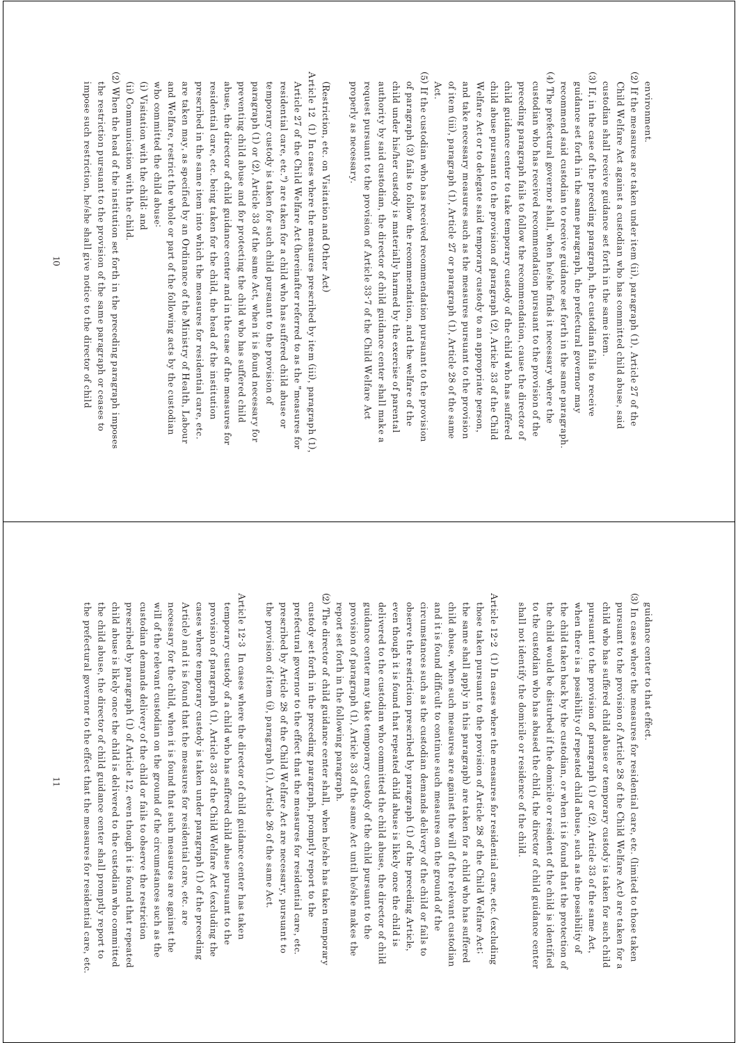environment.

(2) If the measures are taken under item (ii), paragraph (1), Article 27 of the Child Welfare Act against a custodian who has committed child abuse, said custodian shall receive guidance set forth in the same item.

(3) If, in the case of the preceding paragraph, the custodian fails to receive guidance set forth in the same paragraph, the prefectural governor may recommend said custodian to receive guidance set forth in the same paragraph.

(4) The prefectural governor shall, when he/she finds it necessary where the custodian who has received recommendation pursuant to the provision of the preceding paragraph fails to follow the recommendation, cause the director of child guidance center to take temporary custody of the child who has suffered child abuse pursuant to the provision of paragraph (2), Article 33 of the Child Welfare Act or to delegate said temporary custody to an appropriate person, and take necessary measures such as the measures pursuant to the provision of item (iii), paragraph (1), Article 27 or paragraph (1), Article 28 of the same Act.

(5) If the custodian who has received recommendation pursuant to the provision of paragraph (3) fails to follow the recommendation, and the welfare of the child under his/her custody is materially harmed by the exercise of parental authority by said custodian, the director of child guidance center shall make a request pursuant to the provision of Article 33-7 of the Child Welfare Act properly as necessary.

(Restriction, etc. on Visitation and Other Act)

Article 12 (1) In cases where the measures prescribed by item (iii), paragraph (1), Article 27 of the Child Welfare Act (hereinafter referred to as the "measures for residential care, etc.") are taken for a child who has suffered child abuse or temporary custody is taken for such child pursuant to the provision of paragraph (1) or (2), Article 33 of the same Act, when it is found necessary for preventing child abuse and for protecting the child who has suffered child abuse, the director of child guidance center and in the case of the measures for residential care, etc. being taken for the child, the head of the institution prescribed in the same item into which the measures for residential care, etc. are taken may, as specified by an Ordinance of the Ministry of Health, Labour and Welfare, restrict the whole or part of the following acts by the custodian who committed the child abuse:

(i) Visitation with the child; and

(ii) Communication with the child.

(2) When the head of the institution set forth in the preceding paragraph imposes the restriction pursuant to the provision of the same paragraph or ceases to impose such restriction, he/she shall give notice to the director of child guidance center to that effect.

(3) In cases where the measures for residential care, etc. (limited to those taken pursuant to the provision of Article 28 of the Child Welfare Act) are taken for a child who has suffered child abuse or temporary custody is taken for such child pursuant to the provision of paragraph (1) or (2), Article 33 of the same Act, when there is a possibility of repeated child abuse, such as the possibility of the child taken back by the custodian, or when it is found that the protection of the child would be disturbed if the domicile or resident of the child is identified to the custodian who has abused the child, the director of child guidance center shall not identify the domicile or residence of the child.

Article 12-2 (1) In cases where the measures for residential care, etc. (excluding those taken pursuant to the provision of Article 28 of the Child Welfare Act; the same shall apply in this paragraph) are taken for a child who has suffered child abuse, when such measures are against the will of the relevant custodian and it is found difficult to continue such measures on the ground of the circumstances such as the custodian demands delivery of the child or fails to observe the restriction prescribed by paragraph (1) of the preceding Article, even though it is found that repeated child abuse is likely once the child is delivered to the custodian who committed the child abuse, the director of child guidance center may take temporary custody of the child pursuant to the provision of paragraph (1), Article 33 of the same Act until he/she makes the report set forth in the following paragraph.

(2) The director of child guidance center shall, when he/she has taken temporary custody set forth in the preceding paragraph, promptly report to the prefectural governor to the effect that the measures for residential care, etc. prescribed by Article 28 of the Child Welfare Act are necessary, pursuant to the provision of item (i), paragraph (1), Article 26 of the same Act.

Article 12-3 In cases where the director of child guidance center has taken temporary custody of a child who has suffered child abuse pursuant to the provision of paragraph (1), Article 33 of the Child Welfare Act (excluding the cases where temporary custody is taken under paragraph (1) of the preceding Article) and it is found that the measures for residential care, etc. are necessary for the child, when it is found that such measures are against the will of the relevant custodian on the ground of the circumstances such as the custodian demands delivery of the child or fails to observe the restriction prescribed by paragraph (1) of Article 12, even though it is found that repeated child abuse is likely once the child is delivered to the custodian who committed the child abuse, the director of child guidance center shall promptly report to the prefectural governor to the effect that the measures for residential care, etc.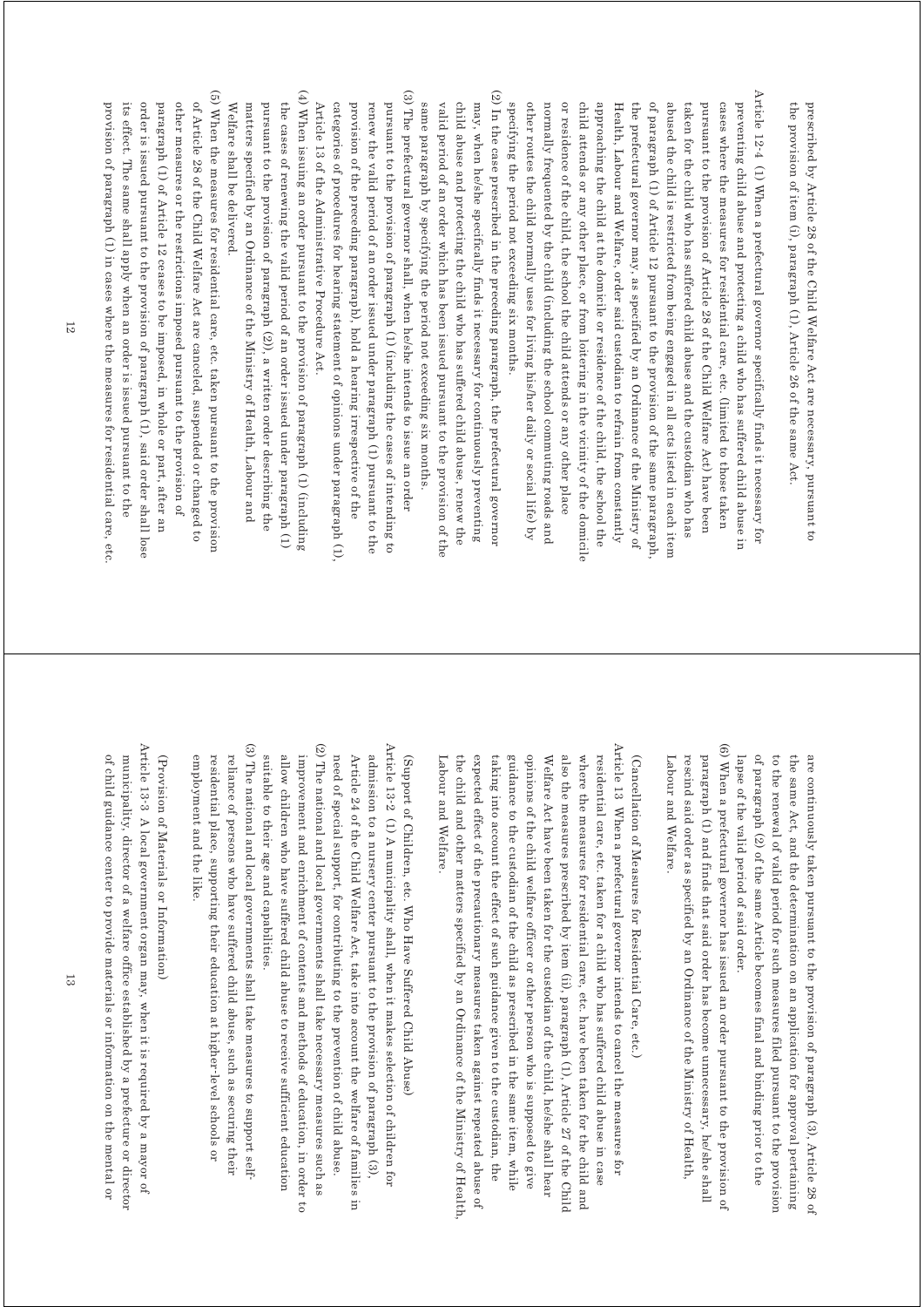prescribed by Article 28 of the Child Welfare Act are necessary, pursuant to the provision of item (i), paragraph (1), Article 26 of the same Act.

Article 12-4 (1) When a prefectural governor specifically finds it necessary for preventing child abuse and protecting a child who has suffered child abuse in cases where the measures for residential care, etc. (limited to those taken pursuant to the provision of Article 28 of the Child Welfare Act) have been taken for the child who has suffered child abuse and the custodian who has abused the child is restricted from being engaged in all acts listed in each item of paragraph (1) of Article 12 pursuant to the provision of the same paragraph, the prefectural governor may, as specified by an Ordinance of the Ministry of Health, Labour and Welfare, order said custodian to refrain from constantly approaching the child at the domicile or residence of the child, the school the child attends or any other place, or from loitering in the vicinity of the domicile or residence of the child, the school the child attends or any other place normally frequented by the child (including the school commuting roads and other routes the child normally uses for living his/her daily or social life) by specifying the period not exceeding six months.

(2) In the case prescribed in the preceding paragraph, the prefectural governor may, when he/she specifically finds it necessary for continuously preventing child abuse and protecting the child who has suffered child abuse, renew the valid period of an order which has been issued pursuant to the provision of the same paragraph by specifying the period not exceeding six months.

(3) The prefectural governor shall, when he/she intends to issue an order pursuant to the provision of paragraph (1) (including the cases of intending to renew the valid period of an order issued under paragraph (1) pursuant to the provision of the preceding paragraph), hold a hearing irrespective of the categories of procedures for hearing statement of opinions under paragraph (1), Article 13 of the Administrative Procedure Act.

(4) When issuing an order pursuant to the provision of paragraph (1) (including the cases of renewing the valid period of an order issued under paragraph (1) pursuant to the provision of paragraph (2)), a written order describing the matters specified by an Ordinance of the Ministry of Health, Labour and Welfare shall be delivered.

(5) When the measures for residential care, etc. taken pursuant to the provision of Article 28 of the Child Welfare Act are canceled, suspended or changed to other measures or the restrictions imposed pursuant to the provision of paragraph (1) of Article 12 ceases to be imposed, in whole or part, after an order is issued pursuant to the provision of paragraph (1), said order shall lose its effect. The same shall apply when an order is issued pursuant to the provision of paragraph (1) in cases where the measures for residential care, etc. are continuously taken pursuant to the provision of paragraph (3), Article 28 of the same Act, and the determination on an application for approval pertaining to the renewal of valid period for such measures filed pursuant to the provision of paragraph (2) of the same Article becomes final and binding prior to the lapse of the valid period of said order.

(6) When a prefectural governor has issued an order pursuant to the provision of paragraph (1) and finds that said order has become unnecessary, he/she shall rescind said order as specified by an Ordinance of the Ministry of Health, Labour and Welfare.

(Cancellation of Measures for Residential Care, etc.)

Article 13 When a prefectural governor intends to cancel the measures for residential care, etc. taken for a child who has suffered child abuse in case where the measures for residential care, etc. have been taken for the child and also the measures prescribed by item (ii), paragraph (1), Article 27 of the Child Welfare Act have been taken for the custodian of the child, he/she shall hear opinions of the child welfare officer or other person who is supposed to give guidance to the custodian of the child as prescribed in the same item, while taking into account the effect of such guidance given to the custodian, the expected effect of the precautionary measures taken against repeated abuse of the child and other matters specified by an Ordinance of the Ministry of Health, Labour and Welfare.

(Support of Children, etc. Who Have Suffered Child Abuse)

Article 13-2 (1) A municipality shall, when it makes selection of children for admission to a nursery center pursuant to the provision of paragraph (3), Article 24 of the Child Welfare Act, take into account the welfare of families in need of special support, for contributing to the prevention of child abuse.

(2) The national and local governments shall take necessary measures such as improvement and enrichment of contents and methods of education, in order to allow children who have suffered child abuse to receive sufficient education suitable to their age and capabilities.

(3) The national and local governments shall take measures to support self-reliance of persons who have suffered child abuse, such as securing their residential place, supporting their education at higher-level schools or employment and the like.

(Provision of Materials or Information)

Article 13-3 A local government organ may, when it is required by a mayor of municipality, director of a welfare office established by a prefecture or director of child guidance center to provide materials or information on the mental or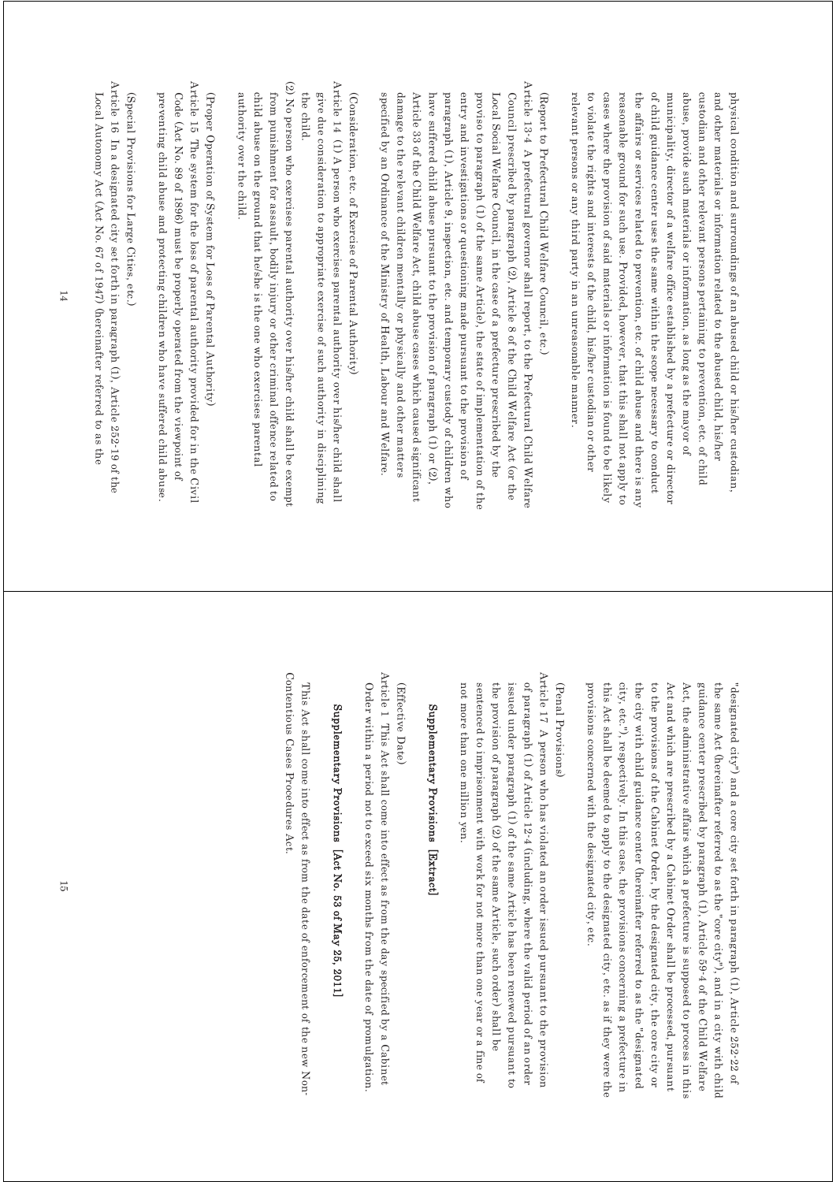physical condition and surroundings of an abused child or his/her custodian, and other materials or information related to the abused child, his/her custodian and other relevant persons pertaining to prevention, etc. of child abuse, provide such materials or information, as long as the mayor of municipality, director of a welfare office established by a prefecture or director of child guidance center uses the same within the scope necessary to conduct the affairs or services related to prevention, etc. of child abuse and there is any reasonable ground for such use. Provided, however, that this shall not apply to cases where the provision of said materials or information is found to be likely to violate the rights and interests of the child, his/her custodian or other relevant persons or any third party in an unreasonable manner.

(Report to Prefectural Child Welfare Council, etc.)

Article 13-4 A prefectural governor shall report, to the Prefectural Child Welfare Council prescribed by paragraph (2), Article 8 of the Child Welfare Act (or the Local Social Welfare Council, in the case of a prefecture prescribed by the proviso to paragraph (1) of the same Article), the state of implementation of the entry and investigations or questioning made pursuant to the provision of paragraph (1), Article 9, inspection, etc. and temporary custody of children who have suffered child abuse pursuant to the provision of paragraph (1) or (2), Article 33 of the Child Welfare Act, child abuse cases which caused significant damage to the relevant children mentally or physically and other matters specified by an Ordinance of the Ministry of Health, Labour and Welfare.

(Consideration, etc. of Exercise of Parental Authority)

Article 14 (1) A person who exercises parental authority over his/her child shall give due consideration to appropriate exercise of such authority in disciplining the child.

(2) No person who exercises parental authority over his/her child shall be exempt from punishment for assault, bodily injury or other criminal offence related to child abuse on the ground that he/she is the one who exercises parental authority over the child.

(Proper Operation of System for Loss of Parental Authority)

Article 15 The system for the loss of parental authority provided for in the Civil Code (Act No. 89 of 1896) must be properly operated from the viewpoint of preventing child abuse and protecting children who have suffered child abuse.

(Special Provisions for Large Cities, etc.)

Article 16 In a designated city set forth in paragraph (1), Article 252-19 of the Local Autonomy Act (Act No. 67 of 1947) (hereinafter referred to as the "designated city") and a core city set forth in paragraph (1), Article 252-22 of the same Act (hereinafter referred to as the "core city"), and in a city with child guidance center prescribed by paragraph (1), Article 59-4 of the Child Welfare Act, the administrative affairs which a prefecture is supposed to process in this Act and which are prescribed by a Cabinet Order shall be processed, pursuant to the provisions of the Cabinet Order, by the designated city, the core city or the city with child guidance center (hereinafter referred to as the "designated city, etc."), respectively. In this case, the provisions concerning a prefecture in this Act shall be deemed to apply to the designated city, etc. as if they were the provisions concerned with the designated city, etc.

(Penal Provisions)

Article 17 A person who has violated an order issued pursuant to the provision of paragraph (1) of Article 12-4 (including, where the valid period of an order issued under paragraph (1) of the same Article has been renewed pursuant to the provision of paragraph (2) of the same Article, such order) shall be sentenced to imprisonment with work for not more than one year or a fine of not more than one million yen.

**Supplementary Provisions [Extract]**

(Effective Date)

Article 1 This Act shall come into effect as from the day specified by a Cabinet Order within a period not to exceed six months from the date of promulgation.

**Supplementary Provisions [Act No. 53 of May 25, 2011]**

This Act shall come into effect as from the date of enforcement of the new Non-Contentious Cases Procedures Act.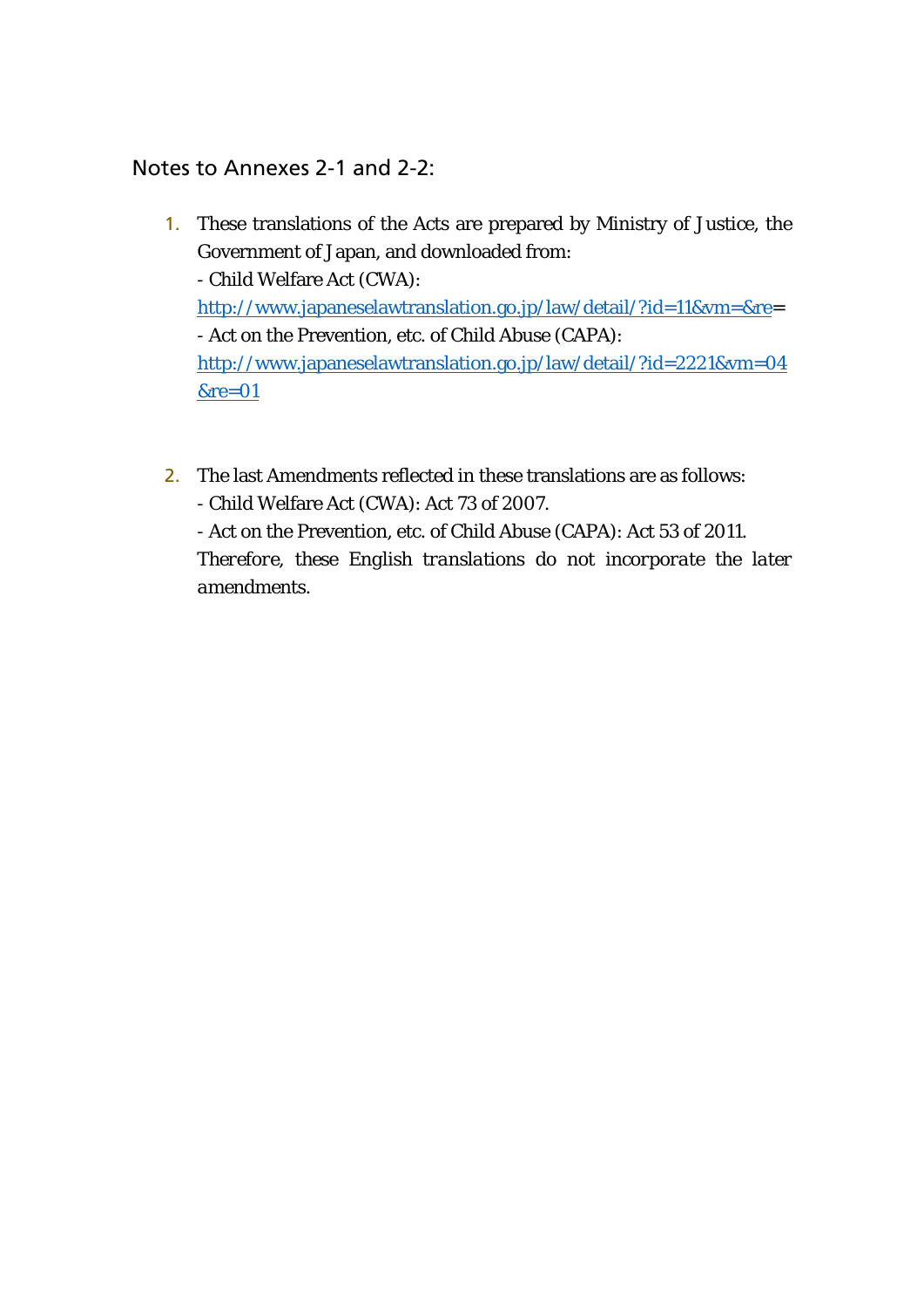## Notes to Annexes 2-1 and 2-2:

1. These translations of the Acts are prepared by Ministry of Justice, the Government of Japan, and downloaded from:
   - Child Welfare Act (CWA):
   http://www.japaneselawtranslation.go.jp/law/detail/?id=11&vm=&re=
   - Act on the Prevention, etc. of Child Abuse (CAPA):
   http://www.japaneselawtranslation.go.jp/law/detail/?id=2221&vm=04&re=01

2. The last Amendments reflected in these translations are as follows:
   - Child Welfare Act (CWA): Act 73 of 2007.
   - Act on the Prevention, etc. of Child Abuse (CAPA): Act 53 of 2011.
   Therefore, these English translations do not incorporate the later amendments.